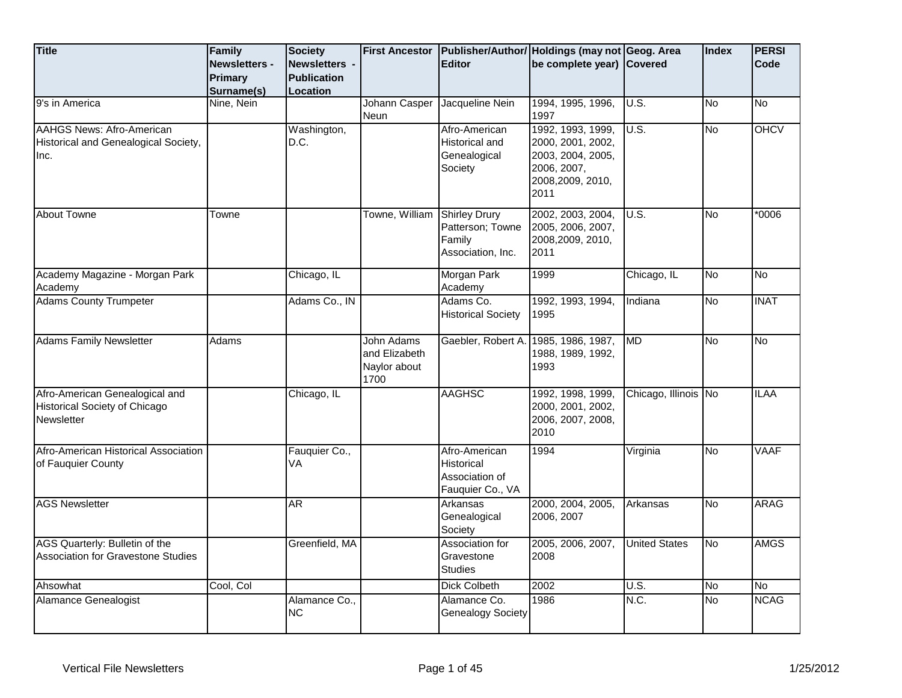| Title | Family Newsletters - Primary Surname(s) | Society Newsletters - Publication Location | First Ancestor | Publisher/Author/ Editor | Holdings (may not be complete year) | Geog. Area Covered | Index | PERSI Code |
|---|---|---|---|---|---|---|---|---|
| 9's in America | Nine, Nein | | Johann Casper Neun | Jacqueline Nein | 1994, 1995, 1996, 1997 | U.S. | No | No |
| AAHGS News: Afro-American Historical and Genealogical Society, Inc. | | Washington, D.C. | | Afro-American Historical and Genealogical Society | 1992, 1993, 1999, 2000, 2001, 2002, 2003, 2004, 2005, 2006, 2007, 2008,2009, 2010, 2011 | U.S. | No | OHCV |
| About Towne | Towne | | Towne, William | Shirley Drury Patterson; Towne Family Association, Inc. | 2002, 2003, 2004, 2005, 2006, 2007, 2008,2009, 2010, 2011 | U.S. | No | *0006 |
| Academy Magazine - Morgan Park Academy | | Chicago, IL | | Morgan Park Academy | 1999 | Chicago, IL | No | No |
| Adams County Trumpeter | | Adams Co., IN | | Adams Co. Historical Society | 1992, 1993, 1994, 1995 | Indiana | No | INAT |
| Adams Family Newsletter | Adams | | John Adams and Elizabeth Naylor about 1700 | Gaebler, Robert A. | 1985, 1986, 1987, 1988, 1989, 1992, 1993 | MD | No | No |
| Afro-American Genealogical and Historical Society of Chicago Newsletter | | Chicago, IL | | AAGHSC | 1992, 1998, 1999, 2000, 2001, 2002, 2006, 2007, 2008, 2010 | Chicago, Illinois | No | ILAA |
| Afro-American Historical Association of Fauquier County | | Fauquier Co., VA | | Afro-American Historical Association of Fauquier Co., VA | 1994 | Virginia | No | VAAF |
| AGS Newsletter | | AR | | Arkansas Genealogical Society | 2000, 2004, 2005, 2006, 2007 | Arkansas | No | ARAG |
| AGS Quarterly: Bulletin of the Association for Gravestone Studies | | Greenfield, MA | | Association for Gravestone Studies | 2005, 2006, 2007, 2008 | United States | No | AMGS |
| Ahsowhat | Cool, Col | | | Dick Colbeth | 2002 | U.S. | No | No |
| Alamance Genealogist | | Alamance Co., NC | | Alamance Co. Genealogy Society | 1986 | N.C. | No | NCAG |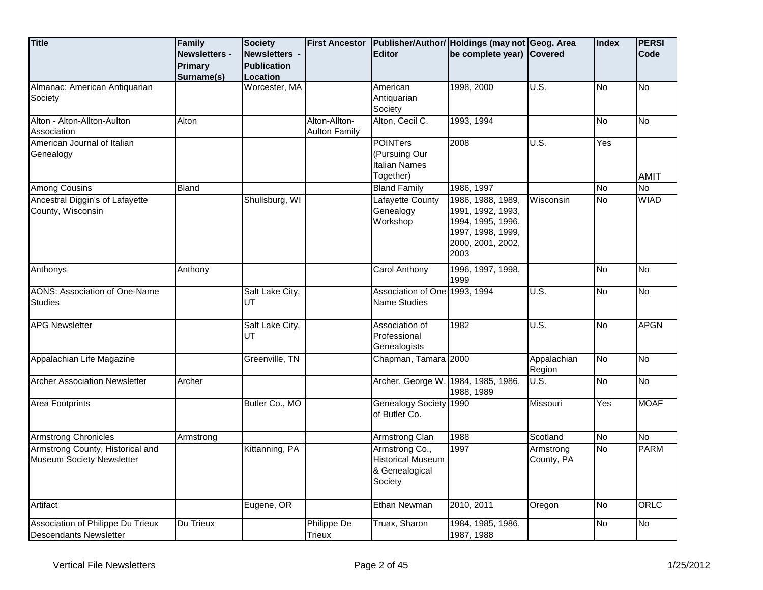| Title | Family Newsletters - Primary Surname(s) | Society Newsletters - Publication Location | First Ancestor | Publisher/Author/ Editor | Holdings (may not be complete year) | Geog. Area Covered | Index | PERSI Code |
|---|---|---|---|---|---|---|---|---|
| Almanac: American Antiquarian Society | | Worcester, MA | | American Antiquarian Society | 1998, 2000 | U.S. | No | No |
| Alton - Alton-Allton-Aulton Association | Alton | | Alton-Allton-Aulton Family | Alton, Cecil C. | 1993, 1994 | | No | No |
| American Journal of Italian Genealogy | | | | POINTers (Pursuing Our Italian Names Together) | 2008 | U.S. | Yes | AMIT |
| Among Cousins | Bland | | | Bland Family | 1986, 1997 | | No | No |
| Ancestral Diggin's of Lafayette County, Wisconsin | | Shullsburg, WI | | Lafayette County Genealogy Workshop | 1986, 1988, 1989, 1991, 1992, 1993, 1994, 1995, 1996, 1997, 1998, 1999, 2000, 2001, 2002, 2003 | Wisconsin | No | WIAD |
| Anthonys | Anthony | | | Carol Anthony | 1996, 1997, 1998, 1999 | | No | No |
| AONS: Association of One-Name Studies | | Salt Lake City, UT | | Association of One-Name Studies | 1993, 1994 | U.S. | No | No |
| APG Newsletter | | Salt Lake City, UT | | Association of Professional Genealogists | 1982 | U.S. | No | APGN |
| Appalachian Life Magazine | | Greenville, TN | | Chapman, Tamara | 2000 | Appalachian Region | No | No |
| Archer Association Newsletter | Archer | | | Archer, George W. | 1984, 1985, 1986, 1988, 1989 | U.S. | No | No |
| Area Footprints | | Butler Co., MO | | Genealogy Society of Butler Co. | 1990 | Missouri | Yes | MOAF |
| Armstrong Chronicles | Armstrong | | | Armstrong Clan | 1988 | Scotland | No | No |
| Armstrong County, Historical and Museum Society Newsletter | | Kittanning, PA | | Armstrong Co., Historical Museum & Genealogical Society | 1997 | Armstrong County, PA | No | PARM |
| Artifact | | Eugene, OR | | Ethan Newman | 2010, 2011 | Oregon | No | ORLC |
| Association of Philippe Du Trieux Descendants Newsletter | Du Trieux | | Philippe De Trieux | Truax, Sharon | 1984, 1985, 1986, 1987, 1988 | | No | No |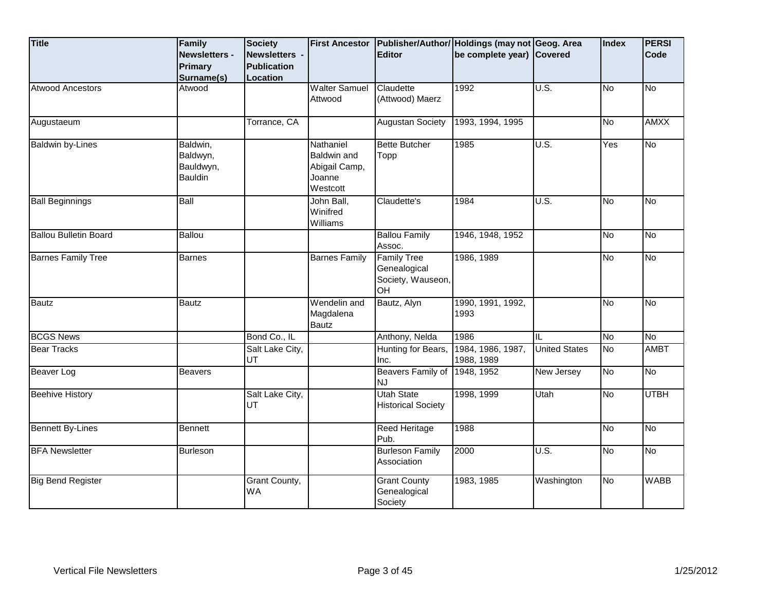| Title | Family Newsletters - Primary Surname(s) | Society Newsletters - Publication Location | First Ancestor | Publisher/Author/ Editor | Holdings (may not be complete year) | Geog. Area Covered | Index | PERSI Code |
|---|---|---|---|---|---|---|---|---|
| Atwood Ancestors | Atwood | | Walter Samuel Attwood | Claudette (Attwood) Maerz | 1992 | U.S. | No | No |
| Augustaeum | | Torrance, CA | | Augustan Society | 1993, 1994, 1995 | | No | AMXX |
| Baldwin by-Lines | Baldwin, Baldwyn, Bauldwyn, Bauldin | | Nathaniel Baldwin and Abigail Camp, Joanne Westcott | Bette Butcher Topp | 1985 | U.S. | Yes | No |
| Ball Beginnings | Ball | | John Ball, Winifred Williams | Claudette's | 1984 | U.S. | No | No |
| Ballou Bulletin Board | Ballou | | | Ballou Family Assoc. | 1946, 1948, 1952 | | No | No |
| Barnes Family Tree | Barnes | | Barnes Family | Family Tree Genealogical Society, Wauseon, OH | 1986, 1989 | | No | No |
| Bautz | Bautz | | Wendelin and Magdalena Bautz | Bautz, Alyn | 1990, 1991, 1992, 1993 | | No | No |
| BCGS News | | Bond Co., IL | | Anthony, Nelda | 1986 | IL | No | No |
| Bear Tracks | | Salt Lake City, UT | | Hunting for Bears, Inc. | 1984, 1986, 1987, 1988, 1989 | United States | No | AMBT |
| Beaver Log | Beavers | | | Beavers Family of NJ | 1948, 1952 | New Jersey | No | No |
| Beehive History | | Salt Lake City, UT | | Utah State Historical Society | 1998, 1999 | Utah | No | UTBH |
| Bennett By-Lines | Bennett | | | Reed Heritage Pub. | 1988 | | No | No |
| BFA Newsletter | Burleson | | | Burleson Family Association | 2000 | U.S. | No | No |
| Big Bend Register | | Grant County, WA | | Grant County Genealogical Society | 1983, 1985 | Washington | No | WABB |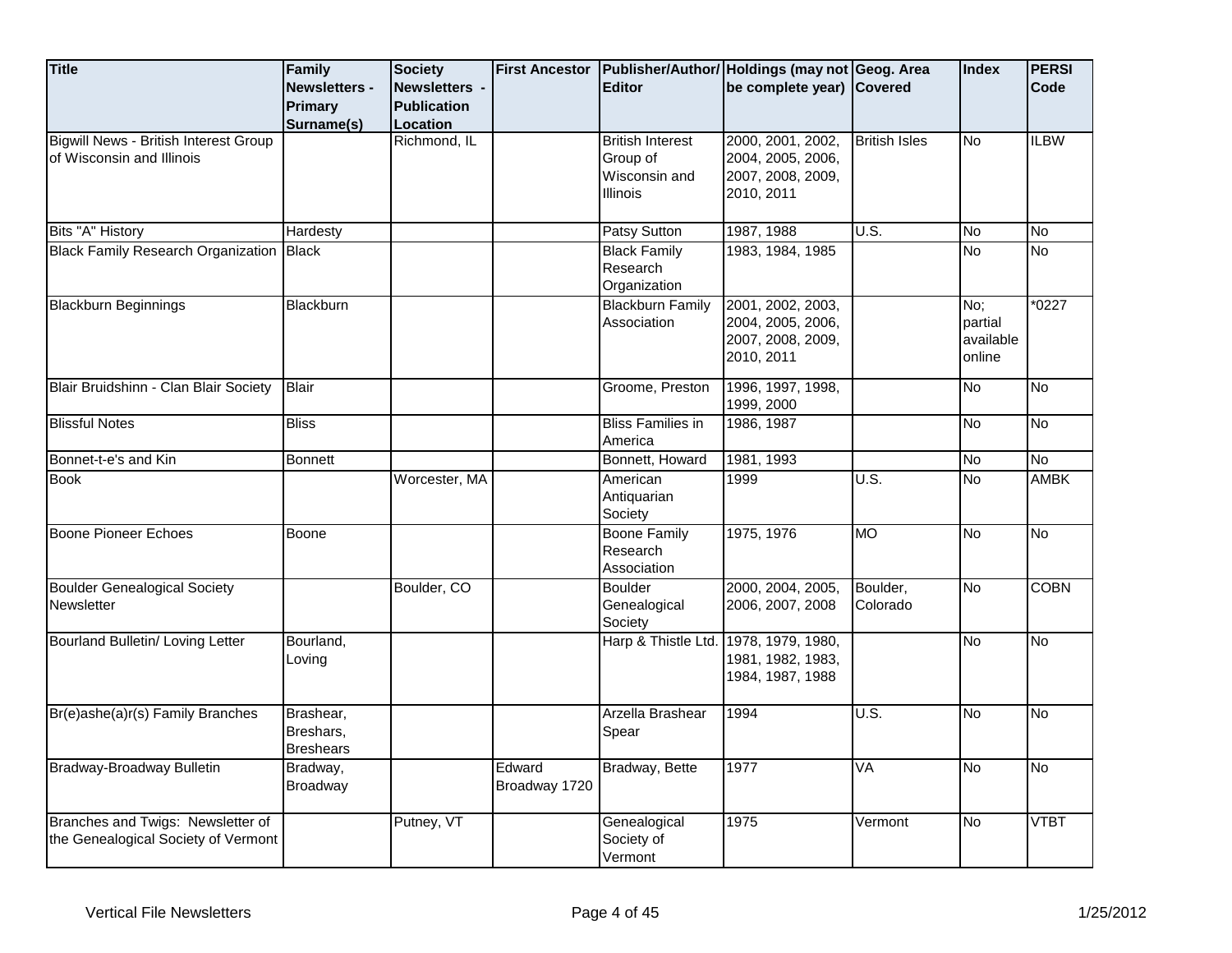| Title | Family Newsletters - Primary Surname(s) | Society Newsletters - Publication Location | First Ancestor | Publisher/Author/ Editor | Holdings (may not be complete year) | Geog. Area Covered | Index | PERSI Code |
|---|---|---|---|---|---|---|---|---|
| Bigwill News - British Interest Group of Wisconsin and Illinois | | Richmond, IL | | British Interest Group of Wisconsin and Illinois | 2000, 2001, 2002, 2004, 2005, 2006, 2007, 2008, 2009, 2010, 2011 | British Isles | No | ILBW |
| Bits "A" History | Hardesty | | | Patsy Sutton | 1987, 1988 | U.S. | No | No |
| Black Family Research Organization | Black | | | Black Family Research Organization | 1983, 1984, 1985 | | No | No |
| Blackburn Beginnings | Blackburn | | | Blackburn Family Association | 2001, 2002, 2003, 2004, 2005, 2006, 2007, 2008, 2009, 2010, 2011 | | No; partial available online | *0227 |
| Blair Bruidshinn - Clan Blair Society | Blair | | | Groome, Preston | 1996, 1997, 1998, 1999, 2000 | | No | No |
| Blissful Notes | Bliss | | | Bliss Families in America | 1986, 1987 | | No | No |
| Bonnet-t-e's and Kin | Bonnett | | | Bonnett, Howard | 1981, 1993 | | No | No |
| Book | | Worcester, MA | | American Antiquarian Society | 1999 | U.S. | No | AMBK |
| Boone Pioneer Echoes | Boone | | | Boone Family Research Association | 1975, 1976 | MO | No | No |
| Boulder Genealogical Society Newsletter | | Boulder, CO | | Boulder Genealogical Society | 2000, 2004, 2005, 2006, 2007, 2008 | Boulder, Colorado | No | COBN |
| Bourland Bulletin/ Loving Letter | Bourland, Loving | | | Harp & Thistle Ltd. | 1978, 1979, 1980, 1981, 1982, 1983, 1984, 1987, 1988 | | No | No |
| Br(e)ashe(a)r(s) Family Branches | Brashear, Breshars, Breshears | | | Arzella Brashear Spear | 1994 | U.S. | No | No |
| Bradway-Broadway Bulletin | Bradway, Broadway | | Edward Broadway 1720 | Bradway, Bette | 1977 | VA | No | No |
| Branches and Twigs: Newsletter of the Genealogical Society of Vermont | | Putney, VT | | Genealogical Society of Vermont | 1975 | Vermont | No | VTBT |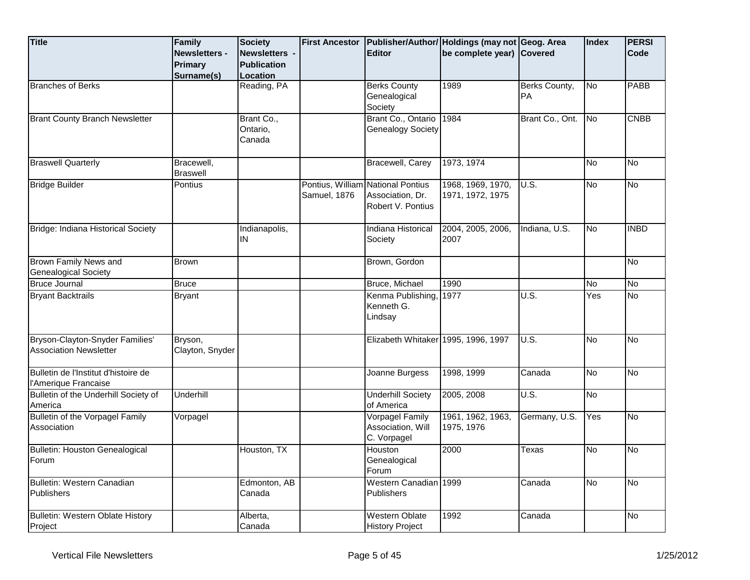| Title | Family Newsletters - Primary Surname(s) | Society Newsletters - Publication Location | First Ancestor | Publisher/Author/ Editor | Holdings (may not be complete year) | Geog. Area Covered | Index | PERSI Code |
|---|---|---|---|---|---|---|---|---|
| Branches of Berks | | Reading, PA | | Berks County Genealogical Society | 1989 | Berks County, PA | No | PABB |
| Brant County Branch Newsletter | | Brant Co., Ontario, Canada | | Brant Co., Ontario Genealogy Society | 1984 | Brant Co., Ont. | No | CNBB |
| Braswell Quarterly | Bracewell, Braswell | | | Bracewell, Carey | 1973, 1974 | | No | No |
| Bridge Builder | Pontius | | Pontius, William Samuel, 1876 | National Pontius Association, Dr. Robert V. Pontius | 1968, 1969, 1970, 1971, 1972, 1975 | U.S. | No | No |
| Bridge: Indiana Historical Society | | Indianapolis, IN | | Indiana Historical Society | 2004, 2005, 2006, 2007 | Indiana, U.S. | No | INBD |
| Brown Family News and Genealogical Society | Brown | | | Brown, Gordon | | | | No |
| Bruce Journal | Bruce | | | Bruce, Michael | 1990 | | No | No |
| Bryant Backtrails | Bryant | | | Kenma Publishing, Kenneth G. Lindsay | 1977 | U.S. | Yes | No |
| Bryson-Clayton-Snyder Families' Association Newsletter | Bryson, Clayton, Snyder | | | Elizabeth Whitaker | 1995, 1996, 1997 | U.S. | No | No |
| Bulletin de l'Institut d'histoire de l'Amerique Francaise | | | | Joanne Burgess | 1998, 1999 | Canada | No | No |
| Bulletin of the Underhill Society of America | Underhill | | | Underhill Society of America | 2005, 2008 | U.S. | No | |
| Bulletin of the Vorpagel Family Association | Vorpagel | | | Vorpagel Family Association, Will C. Vorpagel | 1961, 1962, 1963, 1975, 1976 | Germany, U.S. | Yes | No |
| Bulletin: Houston Genealogical Forum | | Houston, TX | | Houston Genealogical Forum | 2000 | Texas | No | No |
| Bulletin: Western Canadian Publishers | | Edmonton, AB Canada | | Western Canadian Publishers | 1999 | Canada | No | No |
| Bulletin: Western Oblate History Project | | Alberta, Canada | | Western Oblate History Project | 1992 | Canada | | No |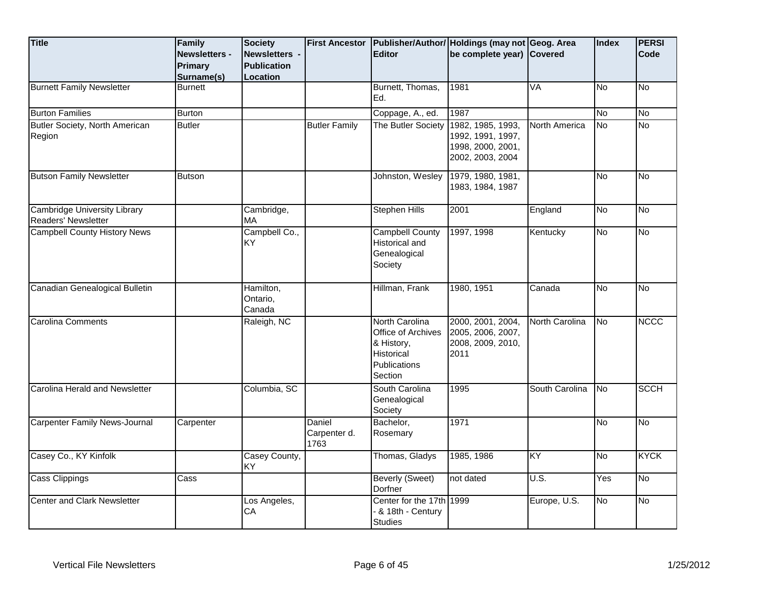| Title | Family Newsletters - Primary Surname(s) | Society Newsletters - Publication Location | First Ancestor | Publisher/Author/ Editor | Holdings (may not be complete year) | Geog. Area Covered | Index | PERSI Code |
|---|---|---|---|---|---|---|---|---|
| Burnett Family Newsletter | Burnett | | | Burnett, Thomas, Ed. | 1981 | VA | No | No |
| Burton Families | Burton | | | Coppage, A., ed. | 1987 | | No | No |
| Butler Society, North American Region | Butler | | Butler Family | The Butler Society | 1982, 1985, 1993, 1992, 1991, 1997, 1998, 2000, 2001, 2002, 2003, 2004 | North America | No | No |
| Butson Family Newsletter | Butson | | | Johnston, Wesley | 1979, 1980, 1981, 1983, 1984, 1987 | | No | No |
| Cambridge University Library Readers' Newsletter | | Cambridge, MA | | Stephen Hills | 2001 | England | No | No |
| Campbell County History News | | Campbell Co., KY | | Campbell County Historical and Genealogical Society | 1997, 1998 | Kentucky | No | No |
| Canadian Genealogical Bulletin | | Hamilton, Ontario, Canada | | Hillman, Frank | 1980, 1951 | Canada | No | No |
| Carolina Comments | | Raleigh, NC | | North Carolina Office of Archives & History, Historical Publications Section | 2000, 2001, 2004, 2005, 2006, 2007, 2008, 2009, 2010, 2011 | North Carolina | No | NCCC |
| Carolina Herald and Newsletter | | Columbia, SC | | South Carolina Genealogical Society | 1995 | South Carolina | No | SCCH |
| Carpenter Family News-Journal | Carpenter | | Daniel Carpenter d. 1763 | Bachelor, Rosemary | 1971 | | No | No |
| Casey Co., KY Kinfolk | | Casey County, KY | | Thomas, Gladys | 1985, 1986 | KY | No | KYCK |
| Cass Clippings | Cass | | | Beverly (Sweet) Dorfner | not dated | U.S. | Yes | No |
| Center and Clark Newsletter | | Los Angeles, CA | | Center for the 17th - & 18th - Century Studies | 1999 | Europe, U.S. | No | No |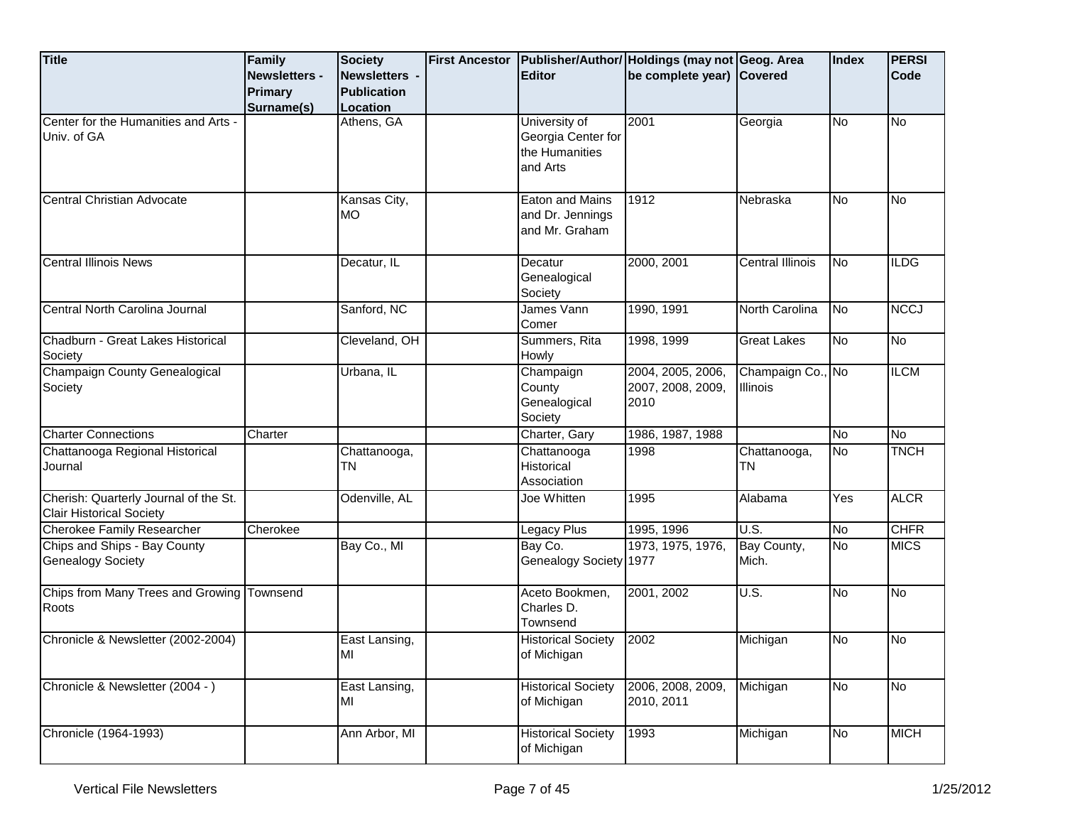| Title | Family Newsletters - Primary Surname(s) | Society Newsletters - Publication Location | First Ancestor | Publisher/Author/ Editor | Holdings (may not be complete year) | Geog. Area Covered | Index | PERSI Code |
| --- | --- | --- | --- | --- | --- | --- | --- | --- |
| Center for the Humanities and Arts - Univ. of GA | | Athens, GA | | University of Georgia Center for the Humanities and Arts | 2001 | Georgia | No | No |
| Central Christian Advocate | | Kansas City, MO | | Eaton and Mains and Dr. Jennings and Mr. Graham | 1912 | Nebraska | No | No |
| Central Illinois News | | Decatur, IL | | Decatur Genealogical Society | 2000, 2001 | Central Illinois | No | ILDG |
| Central North Carolina Journal | | Sanford, NC | | James Vann Comer | 1990, 1991 | North Carolina | No | NCCJ |
| Chadburn - Great Lakes Historical Society | | Cleveland, OH | | Summers, Rita Howly | 1998, 1999 | Great Lakes | No | No |
| Champaign County Genealogical Society | | Urbana, IL | | Champaign County Genealogical Society | 2004, 2005, 2006, 2007, 2008, 2009, 2010 | Champaign Co., Illinois | No | ILCM |
| Charter Connections | Charter | | | Charter, Gary | 1986, 1987, 1988 | | No | No |
| Chattanooga Regional Historical Journal | | Chattanooga, TN | | Chattanooga Historical Association | 1998 | Chattanooga, TN | No | TNCH |
| Cherish: Quarterly Journal of the St. Clair Historical Society | | Odenville, AL | | Joe Whitten | 1995 | Alabama | Yes | ALCR |
| Cherokee Family Researcher | Cherokee | | | Legacy Plus | 1995, 1996 | U.S. | No | CHFR |
| Chips and Ships - Bay County Genealogy Society | | Bay Co., MI | | Bay Co. Genealogy Society | 1973, 1975, 1976, 1977 | Bay County, Mich. | No | MICS |
| Chips from Many Trees and Growing Roots | Townsend | | | Aceto Bookmen, Charles D. Townsend | 2001, 2002 | U.S. | No | No |
| Chronicle & Newsletter (2002-2004) | | East Lansing, MI | | Historical Society of Michigan | 2002 | Michigan | No | No |
| Chronicle & Newsletter (2004 - ) | | East Lansing, MI | | Historical Society of Michigan | 2006, 2008, 2009, 2010, 2011 | Michigan | No | No |
| Chronicle (1964-1993) | | Ann Arbor, MI | | Historical Society of Michigan | 1993 | Michigan | No | MICH |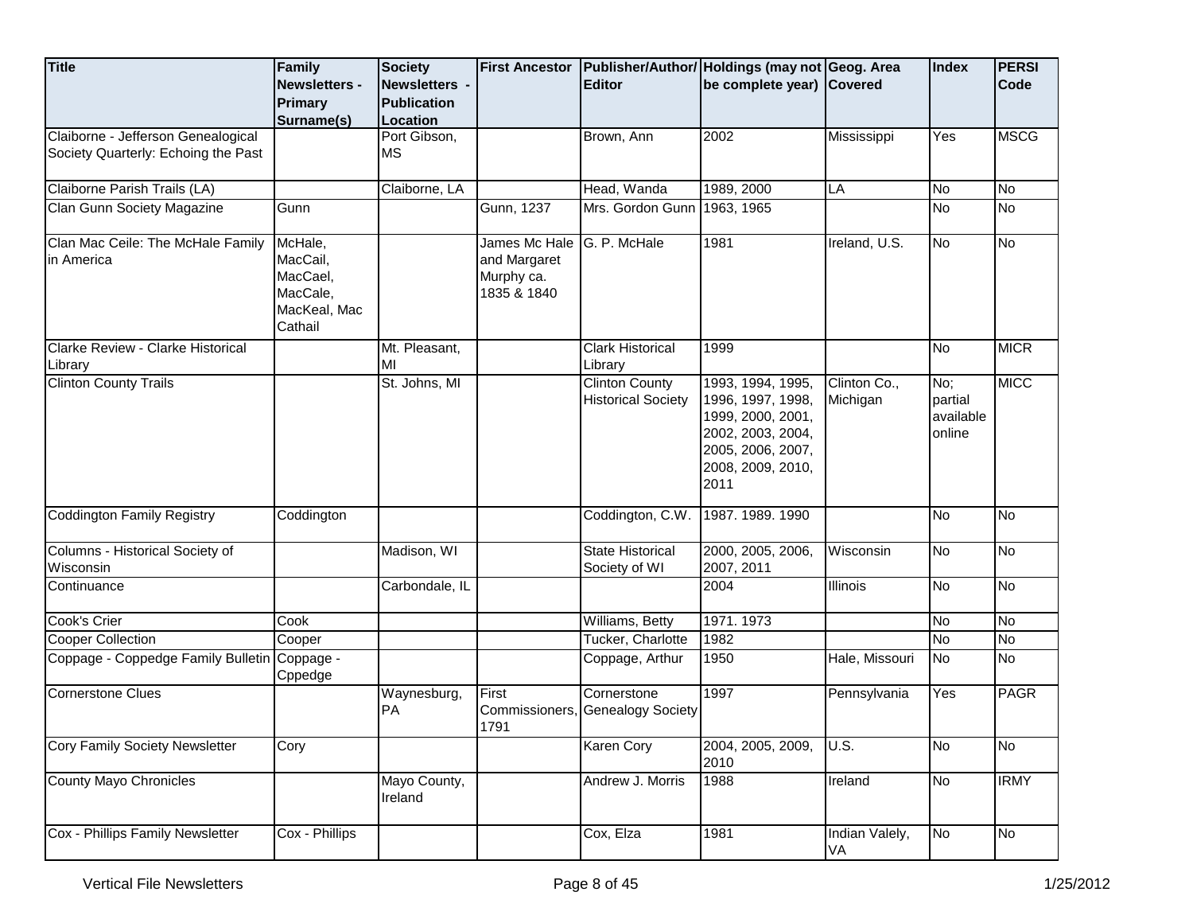| Title | Family Newsletters - Primary Surname(s) | Society Newsletters - Publication Location | First Ancestor | Publisher/Author/ Editor | Holdings (may not be complete year) | Geog. Area Covered | Index | PERSI Code |
|---|---|---|---|---|---|---|---|---|
| Claiborne - Jefferson Genealogical Society Quarterly: Echoing the Past | | Port Gibson, MS | | Brown, Ann | 2002 | Mississippi | Yes | MSCG |
| Claiborne Parish Trails (LA) | | Claiborne, LA | | Head, Wanda | 1989, 2000 | LA | No | No |
| Clan Gunn Society Magazine | Gunn | | Gunn, 1237 | Mrs. Gordon Gunn | 1963, 1965 | | No | No |
| Clan Mac Ceile: The McHale Family in America | McHale, MacCail, MacCael, MacCale, MacKeal, Mac Cathail | | James Mc Hale and Margaret Murphy ca. 1835 & 1840 | G. P. McHale | 1981 | Ireland, U.S. | No | No |
| Clarke Review - Clarke Historical Library | | Mt. Pleasant, MI | | Clark Historical Library | 1999 | | No | MICR |
| Clinton County Trails | | St. Johns, MI | | Clinton County Historical Society | 1993, 1994, 1995, 1996, 1997, 1998, 1999, 2000, 2001, 2002, 2003, 2004, 2005, 2006, 2007, 2008, 2009, 2010, 2011 | Clinton Co., Michigan | No; partial available online | MICC |
| Coddington Family Registry | Coddington | | | Coddington, C.W. | 1987. 1989. 1990 | | No | No |
| Columns - Historical Society of Wisconsin | | Madison, WI | | State Historical Society of WI | 2000, 2005, 2006, 2007, 2011 | Wisconsin | No | No |
| Continuance | | Carbondale, IL | | | 2004 | Illinois | No | No |
| Cook's Crier | Cook | | | Williams, Betty | 1971. 1973 | | No | No |
| Cooper Collection | Cooper | | | Tucker, Charlotte | 1982 | | No | No |
| Coppage - Coppedge Family Bulletin | Coppage - Cppedge | | | Coppage, Arthur | 1950 | Hale, Missouri | No | No |
| Cornerstone Clues | | Waynesburg, PA | First Commissioners, 1791 | Cornerstone Genealogy Society | 1997 | Pennsylvania | Yes | PAGR |
| Cory Family Society Newsletter | Cory | | | Karen Cory | 2004, 2005, 2009, 2010 | U.S. | No | No |
| County Mayo Chronicles | | Mayo County, Ireland | | Andrew J. Morris | 1988 | Ireland | No | IRMY |
| Cox - Phillips Family Newsletter | Cox - Phillips | | | Cox, Elza | 1981 | Indian Valely, VA | No | No |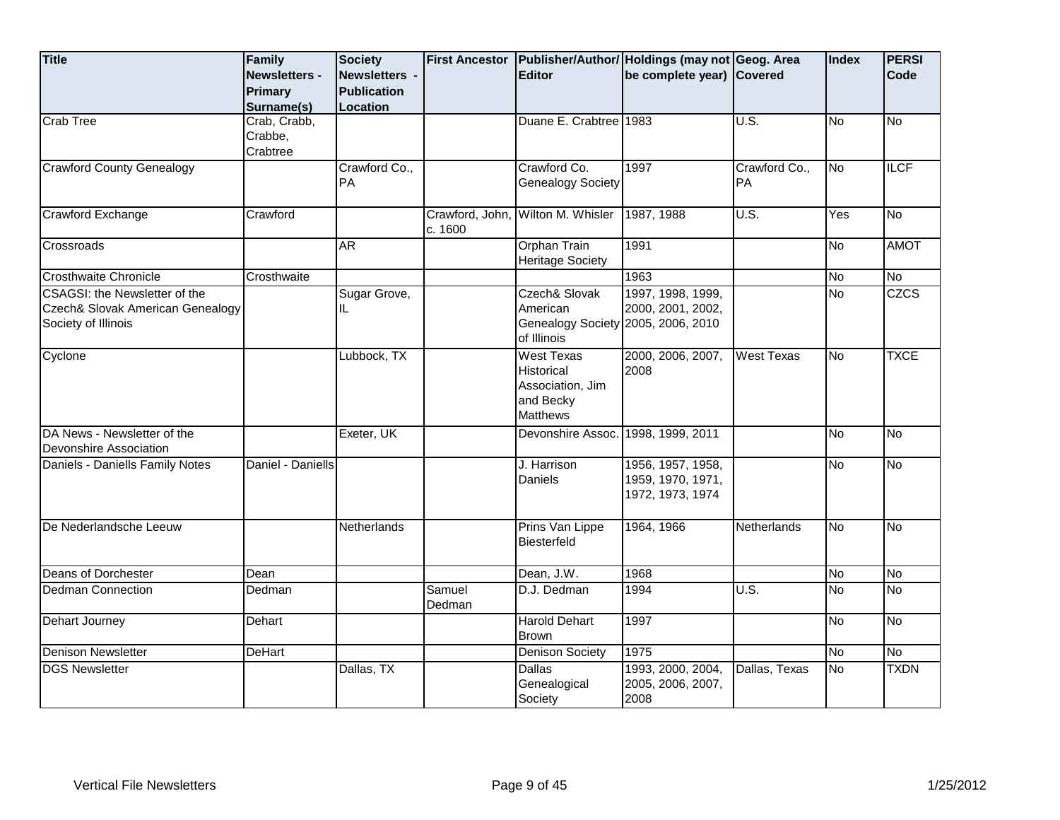| Title | Family Newsletters - Primary Surname(s) | Society Newsletters - Publication Location | First Ancestor | Publisher/Author/Editor | Holdings (may not be complete year) | Geog. Area Covered | Index | PERSI Code |
|---|---|---|---|---|---|---|---|---|
| Crab Tree | Crab, Crabb, Crabbe, Crabtree | | | Duane E. Crabtree | 1983 | U.S. | No | No |
| Crawford County Genealogy | | Crawford Co., PA | | Crawford Co. Genealogy Society | 1997 | Crawford Co., PA | No | ILCF |
| Crawford Exchange | Crawford | | Crawford, John, c. 1600 | Wilton M. Whisler | 1987, 1988 | U.S. | Yes | No |
| Crossroads | | AR | | Orphan Train Heritage Society | 1991 | | No | AMOT |
| Crosthwaite Chronicle | Crosthwaite | | | | 1963 | | No | No |
| CSAGSI: the Newsletter of the Czech& Slovak American Genealogy Society of Illinois | | Sugar Grove, IL | | Czech& Slovak American Genealogy Society of Illinois | 1997, 1998, 1999, 2000, 2001, 2002, 2005, 2006, 2010 | | No | CZCS |
| Cyclone | | Lubbock, TX | | West Texas Historical Association, Jim and Becky Matthews | 2000, 2006, 2007, 2008 | West Texas | No | TXCE |
| DA News - Newsletter of the Devonshire Association | | Exeter, UK | | Devonshire Assoc. | 1998, 1999, 2011 | | No | No |
| Daniels - Daniells Family Notes | Daniel - Daniells | | | J. Harrison Daniels | 1956, 1957, 1958, 1959, 1970, 1971, 1972, 1973, 1974 | | No | No |
| De Nederlandsche Leeuw | | Netherlands | | Prins Van Lippe Biesterfeld | 1964, 1966 | Netherlands | No | No |
| Deans of Dorchester | Dean | | | Dean, J.W. | 1968 | | No | No |
| Dedman Connection | Dedman | | Samuel Dedman | D.J. Dedman | 1994 | U.S. | No | No |
| Dehart Journey | Dehart | | | Harold Dehart Brown | 1997 | | No | No |
| Denison Newsletter | DeHart | | | Denison Society | 1975 | | No | No |
| DGS Newsletter | | Dallas, TX | | Dallas Genealogical Society | 1993, 2000, 2004, 2005, 2006, 2007, 2008 | Dallas, Texas | No | TXDN |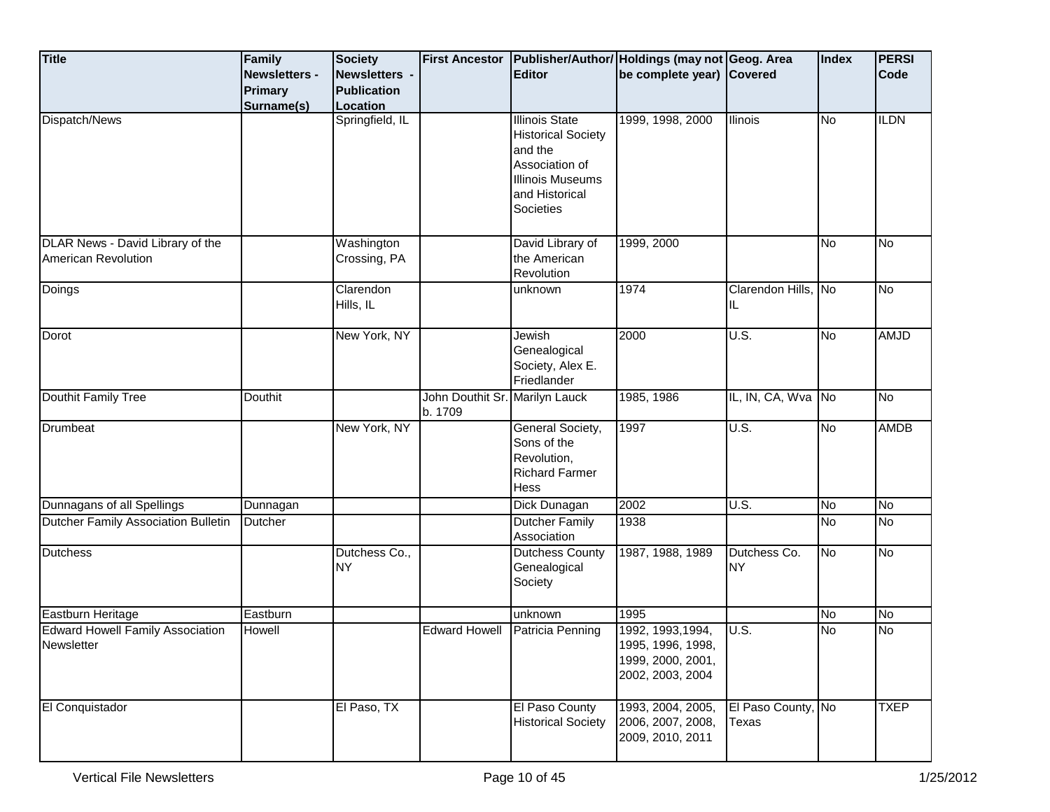| Title | Family Newsletters - Primary Surname(s) | Society Newsletters - Publication Location | First Ancestor | Publisher/Author/ Editor | Holdings (may not be complete year) | Geog. Area Covered | Index | PERSI Code |
| --- | --- | --- | --- | --- | --- | --- | --- | --- |
| Dispatch/News | | Springfield, IL | | Illinois State Historical Society and the Association of Illinois Museums and Historical Societies | 1999, 1998, 2000 | Ilinois | No | ILDN |
| DLAR News - David Library of the American Revolution | | Washington Crossing, PA | | David Library of the American Revolution | 1999, 2000 | | No | No |
| Doings | | Clarendon Hills, IL | | unknown | 1974 | Clarendon Hills, IL | No | No |
| Dorot | | New York, NY | | Jewish Genealogical Society, Alex E. Friedlander | 2000 | U.S. | No | AMJD |
| Douthit Family Tree | Douthit | | John Douthit Sr. b. 1709 | Marilyn Lauck | 1985, 1986 | IL, IN, CA, Wva | No | No |
| Drumbeat | | New York, NY | | General Society, Sons of the Revolution, Richard Farmer Hess | 1997 | U.S. | No | AMDB |
| Dunnagans of all Spellings | Dunnagan | | | Dick Dunagan | 2002 | U.S. | No | No |
| Dutcher Family Association Bulletin | Dutcher | | | Dutcher Family Association | 1938 | | No | No |
| Dutchess | | Dutchess Co., NY | | Dutchess County Genealogical Society | 1987, 1988, 1989 | Dutchess Co. NY | No | No |
| Eastburn Heritage | Eastburn | | | unknown | 1995 | | No | No |
| Edward Howell Family Association Newsletter | Howell | | Edward Howell | Patricia Penning | 1992, 1993,1994, 1995, 1996, 1998, 1999, 2000, 2001, 2002, 2003, 2004 | U.S. | No | No |
| El Conquistador | | El Paso, TX | | El Paso County Historical Society | 1993, 2004, 2005, 2006, 2007, 2008, 2009, 2010, 2011 | El Paso County, Texas | No | TXEP |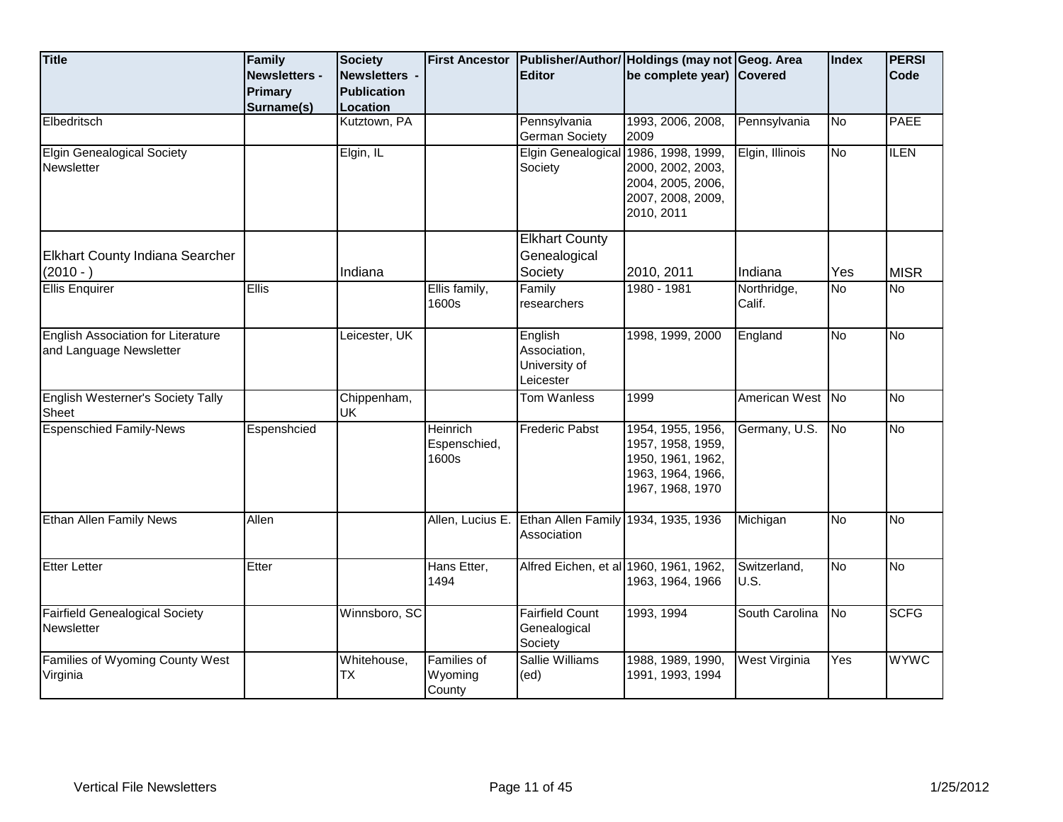| Title | Family Newsletters - Primary Surname(s) | Society Newsletters - Publication Location | First Ancestor | Publisher/Author/ Editor | Holdings (may not be complete year) | Geog. Area Covered | Index | PERSI Code |
|---|---|---|---|---|---|---|---|---|
| Elbedritsch | | Kutztown, PA | | Pennsylvania German Society | 1993, 2006, 2008, 2009 | Pennsylvania | No | PAEE |
| Elgin Genealogical Society Newsletter | | Elgin, IL | | Elgin Genealogical Society | 1986, 1998, 1999, 2000, 2002, 2003, 2004, 2005, 2006, 2007, 2008, 2009, 2010, 2011 | Elgin, Illinois | No | ILEN |
| Elkhart County Indiana Searcher (2010 - ) | | Indiana | | Elkhart County Genealogical Society | 2010, 2011 | Indiana | Yes | MISR |
| Ellis Enquirer | Ellis | | Ellis family, 1600s | Family researchers | 1980 - 1981 | Northridge, Calif. | No | No |
| English Association for Literature and Language Newsletter | | Leicester, UK | | English Association, University of Leicester | 1998, 1999, 2000 | England | No | No |
| English Westerner's Society Tally Sheet | | Chippenham, UK | | Tom Wanless | 1999 | American West | No | No |
| Espenschied Family-News | Espenshcied | | Heinrich Espenschied, 1600s | Frederic Pabst | 1954, 1955, 1956, 1957, 1958, 1959, 1950, 1961, 1962, 1963, 1964, 1966, 1967, 1968, 1970 | Germany, U.S. | No | No |
| Ethan Allen Family News | Allen | | Allen, Lucius E. | Ethan Allen Family Association | 1934, 1935, 1936 | Michigan | No | No |
| Etter Letter | Etter | | Hans Etter, 1494 | Alfred Eichen, et al | 1960, 1961, 1962, 1963, 1964, 1966 | Switzerland, U.S. | No | No |
| Fairfield Genealogical Society Newsletter | | Winnsboro, SC | | Fairfield Count Genealogical Society | 1993, 1994 | South Carolina | No | SCFG |
| Families of Wyoming County West Virginia | | Whitehouse, TX | Families of Wyoming County | Sallie Williams (ed) | 1988, 1989, 1990, 1991, 1993, 1994 | West Virginia | Yes | WYWC |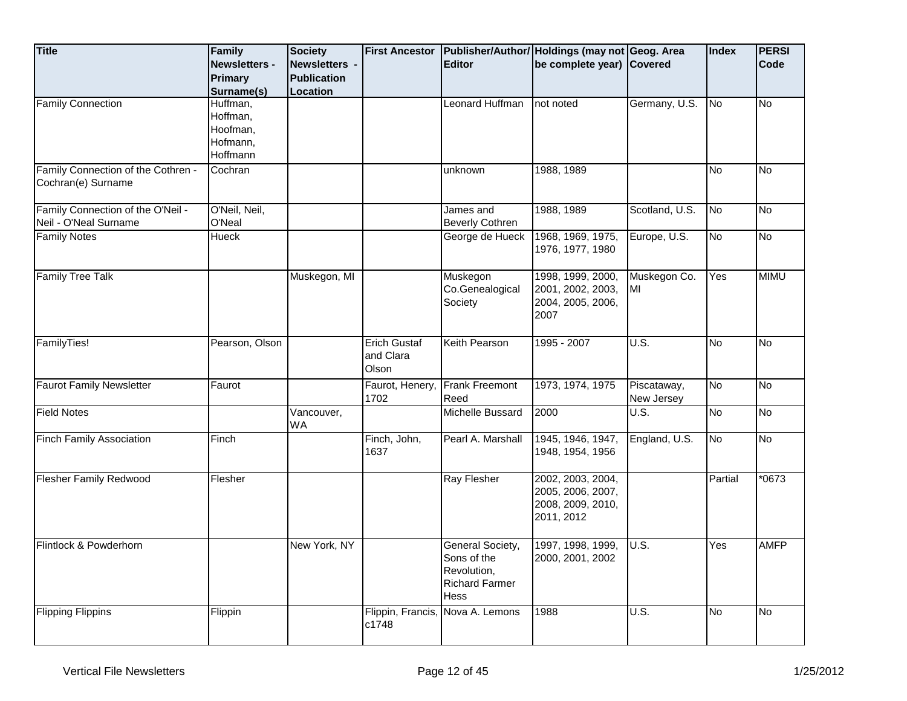| Title | Family Newsletters - Primary Surname(s) | Society Newsletters - Publication Location | First Ancestor | Publisher/Author/ Editor | Holdings (may not be complete year) | Geog. Area Covered | Index | PERSI Code |
|---|---|---|---|---|---|---|---|---|
| Family Connection | Huffman, Hoffman, Hoofman, Hofmann, Hoffmann | | | Leonard Huffman | not noted | Germany, U.S. | No | No |
| Family Connection of the Cothren - Cochran(e) Surname | Cochran | | | unknown | 1988, 1989 | | No | No |
| Family Connection of the O'Neil - Neil - O'Neal Surname | O'Neil, Neil, O'Neal | | | James and Beverly Cothren | 1988, 1989 | Scotland, U.S. | No | No |
| Family Notes | Hueck | | | George de Hueck | 1968, 1969, 1975, 1976, 1977, 1980 | Europe, U.S. | No | No |
| Family Tree Talk | | Muskegon, MI | | Muskegon Co.Genealogical Society | 1998, 1999, 2000, 2001, 2002, 2003, 2004, 2005, 2006, 2007 | Muskegon Co. MI | Yes | MIMU |
| FamilyTies! | Pearson, Olson | | Erich Gustaf and Clara Olson | Keith Pearson | 1995 - 2007 | U.S. | No | No |
| Faurot Family Newsletter | Faurot | | Faurot, Henery, 1702 | Frank Freemont Reed | 1973, 1974, 1975 | Piscataway, New Jersey | No | No |
| Field Notes | | Vancouver, WA | | Michelle Bussard | 2000 | U.S. | No | No |
| Finch Family Association | Finch | | Finch, John, 1637 | Pearl A. Marshall | 1945, 1946, 1947, 1948, 1954, 1956 | England, U.S. | No | No |
| Flesher Family Redwood | Flesher | | | Ray Flesher | 2002, 2003, 2004, 2005, 2006, 2007, 2008, 2009, 2010, 2011, 2012 | | Partial | *0673 |
| Flintlock & Powderhorn | | New York, NY | | General Society, Sons of the Revolution, Richard Farmer Hess | 1997, 1998, 1999, 2000, 2001, 2002 | U.S. | Yes | AMFP |
| Flipping Flippins | Flippin | | Flippin, Francis, c1748 | Nova A. Lemons | 1988 | U.S. | No | No |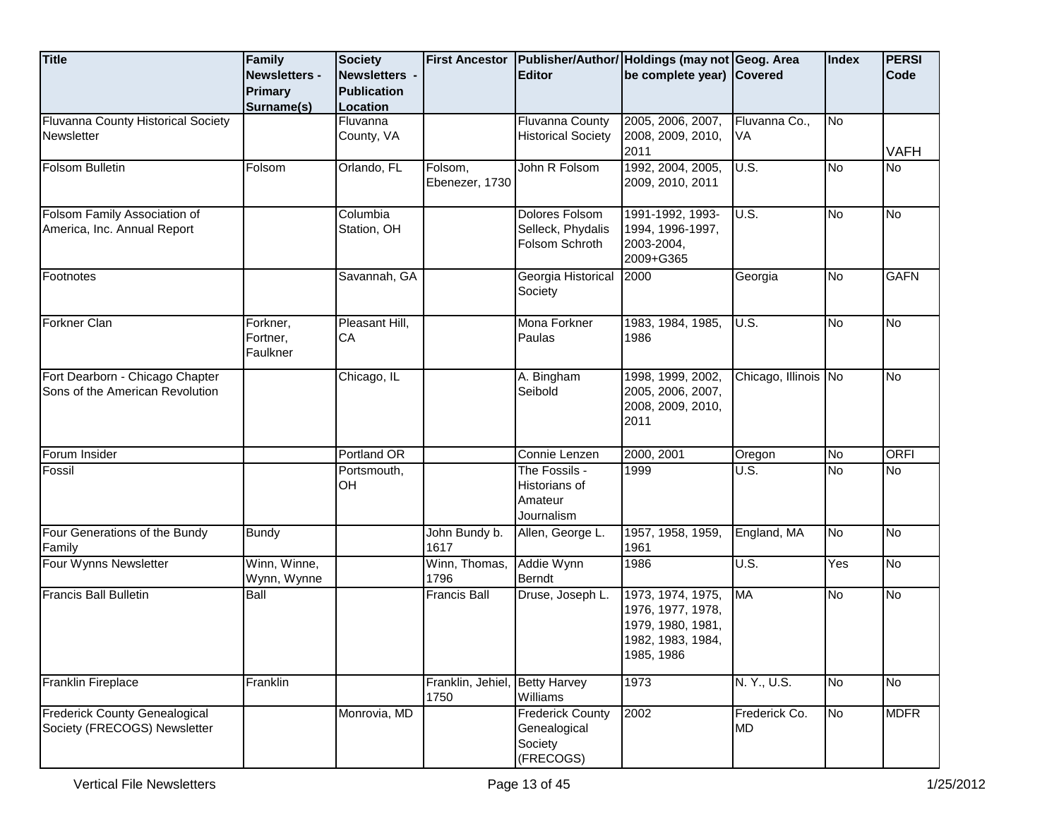| Title | Family Newsletters - Primary Surname(s) | Society Newsletters - Publication Location | First Ancestor | Publisher/Author/ Editor | Holdings (may not be complete year) | Geog. Area Covered | Index | PERSI Code |
|---|---|---|---|---|---|---|---|---|
| Fluvanna County Historical Society Newsletter | | Fluvanna County, VA | | Fluvanna County Historical Society | 2005, 2006, 2007, 2008, 2009, 2010, 2011 | Fluvanna Co., VA | No | VAFH |
| Folsom Bulletin | Folsom | Orlando, FL | Folsom, Ebenezer, 1730 | John R Folsom | 1992, 2004, 2005, 2009, 2010, 2011 | U.S. | No | No |
| Folsom Family Association of America, Inc. Annual Report | | Columbia Station, OH | | Dolores Folsom Selleck, Phydalis Folsom Schroth | 1991-1992, 1993-1994, 1996-1997, 2003-2004, 2009+G365 | U.S. | No | No |
| Footnotes | | Savannah, GA | | Georgia Historical Society | 2000 | Georgia | No | GAFN |
| Forkner Clan | Forkner, Fortner, Faulkner | Pleasant Hill, CA | | Mona Forkner Paulas | 1983, 1984, 1985, 1986 | U.S. | No | No |
| Fort Dearborn - Chicago Chapter Sons of the American Revolution | | Chicago, IL | | A. Bingham Seibold | 1998, 1999, 2002, 2005, 2006, 2007, 2008, 2009, 2010, 2011 | Chicago, Illinois | No | No |
| Forum Insider | | Portland OR | | Connie Lenzen | 2000, 2001 | Oregon | No | ORFI |
| Fossil | | Portsmouth, OH | | The Fossils - Historians of Amateur Journalism | 1999 | U.S. | No | No |
| Four Generations of the Bundy Family | Bundy | | John Bundy b. 1617 | Allen, George L. | 1957, 1958, 1959, 1961 | England, MA | No | No |
| Four Wynns Newsletter | Winn, Winne, Wynn, Wynne | | Winn, Thomas, 1796 | Addie Wynn Berndt | 1986 | U.S. | Yes | No |
| Francis Ball Bulletin | Ball | | Francis Ball | Druse, Joseph L. | 1973, 1974, 1975, 1976, 1977, 1978, 1979, 1980, 1981, 1982, 1983, 1984, 1985, 1986 | MA | No | No |
| Franklin Fireplace | Franklin | | Franklin, Jehiel, 1750 | Betty Harvey Williams | 1973 | N. Y., U.S. | No | No |
| Frederick County Genealogical Society (FRECOGS) Newsletter | | Monrovia, MD | | Frederick County Genealogical Society (FRECOGS) | 2002 | Frederick Co. MD | No | MDFR |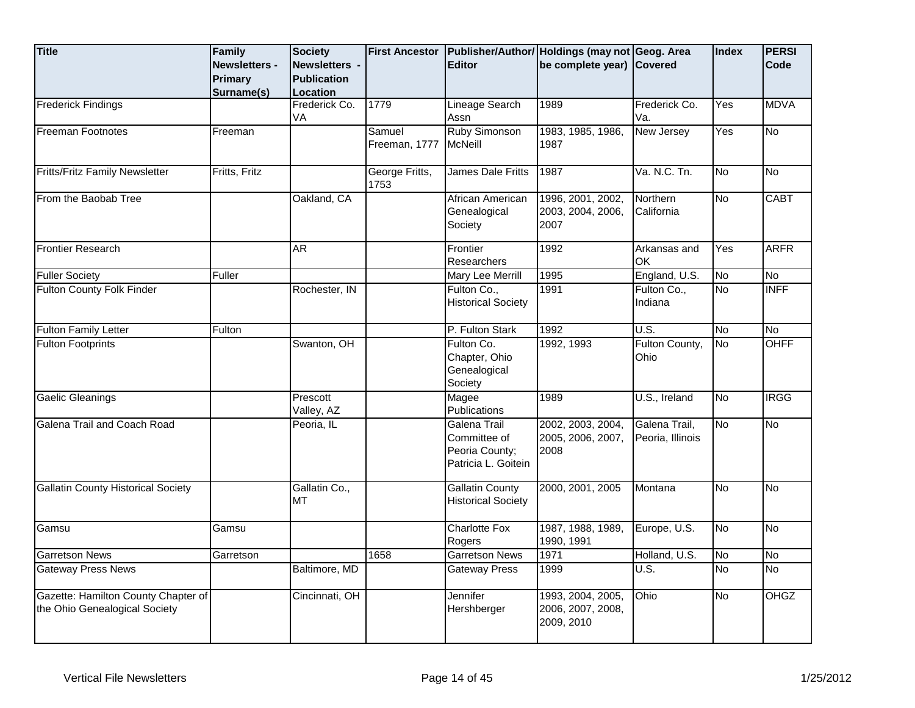| Title | Family Newsletters - Primary Surname(s) | Society Newsletters - Publication Location | First Ancestor | Publisher/Author/ Editor | Holdings (may not be complete year) | Geog. Area Covered | Index | PERSI Code |
|---|---|---|---|---|---|---|---|---|
| Frederick Findings | | Frederick Co. VA | 1779 | Lineage Search Assn | 1989 | Frederick Co. Va. | Yes | MDVA |
| Freeman Footnotes | Freeman | | Samuel Freeman, 1777 | Ruby Simonson McNeill | 1983, 1985, 1986, 1987 | New Jersey | Yes | No |
| Fritts/Fritz Family Newsletter | Fritts, Fritz | | George Fritts, 1753 | James Dale Fritts | 1987 | Va. N.C. Tn. | No | No |
| From the Baobab Tree | | Oakland, CA | | African American Genealogical Society | 1996, 2001, 2002, 2003, 2004, 2006, 2007 | Northern California | No | CABT |
| Frontier Research | | AR | | Frontier Researchers | 1992 | Arkansas and OK | Yes | ARFR |
| Fuller Society | Fuller | | | Mary Lee Merrill | 1995 | England, U.S. | No | No |
| Fulton County Folk Finder | | Rochester, IN | | Fulton Co., Historical Society | 1991 | Fulton Co., Indiana | No | INFF |
| Fulton Family Letter | Fulton | | | P. Fulton Stark | 1992 | U.S. | No | No |
| Fulton Footprints | | Swanton, OH | | Fulton Co. Chapter, Ohio Genealogical Society | 1992, 1993 | Fulton County, Ohio | No | OHFF |
| Gaelic Gleanings | | Prescott Valley, AZ | | Magee Publications | 1989 | U.S., Ireland | No | IRGG |
| Galena Trail and Coach Road | | Peoria, IL | | Galena Trail Committee of Peoria County; Patricia L. Goitein | 2002, 2003, 2004, 2005, 2006, 2007, 2008 | Galena Trail, Peoria, Illinois | No | No |
| Gallatin County Historical Society | | Gallatin Co., MT | | Gallatin County Historical Society | 2000, 2001, 2005 | Montana | No | No |
| Gamsu | Gamsu | | | Charlotte Fox Rogers | 1987, 1988, 1989, 1990, 1991 | Europe, U.S. | No | No |
| Garretson News | Garretson | | 1658 | Garretson News | 1971 | Holland, U.S. | No | No |
| Gateway Press News | | Baltimore, MD | | Gateway Press | 1999 | U.S. | No | No |
| Gazette: Hamilton County Chapter of the Ohio Genealogical Society | | Cincinnati, OH | | Jennifer Hershberger | 1993, 2004, 2005, 2006, 2007, 2008, 2009, 2010 | Ohio | No | OHGZ |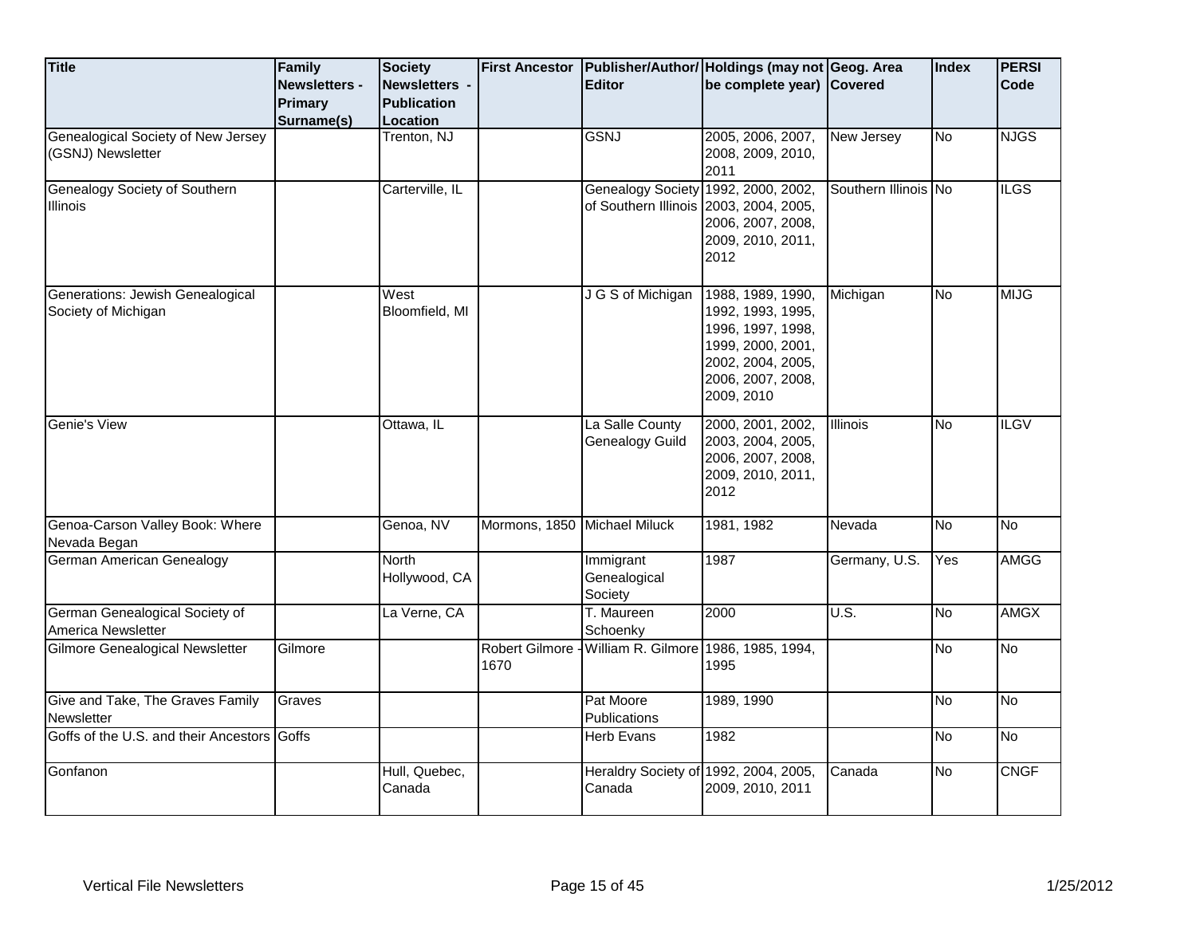| Title | Family Newsletters - Primary Surname(s) | Society Newsletters - Publication Location | First Ancestor | Publisher/Author/ Editor | Holdings (may not be complete year) | Geog. Area Covered | Index | PERSI Code |
|---|---|---|---|---|---|---|---|---|
| Genealogical Society of New Jersey (GSNJ) Newsletter | | Trenton, NJ | | GSNJ | 2005, 2006, 2007, 2008, 2009, 2010, 2011 | New Jersey | No | NJGS |
| Genealogy Society of Southern Illinois | | Carterville, IL | | Genealogy Society of Southern Illinois | 1992, 2000, 2002, 2003, 2004, 2005, 2006, 2007, 2008, 2009, 2010, 2011, 2012 | Southern Illinois | No | ILGS |
| Generations: Jewish Genealogical Society of Michigan | | West Bloomfield, MI | | J G S of Michigan | 1988, 1989, 1990, 1992, 1993, 1995, 1996, 1997, 1998, 1999, 2000, 2001, 2002, 2004, 2005, 2006, 2007, 2008, 2009, 2010 | Michigan | No | MIJG |
| Genie's View | | Ottawa, IL | | La Salle County Genealogy Guild | 2000, 2001, 2002, 2003, 2004, 2005, 2006, 2007, 2008, 2009, 2010, 2011, 2012 | Illinois | No | ILGV |
| Genoa-Carson Valley Book: Where Nevada Began | | Genoa, NV | Mormons, 1850 | Michael Miluck | 1981, 1982 | Nevada | No | No |
| German American Genealogy | | North Hollywood, CA | | Immigrant Genealogical Society | 1987 | Germany, U.S. | Yes | AMGG |
| German Genealogical Society of America Newsletter | | La Verne, CA | | T. Maureen Schoenky | 2000 | U.S. | No | AMGX |
| Gilmore Genealogical Newsletter | Gilmore | | Robert Gilmore - 1670 | William R. Gilmore | 1986, 1985, 1994, 1995 | | No | No |
| Give and Take, The Graves Family Newsletter | Graves | | | Pat Moore Publications | 1989, 1990 | | No | No |
| Goffs of the U.S. and their Ancestors | Goffs | | | Herb Evans | 1982 | | No | No |
| Gonfanon | | Hull, Quebec, Canada | | Heraldry Society of Canada | 1992, 2004, 2005, 2009, 2010, 2011 | Canada | No | CNGF |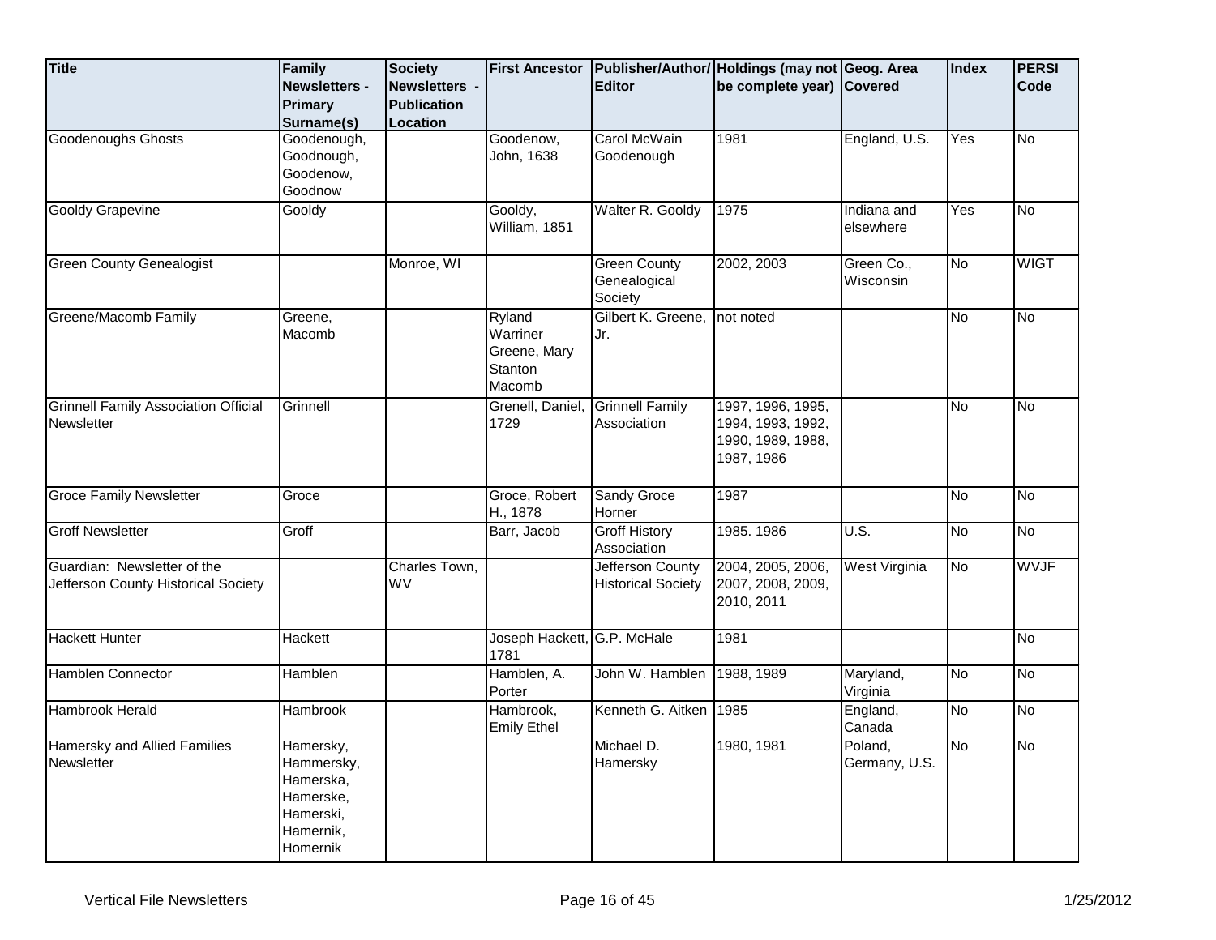| Title | Family Newsletters - Primary Surname(s) | Society Newsletters - Publication Location | First Ancestor | Publisher/Author/ Editor | Holdings (may not be complete year) | Geog. Area Covered | Index | PERSI Code |
|---|---|---|---|---|---|---|---|---|
| Goodenoughs Ghosts | Goodenough, Goodnough, Goodenow, Goodnow | | Goodenow, John, 1638 | Carol McWain Goodenough | 1981 | England, U.S. | Yes | No |
| Gooldy Grapevine | Gooldy | | Gooldy, William, 1851 | Walter R. Gooldy | 1975 | Indiana and elsewhere | Yes | No |
| Green County Genealogist | | Monroe, WI | | Green County Genealogical Society | 2002, 2003 | Green Co., Wisconsin | No | WIGT |
| Greene/Macomb Family | Greene, Macomb | | Ryland Warriner Greene, Mary Stanton Macomb | Gilbert K. Greene, Jr. | not noted | | No | No |
| Grinnell Family Association Official Newsletter | Grinnell | | Grenell, Daniel, 1729 | Grinnell Family Association | 1997, 1996, 1995, 1994, 1993, 1992, 1990, 1989, 1988, 1987, 1986 | | No | No |
| Groce Family Newsletter | Groce | | Groce, Robert H., 1878 | Sandy Groce Horner | 1987 | | No | No |
| Groff Newsletter | Groff | | Barr, Jacob | Groff History Association | 1985. 1986 | U.S. | No | No |
| Guardian: Newsletter of the Jefferson County Historical Society | | Charles Town, WV | | Jefferson County Historical Society | 2004, 2005, 2006, 2007, 2008, 2009, 2010, 2011 | West Virginia | No | WVJF |
| Hackett Hunter | Hackett | | Joseph Hackett, 1781 | G.P. McHale | 1981 | | | No |
| Hamblen Connector | Hamblen | | Hamblen, A. Porter | John W. Hamblen | 1988, 1989 | Maryland, Virginia | No | No |
| Hambrook Herald | Hambrook | | Hambrook, Emily Ethel | Kenneth G. Aitken | 1985 | England, Canada | No | No |
| Hamersky and Allied Families Newsletter | Hamersky, Hammersky, Hamerska, Hamerske, Hamerski, Hamernik, Homernik | | | Michael D. Hamersky | 1980, 1981 | Poland, Germany, U.S. | No | No |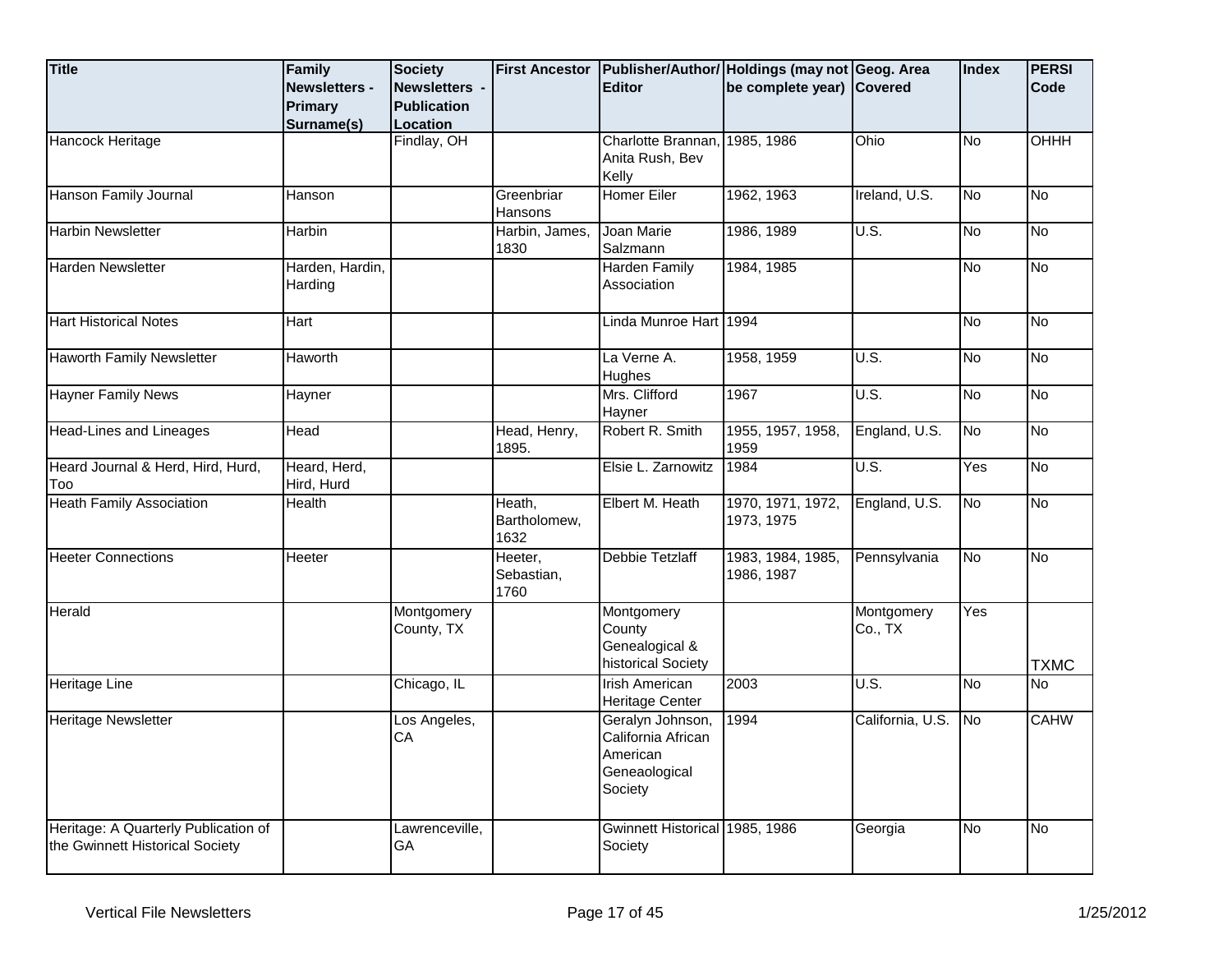| Title | Family Newsletters - Primary Surname(s) | Society Newsletters - Publication Location | First Ancestor | Publisher/Author/ Editor | Holdings (may not be complete year) | Geog. Area Covered | Index | PERSI Code |
|---|---|---|---|---|---|---|---|---|
| Hancock Heritage | | Findlay, OH | | Charlotte Brannan, Anita Rush, Bev Kelly | 1985, 1986 | Ohio | No | OHHH |
| Hanson Family Journal | Hanson | | Greenbriar Hansons | Homer Eiler | 1962, 1963 | Ireland, U.S. | No | No |
| Harbin Newsletter | Harbin | | Harbin, James, 1830 | Joan Marie Salzmann | 1986, 1989 | U.S. | No | No |
| Harden Newsletter | Harden, Hardin, Harding | | | Harden Family Association | 1984, 1985 | | No | No |
| Hart Historical Notes | Hart | | | Linda Munroe Hart | 1994 | | No | No |
| Haworth Family Newsletter | Haworth | | | La Verne A. Hughes | 1958, 1959 | U.S. | No | No |
| Hayner Family News | Hayner | | | Mrs. Clifford Hayner | 1967 | U.S. | No | No |
| Head-Lines and Lineages | Head | | Head, Henry, 1895. | Robert R. Smith | 1955, 1957, 1958, 1959 | England, U.S. | No | No |
| Heard Journal & Herd, Hird, Hurd, Too | Heard, Herd, Hird, Hurd | | | Elsie L. Zarnowitz | 1984 | U.S. | Yes | No |
| Heath Family Association | Health | | Heath, Bartholomew, 1632 | Elbert M. Heath | 1970, 1971, 1972, 1973, 1975 | England, U.S. | No | No |
| Heeter Connections | Heeter | | Heeter, Sebastian, 1760 | Debbie Tetzlaff | 1983, 1984, 1985, 1986, 1987 | Pennsylvania | No | No |
| Herald | | Montgomery County, TX | | Montgomery County Genealogical & historical Society | | Montgomery Co., TX | Yes | TXMC |
| Heritage Line | | Chicago, IL | | Irish American Heritage Center | 2003 | U.S. | No | No |
| Heritage Newsletter | | Los Angeles, CA | | Geralyn Johnson, California African American Geneaological Society | 1994 | California, U.S. | No | CAHW |
| Heritage: A Quarterly Publication of the Gwinnett Historical Society | | Lawrenceville, GA | | Gwinnett Historical Society | 1985, 1986 | Georgia | No | No |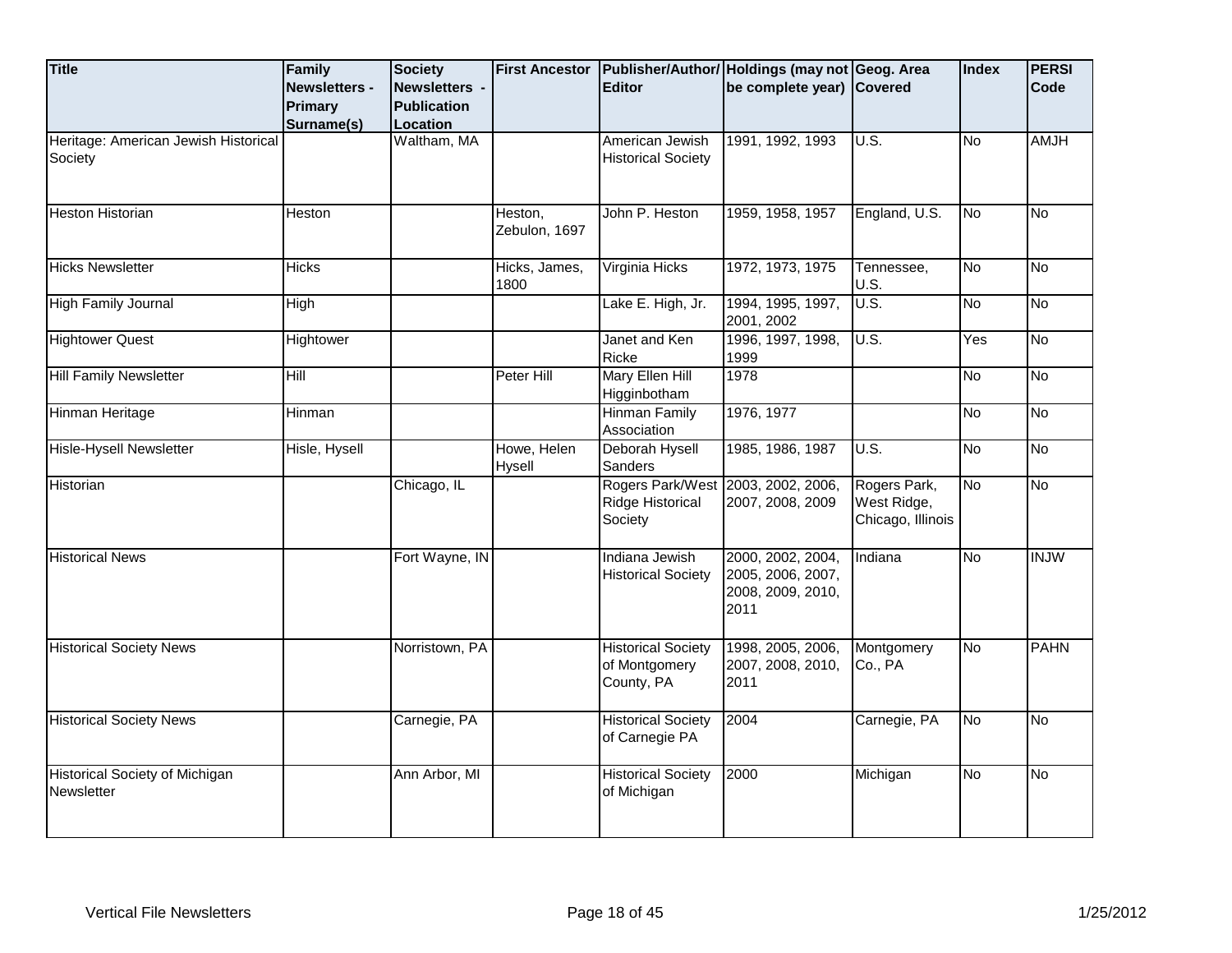| Title | Family Newsletters - Primary Surname(s) | Society Newsletters - Publication Location | First Ancestor | Publisher/Author/ Editor | Holdings (may not be complete year) | Geog. Area Covered | Index | PERSI Code |
|---|---|---|---|---|---|---|---|---|
| Heritage: American Jewish Historical Society | | Waltham, MA | | American Jewish Historical Society | 1991, 1992, 1993 | U.S. | No | AMJH |
| Heston Historian | Heston | | Heston, Zebulon, 1697 | John P. Heston | 1959, 1958, 1957 | England, U.S. | No | No |
| Hicks Newsletter | Hicks | | Hicks, James, 1800 | Virginia Hicks | 1972, 1973, 1975 | Tennessee, U.S. | No | No |
| High Family Journal | High | | | Lake E. High, Jr. | 1994, 1995, 1997, 2001, 2002 | U.S. | No | No |
| Hightower Quest | Hightower | | | Janet and Ken Ricke | 1996, 1997, 1998, 1999 | U.S. | Yes | No |
| Hill Family Newsletter | Hill | | Peter Hill | Mary Ellen Hill Higginbotham | 1978 | | No | No |
| Hinman Heritage | Hinman | | | Hinman Family Association | 1976, 1977 | | No | No |
| Hisle-Hysell Newsletter | Hisle, Hysell | | Howe, Helen Hysell | Deborah Hysell Sanders | 1985, 1986, 1987 | U.S. | No | No |
| Historian | | Chicago, IL | | Rogers Park/West Ridge Historical Society | 2003, 2002, 2006, 2007, 2008, 2009 | Rogers Park, West Ridge, Chicago, Illinois | No | No |
| Historical News | | Fort Wayne, IN | | Indiana Jewish Historical Society | 2000, 2002, 2004, 2005, 2006, 2007, 2008, 2009, 2010, 2011 | Indiana | No | INJW |
| Historical Society News | | Norristown, PA | | Historical Society of Montgomery County, PA | 1998, 2005, 2006, 2007, 2008, 2010, 2011 | Montgomery Co., PA | No | PAHN |
| Historical Society News | | Carnegie, PA | | Historical Society of Carnegie PA | 2004 | Carnegie, PA | No | No |
| Historical Society of Michigan Newsletter | | Ann Arbor, MI | | Historical Society of Michigan | 2000 | Michigan | No | No |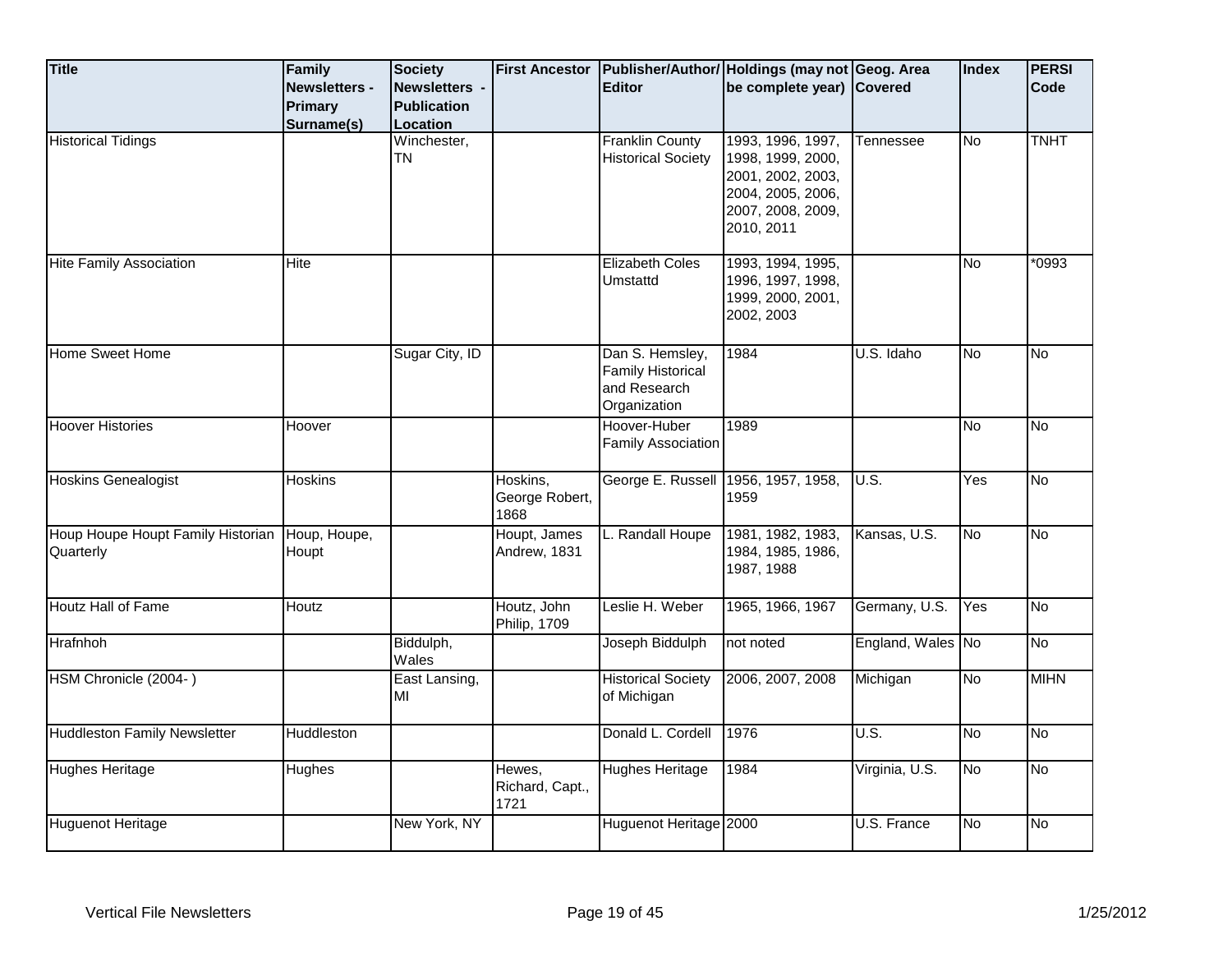| Title | Family Newsletters - Primary Surname(s) | Society Newsletters - Publication Location | First Ancestor | Publisher/Author/ Editor | Holdings (may not be complete year) | Geog. Area Covered | Index | PERSI Code |
|---|---|---|---|---|---|---|---|---|
| Historical Tidings | | Winchester, TN | | Franklin County Historical Society | 1993, 1996, 1997, 1998, 1999, 2000, 2001, 2002, 2003, 2004, 2005, 2006, 2007, 2008, 2009, 2010, 2011 | Tennessee | No | TNHT |
| Hite Family Association | Hite | | | Elizabeth Coles Umstattd | 1993, 1994, 1995, 1996, 1997, 1998, 1999, 2000, 2001, 2002, 2003 | | No | *0993 |
| Home Sweet Home | | Sugar City, ID | | Dan S. Hemsley, Family Historical and Research Organization | 1984 | U.S. Idaho | No | No |
| Hoover Histories | Hoover | | | Hoover-Huber Family Association | 1989 | | No | No |
| Hoskins Genealogist | Hoskins | | Hoskins, George Robert, 1868 | George E. Russell | 1956, 1957, 1958, 1959 | U.S. | Yes | No |
| Houp Houpe Houpt Family Historian Quarterly | Houp, Houpe, Houpt | | Houpt, James Andrew, 1831 | L. Randall Houpe | 1981, 1982, 1983, 1984, 1985, 1986, 1987, 1988 | Kansas, U.S. | No | No |
| Houtz Hall of Fame | Houtz | | Houtz, John Philip, 1709 | Leslie H. Weber | 1965, 1966, 1967 | Germany, U.S. | Yes | No |
| Hrafnhoh | | Biddulph, Wales | | Joseph Biddulph | not noted | England, Wales | No | No |
| HSM Chronicle (2004- ) | | East Lansing, MI | | Historical Society of Michigan | 2006, 2007, 2008 | Michigan | No | MIHN |
| Huddleston Family Newsletter | Huddleston | | | Donald L. Cordell | 1976 | U.S. | No | No |
| Hughes Heritage | Hughes | | Hewes, Richard, Capt., 1721 | Hughes Heritage | 1984 | Virginia, U.S. | No | No |
| Huguenot Heritage | | New York, NY | | Huguenot Heritage | 2000 | U.S. France | No | No |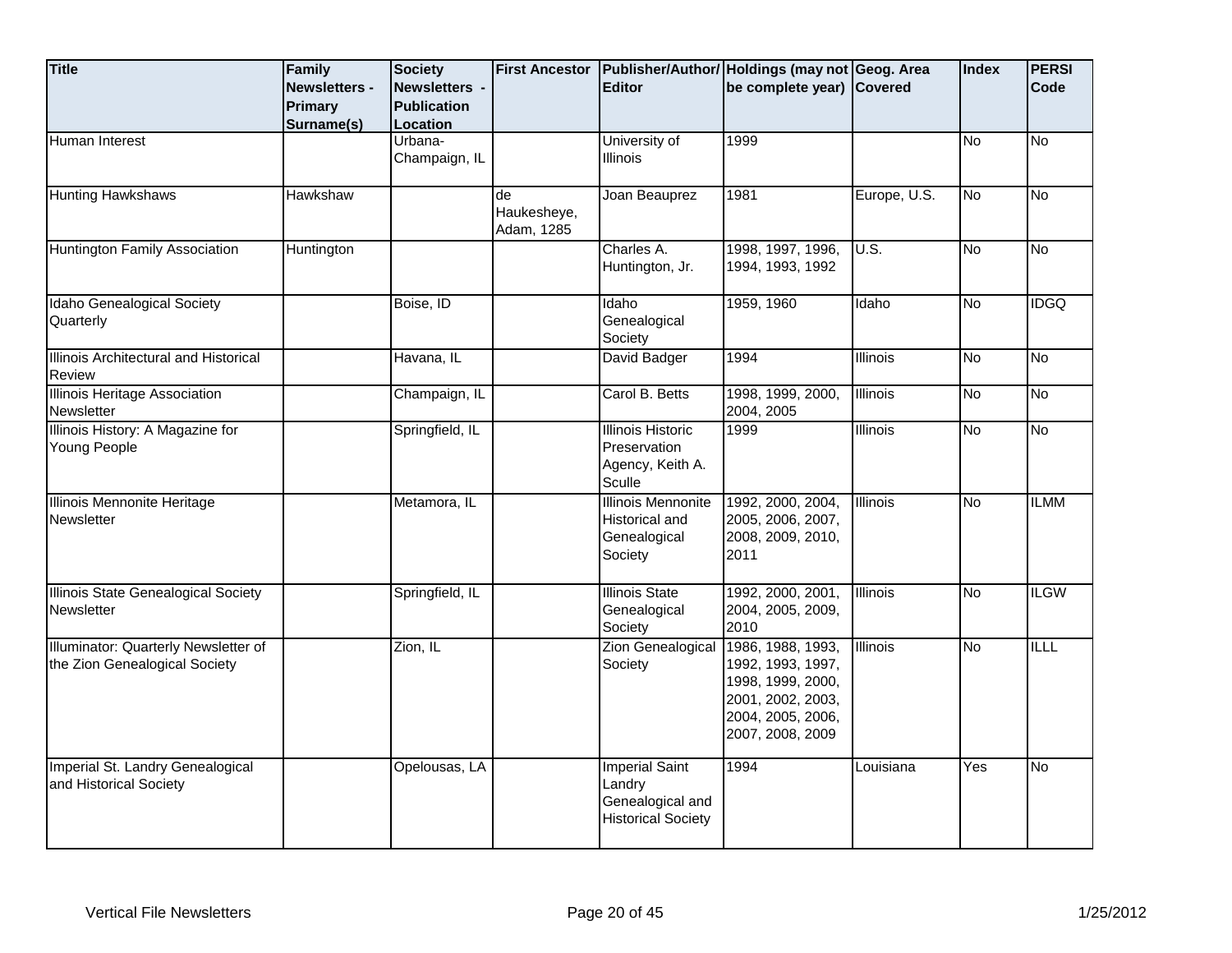| Title | Family Newsletters - Primary Surname(s) | Society Newsletters - Publication Location | First Ancestor | Publisher/Author/ Editor | Holdings (may not be complete year) | Geog. Area Covered | Index | PERSI Code |
|---|---|---|---|---|---|---|---|---|
| Human Interest | | Urbana-Champaign, IL | | University of Illinois | 1999 | | No | No |
| Hunting Hawkshaws | Hawkshaw | | de Haukesheye, Adam, 1285 | Joan Beauprez | 1981 | Europe, U.S. | No | No |
| Huntington Family Association | Huntington | | | Charles A. Huntington, Jr. | 1998, 1997, 1996, 1994, 1993, 1992 | U.S. | No | No |
| Idaho Genealogical Society Quarterly | | Boise, ID | | Idaho Genealogical Society | 1959, 1960 | Idaho | No | IDGQ |
| Illinois Architectural and Historical Review | | Havana, IL | | David Badger | 1994 | Illinois | No | No |
| Illinois Heritage Association Newsletter | | Champaign, IL | | Carol B. Betts | 1998, 1999, 2000, 2004, 2005 | Illinois | No | No |
| Illinois History: A Magazine for Young People | | Springfield, IL | | Illinois Historic Preservation Agency, Keith A. Sculle | 1999 | Illinois | No | No |
| Illinois Mennonite Heritage Newsletter | | Metamora, IL | | Illinois Mennonite Historical and Genealogical Society | 1992, 2000, 2004, 2005, 2006, 2007, 2008, 2009, 2010, 2011 | Illinois | No | ILMM |
| Illinois State Genealogical Society Newsletter | | Springfield, IL | | Illinois State Genealogical Society | 1992, 2000, 2001, 2004, 2005, 2009, 2010 | Illinois | No | ILGW |
| Illuminator: Quarterly Newsletter of the Zion Genealogical Society | | Zion, IL | | Zion Genealogical Society | 1986, 1988, 1993, 1992, 1993, 1997, 1998, 1999, 2000, 2001, 2002, 2003, 2004, 2005, 2006, 2007, 2008, 2009 | Illinois | No | ILLL |
| Imperial St. Landry Genealogical and Historical Society | | Opelousas, LA | | Imperial Saint Landry Genealogical and Historical Society | 1994 | Louisiana | Yes | No |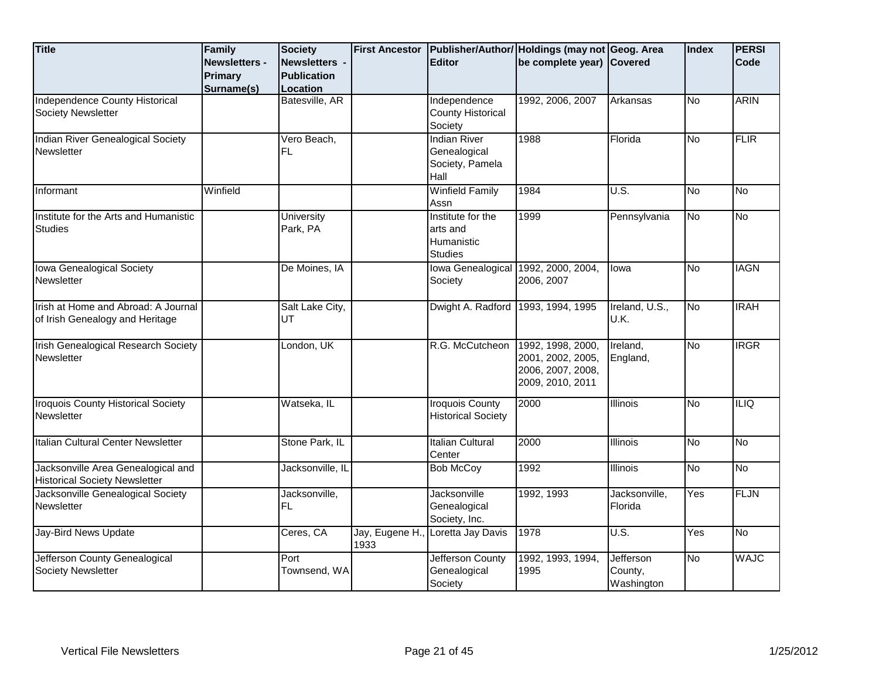| Title | Family Newsletters - Primary Surname(s) | Society Newsletters - Publication Location | First Ancestor | Publisher/Author/ Editor | Holdings (may not be complete year) | Geog. Area Covered | Index | PERSI Code |
|---|---|---|---|---|---|---|---|---|
| Independence County Historical Society Newsletter | | Batesville, AR | | Independence County Historical Society | 1992, 2006, 2007 | Arkansas | No | ARIN |
| Indian River Genealogical Society Newsletter | | Vero Beach, FL | | Indian River Genealogical Society, Pamela Hall | 1988 | Florida | No | FLIR |
| Informant | Winfield | | | Winfield Family Assn | 1984 | U.S. | No | No |
| Institute for the Arts and Humanistic Studies | | University Park, PA | | Institute for the arts and Humanistic Studies | 1999 | Pennsylvania | No | No |
| Iowa Genealogical Society Newsletter | | De Moines, IA | | Iowa Genealogical Society | 1992, 2000, 2004, 2006, 2007 | Iowa | No | IAGN |
| Irish at Home and Abroad: A Journal of Irish Genealogy and Heritage | | Salt Lake City, UT | | Dwight A. Radford | 1993, 1994, 1995 | Ireland, U.S., U.K. | No | IRAH |
| Irish Genealogical Research Society Newsletter | | London, UK | | R.G. McCutcheon | 1992, 1998, 2000, 2001, 2002, 2005, 2006, 2007, 2008, 2009, 2010, 2011 | Ireland, England, | No | IRGR |
| Iroquois County Historical Society Newsletter | | Watseka, IL | | Iroquois County Historical Society | 2000 | Illinois | No | ILIQ |
| Italian Cultural Center Newsletter | | Stone Park, IL | | Italian Cultural Center | 2000 | Illinois | No | No |
| Jacksonville Area Genealogical and Historical Society Newsletter | | Jacksonville, IL | | Bob McCoy | 1992 | Illinois | No | No |
| Jacksonville Genealogical Society Newsletter | | Jacksonville, FL | | Jacksonville Genealogical Society, Inc. | 1992, 1993 | Jacksonville, Florida | Yes | FLJN |
| Jay-Bird News Update | | Ceres, CA | Jay, Eugene H., 1933 | Loretta Jay Davis | 1978 | U.S. | Yes | No |
| Jefferson County Genealogical Society Newsletter | | Port Townsend, WA | | Jefferson County Genealogical Society | 1992, 1993, 1994, 1995 | Jefferson County, Washington | No | WAJC |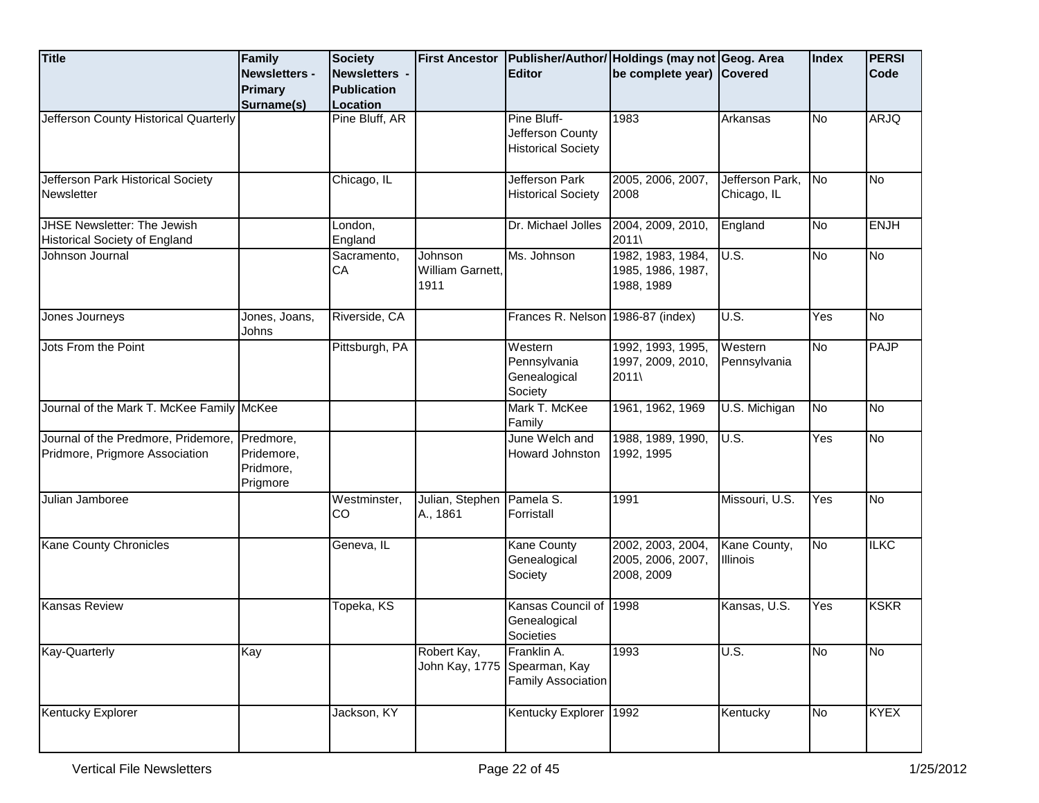| Title | Family Newsletters - Primary Surname(s) | Society Newsletters - Publication Location | First Ancestor | Publisher/Author/ Editor | Holdings (may not be complete year) | Geog. Area Covered | Index | PERSI Code |
|---|---|---|---|---|---|---|---|---|
| Jefferson County Historical Quarterly | | Pine Bluff, AR | | Pine Bluff- Jefferson County Historical Society | 1983 | Arkansas | No | ARJQ |
| Jefferson Park Historical Society Newsletter | | Chicago, IL | | Jefferson Park Historical Society | 2005, 2006, 2007, 2008 | Jefferson Park, Chicago, IL | No | No |
| JHSE Newsletter: The Jewish Historical Society of England | | London, England | | Dr. Michael Jolles | 2004, 2009, 2010, 2011\ | England | No | ENJH |
| Johnson Journal | | Sacramento, CA | Johnson William Garnett, 1911 | Ms. Johnson | 1982, 1983, 1984, 1985, 1986, 1987, 1988, 1989 | U.S. | No | No |
| Jones Journeys | Jones, Joans, Johns | Riverside, CA | | Frances R. Nelson | 1986-87 (index) | U.S. | Yes | No |
| Jots From the Point | | Pittsburgh, PA | | Western Pennsylvania Genealogical Society | 1992, 1993, 1995, 1997, 2009, 2010, 2011\ | Western Pennsylvania | No | PAJP |
| Journal of the Mark T. McKee Family | McKee | | | Mark T. McKee Family | 1961, 1962, 1969 | U.S. Michigan | No | No |
| Journal of the Predmore, Pridemore, Pridmore, Prigmore Association | Predmore, Pridemore, Pridmore, Prigmore | | | June Welch and Howard Johnston | 1988, 1989, 1990, 1992, 1995 | U.S. | Yes | No |
| Julian Jamboree | | Westminster, CO | Julian, Stephen A., 1861 | Pamela S. Forristall | 1991 | Missouri, U.S. | Yes | No |
| Kane County Chronicles | | Geneva, IL | | Kane County Genealogical Society | 2002, 2003, 2004, 2005, 2006, 2007, 2008, 2009 | Kane County, Illinois | No | ILKC |
| Kansas Review | | Topeka, KS | | Kansas Council of Genealogical Societies | 1998 | Kansas, U.S. | Yes | KSKR |
| Kay-Quarterly | Kay | | Robert Kay, John Kay, 1775 | Franklin A. Spearman, Kay Family Association | 1993 | U.S. | No | No |
| Kentucky Explorer | | Jackson, KY | | Kentucky Explorer | 1992 | Kentucky | No | KYEX |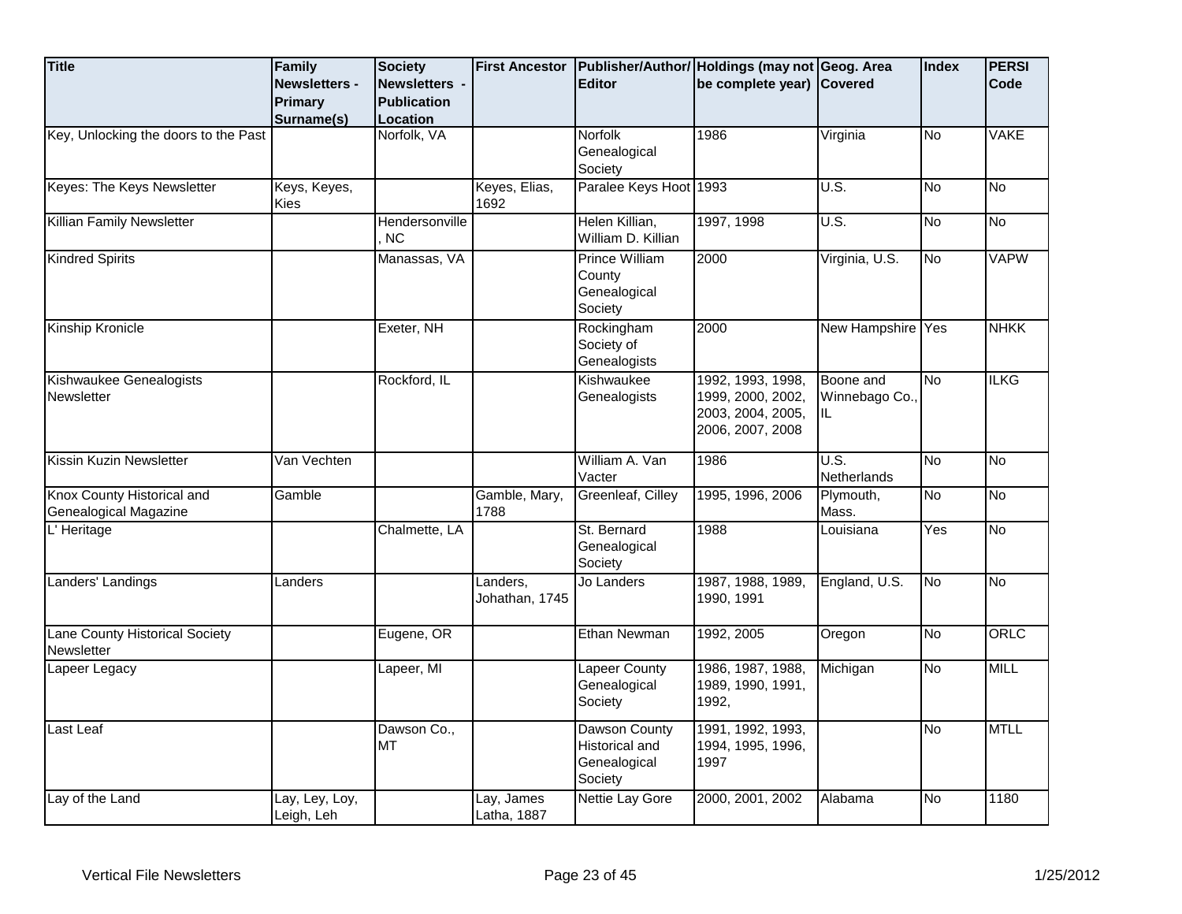| Title | Family Newsletters - Primary Surname(s) | Society Newsletters - Publication Location | First Ancestor | Publisher/Author/ Editor | Holdings (may not be complete year) | Geog. Area Covered | Index | PERSI Code |
|---|---|---|---|---|---|---|---|---|
| Key, Unlocking the doors to the Past | | Norfolk, VA | | Norfolk Genealogical Society | 1986 | Virginia | No | VAKE |
| Keyes: The Keys Newsletter | Keys, Keyes, Kies | | Keyes, Elias, 1692 | Paralee Keys Hoot | 1993 | U.S. | No | No |
| Killian Family Newsletter | | Hendersonville, NC | | Helen Killian, William D. Killian | 1997, 1998 | U.S. | No | No |
| Kindred Spirits | | Manassas, VA | | Prince William County Genealogical Society | 2000 | Virginia, U.S. | No | VAPW |
| Kinship Kronicle | | Exeter, NH | | Rockingham Society of Genealogists | 2000 | New Hampshire | Yes | NHKK |
| Kishwaukee Genealogists Newsletter | | Rockford, IL | | Kishwaukee Genealogists | 1992, 1993, 1998, 1999, 2000, 2002, 2003, 2004, 2005, 2006, 2007, 2008 | Boone and Winnebago Co., IL | No | ILKG |
| Kissin Kuzin Newsletter | Van Vechten | | | William A. Van Vacter | 1986 | U.S. Netherlands | No | No |
| Knox County Historical and Genealogical Magazine | Gamble | | Gamble, Mary, 1788 | Greenleaf, Cilley | 1995, 1996, 2006 | Plymouth, Mass. | No | No |
| L' Heritage | | Chalmette, LA | | St. Bernard Genealogical Society | 1988 | Louisiana | Yes | No |
| Landers' Landings | Landers | | Landers, Johathan, 1745 | Jo Landers | 1987, 1988, 1989, 1990, 1991 | England, U.S. | No | No |
| Lane County Historical Society Newsletter | | Eugene, OR | | Ethan Newman | 1992, 2005 | Oregon | No | ORLC |
| Lapeer Legacy | | Lapeer, MI | | Lapeer County Genealogical Society | 1986, 1987, 1988, 1989, 1990, 1991, 1992, | Michigan | No | MILL |
| Last Leaf | | Dawson Co., MT | | Dawson County Historical and Genealogical Society | 1991, 1992, 1993, 1994, 1995, 1996, 1997 | | No | MTLL |
| Lay of the Land | Lay, Ley, Loy, Leigh, Leh | | Lay, James Latha, 1887 | Nettie Lay Gore | 2000, 2001, 2002 | Alabama | No | 1180 |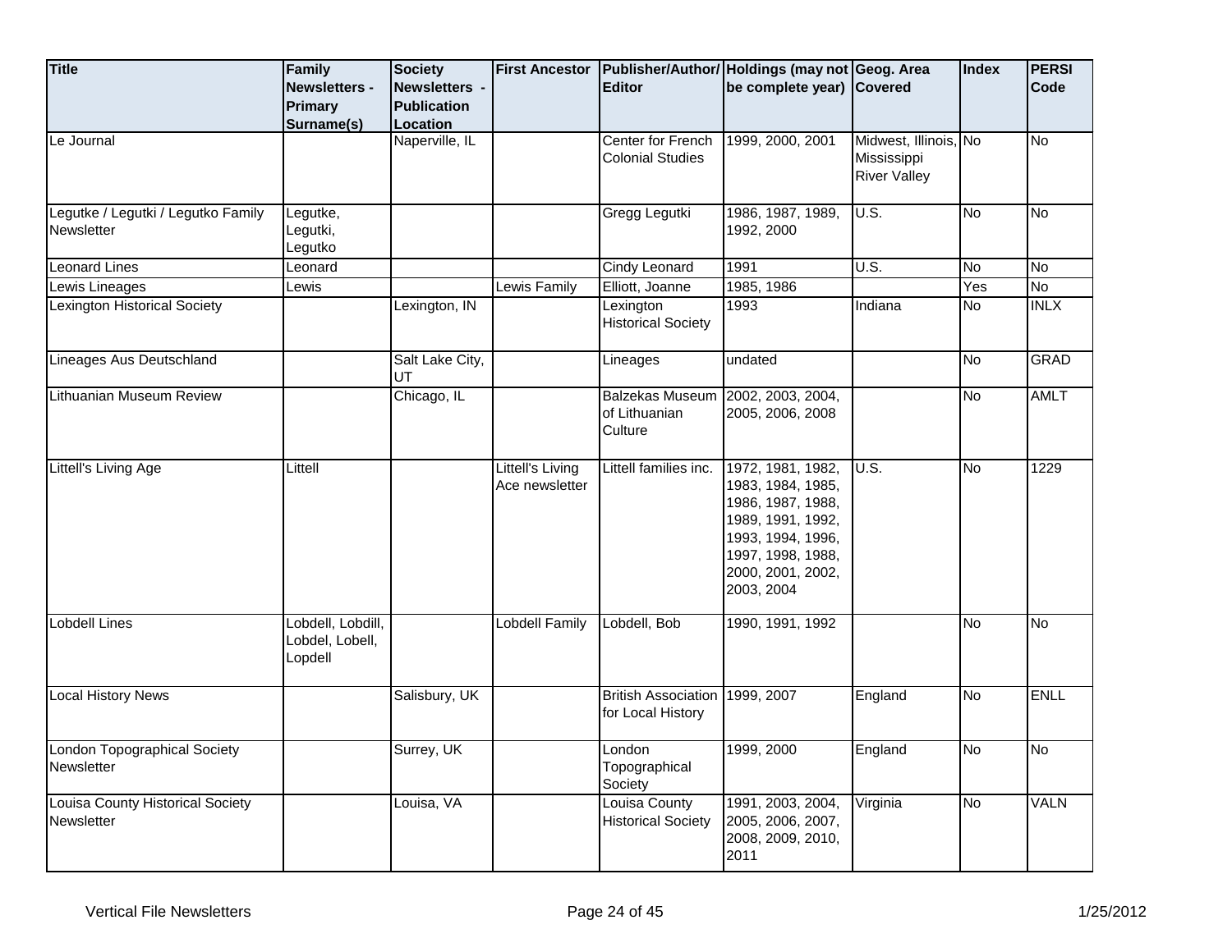| Title | Family Newsletters - Primary Surname(s) | Society Newsletters - Publication Location | First Ancestor | Publisher/Author/ Editor | Holdings (may not be complete year) | Geog. Area Covered | Index | PERSI Code |
|---|---|---|---|---|---|---|---|---|
| Le Journal | | Naperville, IL | | Center for French Colonial Studies | 1999, 2000, 2001 | Midwest, Illinois, Mississippi River Valley | No | No |
| Legutke / Legutki / Legutko Family Newsletter | Legutke, Legutki, Legutko | | | Gregg Legutki | 1986, 1987, 1989, 1992, 2000 | U.S. | No | No |
| Leonard Lines | Leonard | | | Cindy Leonard | 1991 | U.S. | No | No |
| Lewis Lineages | Lewis | | Lewis Family | Elliott, Joanne | 1985, 1986 | | Yes | No |
| Lexington Historical Society | | Lexington, IN | | Lexington Historical Society | 1993 | Indiana | No | INLX |
| Lineages Aus Deutschland | | Salt Lake City, UT | | Lineages | undated | | No | GRAD |
| Lithuanian Museum Review | | Chicago, IL | | Balzekas Museum of Lithuanian Culture | 2002, 2003, 2004, 2005, 2006, 2008 | | No | AMLT |
| Littell's Living Age | Littell | | Littell's Living Ace newsletter | Littell families inc. | 1972, 1981, 1982, 1983, 1984, 1985, 1986, 1987, 1988, 1989, 1991, 1992, 1993, 1994, 1996, 1997, 1998, 1988, 2000, 2001, 2002, 2003, 2004 | U.S. | No | 1229 |
| Lobdell Lines | Lobdell, Lobdill, Lobdel, Lobell, Lopdell | | Lobdell Family | Lobdell, Bob | 1990, 1991, 1992 | | No | No |
| Local History News | | Salisbury, UK | | British Association for Local History | 1999, 2007 | England | No | ENLL |
| London Topographical Society Newsletter | | Surrey, UK | | London Topographical Society | 1999, 2000 | England | No | No |
| Louisa County Historical Society Newsletter | | Louisa, VA | | Louisa County Historical Society | 1991, 2003, 2004, 2005, 2006, 2007, 2008, 2009, 2010, 2011 | Virginia | No | VALN |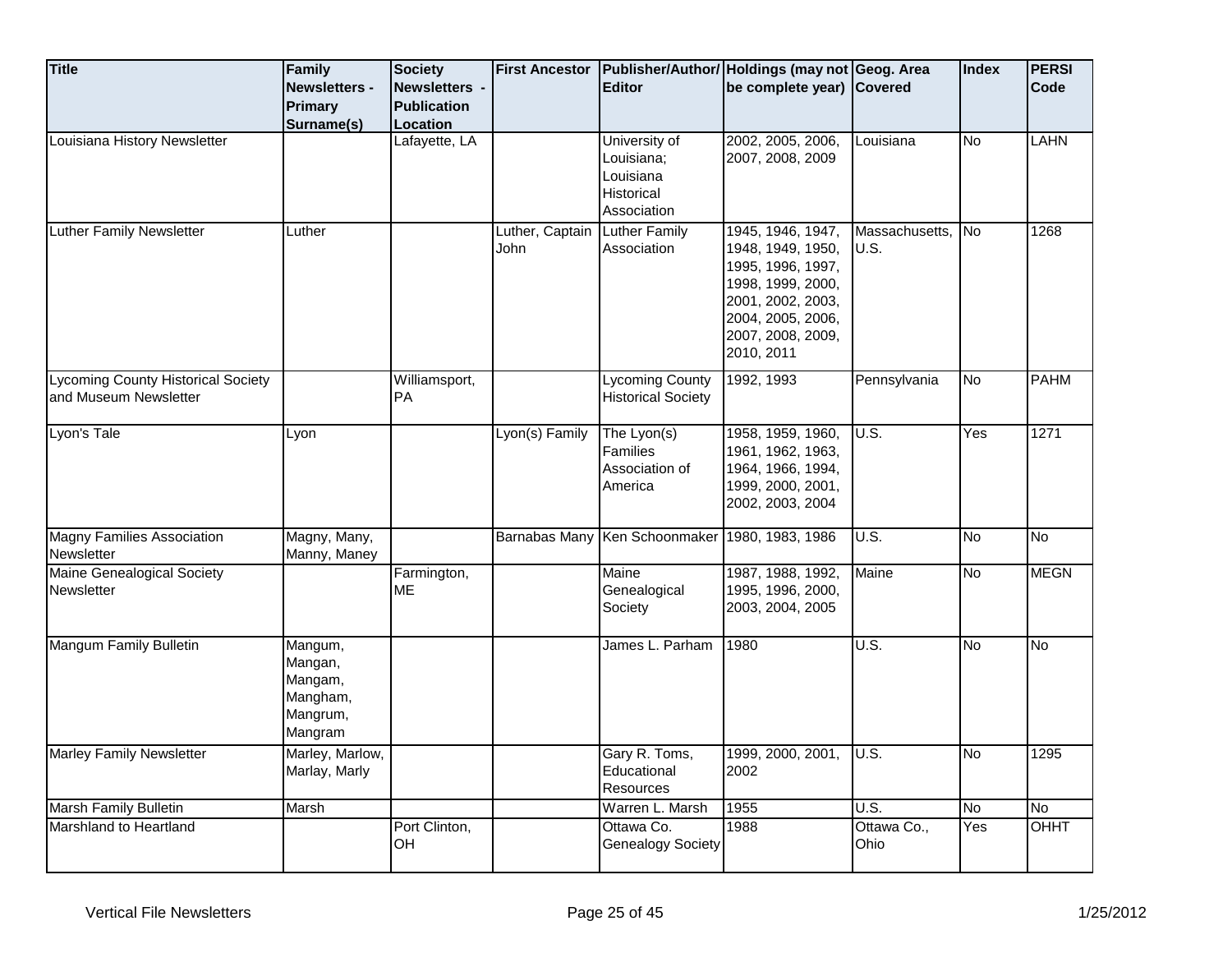| Title | Family Newsletters - Primary Surname(s) | Society Newsletters - Publication Location | First Ancestor | Publisher/Author/Editor | Holdings (may not be complete year) | Geog. Area Covered | Index | PERSI Code |
|---|---|---|---|---|---|---|---|---|
| Louisiana History Newsletter | | Lafayette, LA | | University of Louisiana; Louisiana Historical Association | 2002, 2005, 2006, 2007, 2008, 2009 | Louisiana | No | LAHN |
| Luther Family Newsletter | Luther | | Luther, Captain John | Luther Family Association | 1945, 1946, 1947, 1948, 1949, 1950, 1995, 1996, 1997, 1998, 1999, 2000, 2001, 2002, 2003, 2004, 2005, 2006, 2007, 2008, 2009, 2010, 2011 | Massachusetts, U.S. | No | 1268 |
| Lycoming County Historical Society and Museum Newsletter | | Williamsport, PA | | Lycoming County Historical Society | 1992, 1993 | Pennsylvania | No | PAHM |
| Lyon's Tale | Lyon | | Lyon(s) Family | The Lyon(s) Families Association of America | 1958, 1959, 1960, 1961, 1962, 1963, 1964, 1966, 1994, 1999, 2000, 2001, 2002, 2003, 2004 | U.S. | Yes | 1271 |
| Magny Families Association Newsletter | Magny, Many, Manny, Maney | | Barnabas Many | Ken Schoonmaker | 1980, 1983, 1986 | U.S. | No | No |
| Maine Genealogical Society Newsletter | | Farmington, ME | | Maine Genealogical Society | 1987, 1988, 1992, 1995, 1996, 2000, 2003, 2004, 2005 | Maine | No | MEGN |
| Mangum Family Bulletin | Mangum, Mangan, Mangam, Mangham, Mangrum, Mangram | | | James L. Parham | 1980 | U.S. | No | No |
| Marley Family Newsletter | Marley, Marlow, Marlay, Marly | | | Gary R. Toms, Educational Resources | 1999, 2000, 2001, 2002 | U.S. | No | 1295 |
| Marsh Family Bulletin | Marsh | | | Warren L. Marsh | 1955 | U.S. | No | No |
| Marshland to Heartland | | Port Clinton, OH | | Ottawa Co. Genealogy Society | 1988 | Ottawa Co., Ohio | Yes | OHHT |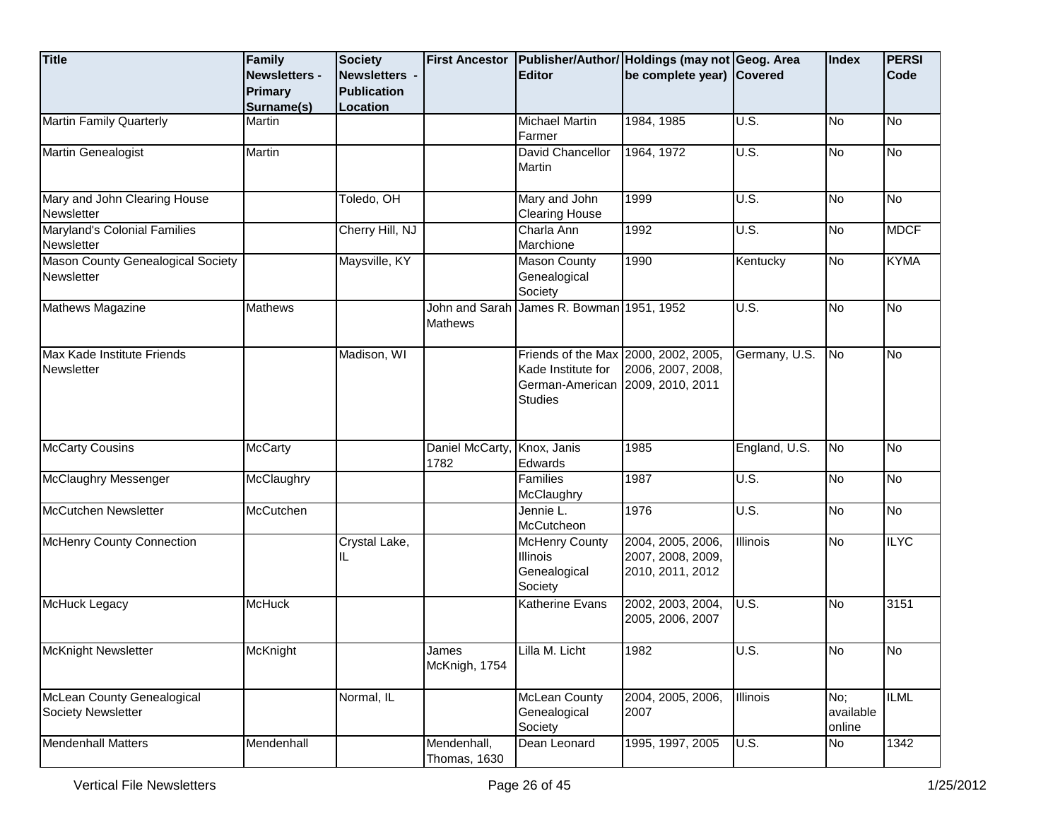| Title | Family Newsletters - Primary Surname(s) | Society Newsletters - Publication Location | First Ancestor | Publisher/Author/ Editor | Holdings (may not be complete year) | Geog. Area Covered | Index | PERSI Code |
|---|---|---|---|---|---|---|---|---|
| Martin Family Quarterly | Martin | | | Michael Martin Farmer | 1984, 1985 | U.S. | No | No |
| Martin Genealogist | Martin | | | David Chancellor Martin | 1964, 1972 | U.S. | No | No |
| Mary and John Clearing House Newsletter | | Toledo, OH | | Mary and John Clearing House | 1999 | U.S. | No | No |
| Maryland's Colonial Families Newsletter | | Cherry Hill, NJ | | Charla Ann Marchione | 1992 | U.S. | No | MDCF |
| Mason County Genealogical Society Newsletter | | Maysville, KY | | Mason County Genealogical Society | 1990 | Kentucky | No | KYMA |
| Mathews Magazine | Mathews | | John and Sarah Mathews | James R. Bowman | 1951, 1952 | U.S. | No | No |
| Max Kade Institute Friends Newsletter | | Madison, WI | | Friends of the Max Kade Institute for German-American Studies | 2000, 2002, 2005, 2006, 2007, 2008, 2009, 2010, 2011 | Germany, U.S. | No | No |
| McCarty Cousins | McCarty | | Daniel McCarty, 1782 | Knox, Janis Edwards | 1985 | England, U.S. | No | No |
| McClaughry Messenger | McClaughry | | | Families McClaughry | 1987 | U.S. | No | No |
| McCutchen Newsletter | McCutchen | | | Jennie L. McCutcheon | 1976 | U.S. | No | No |
| McHenry County Connection | | Crystal Lake, IL | | McHenry County Illinois Genealogical Society | 2004, 2005, 2006, 2007, 2008, 2009, 2010, 2011, 2012 | Illinois | No | ILYC |
| McHuck Legacy | McHuck | | | Katherine Evans | 2002, 2003, 2004, 2005, 2006, 2007 | U.S. | No | 3151 |
| McKnight Newsletter | McKnight | | James McKnigh, 1754 | Lilla M. Licht | 1982 | U.S. | No | No |
| McLean County Genealogical Society Newsletter | | Normal, IL | | McLean County Genealogical Society | 2004, 2005, 2006, 2007 | Illinois | No; available online | ILML |
| Mendenhall Matters | Mendenhall | | Mendenhall, Thomas, 1630 | Dean Leonard | 1995, 1997, 2005 | U.S. | No | 1342 |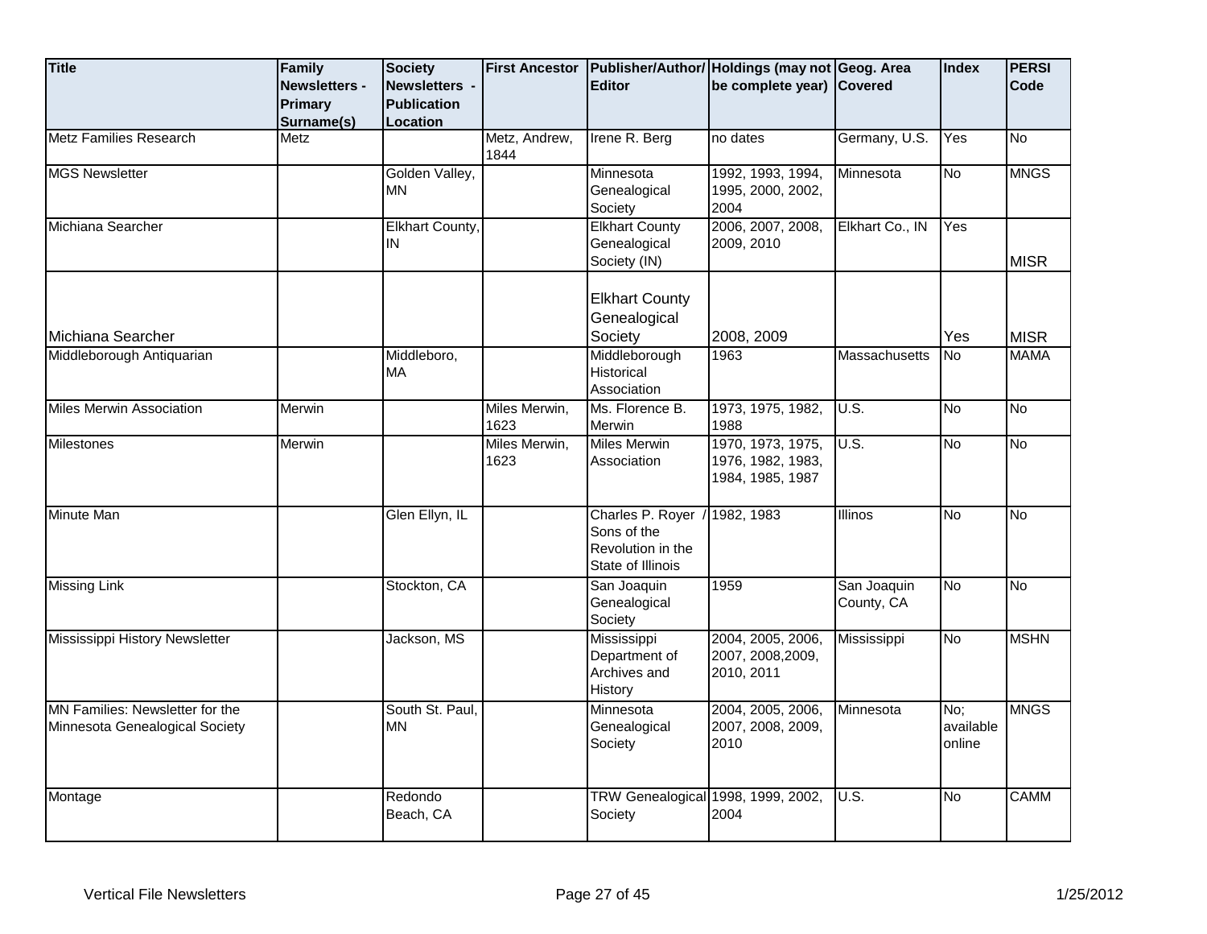| Title | Family Newsletters - Primary Surname(s) | Society Newsletters - Publication Location | First Ancestor | Publisher/Author/ Editor | Holdings (may not be complete year) | Geog. Area Covered | Index | PERSI Code |
|---|---|---|---|---|---|---|---|---|
| Metz Families Research | Metz | | Metz, Andrew, 1844 | Irene R. Berg | no dates | Germany, U.S. | Yes | No |
| MGS Newsletter | | Golden Valley, MN | | Minnesota Genealogical Society | 1992, 1993, 1994, 1995, 2000, 2002, 2004 | Minnesota | No | MNGS |
| Michiana Searcher | | Elkhart County, IN | | Elkhart County Genealogical Society (IN) | 2006, 2007, 2008, 2009, 2010 | Elkhart Co., IN | Yes | MISR |
| Michiana Searcher | | | | Elkhart County Genealogical Society | 2008, 2009 | | Yes | MISR |
| Middleborough Antiquarian | | Middleboro, MA | | Middleborough Historical Association | 1963 | Massachusetts | No | MAMA |
| Miles Merwin Association | Merwin | | Miles Merwin, 1623 | Ms. Florence B. Merwin | 1973, 1975, 1982, 1988 | U.S. | No | No |
| Milestones | Merwin | | Miles Merwin, 1623 | Miles Merwin Association | 1970, 1973, 1975, 1976, 1982, 1983, 1984, 1985, 1987 | U.S. | No | No |
| Minute Man | | Glen Ellyn, IL | | Charles P. Royer / Sons of the Revolution in the State of Illinois | 1982, 1983 | Illinos | No | No |
| Missing Link | | Stockton, CA | | San Joaquin Genealogical Society | 1959 | San Joaquin County, CA | No | No |
| Mississippi History Newsletter | | Jackson, MS | | Mississippi Department of Archives and History | 2004, 2005, 2006, 2007, 2008,2009, 2010, 2011 | Mississippi | No | MSHN |
| MN Families: Newsletter for the Minnesota Genealogical Society | | South St. Paul, MN | | Minnesota Genealogical Society | 2004, 2005, 2006, 2007, 2008, 2009, 2010 | Minnesota | No; available online | MNGS |
| Montage | | Redondo Beach, CA | | TRW Genealogical Society | 1998, 1999, 2002, 2004 | U.S. | No | CAMM |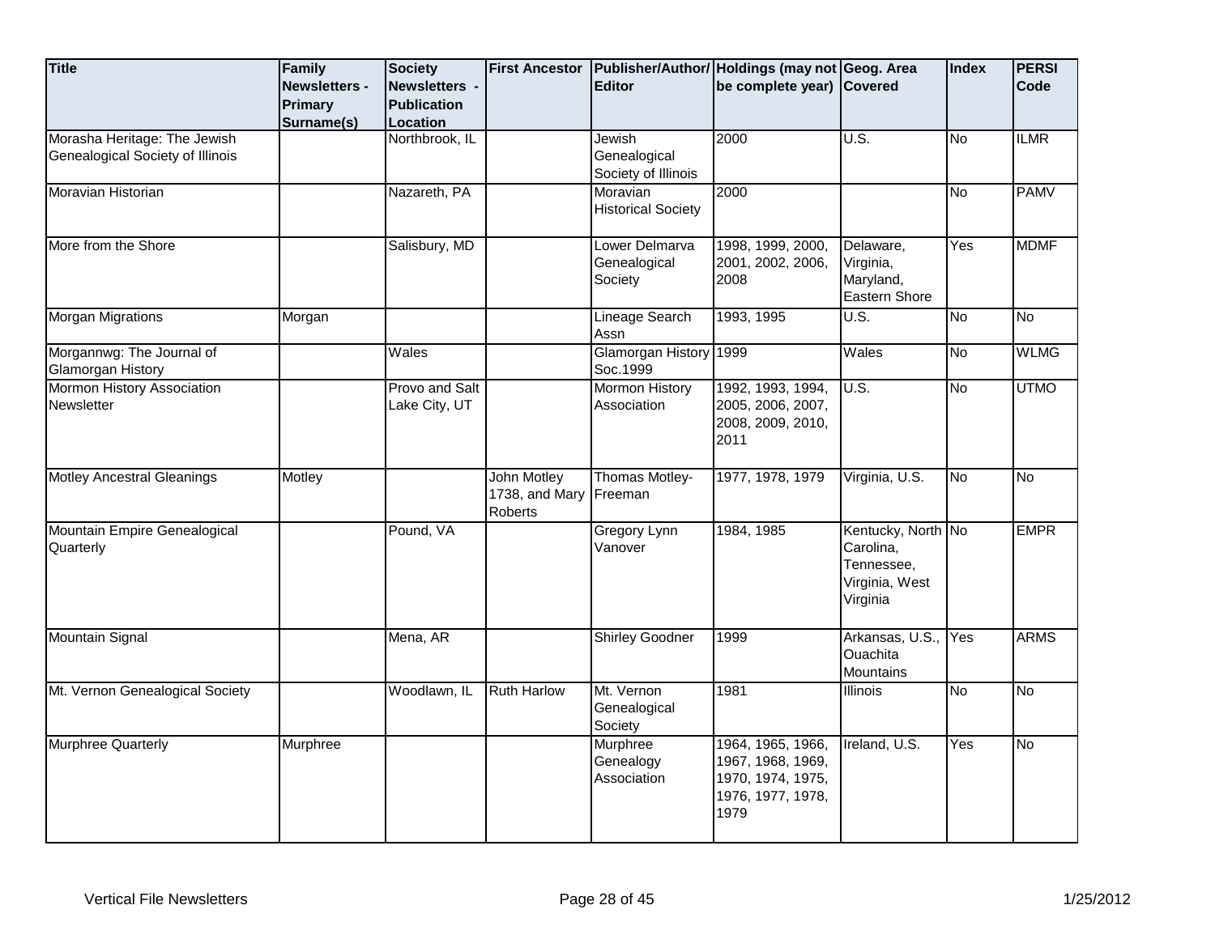| Title | Family Newsletters - Primary Surname(s) | Society Newsletters - Publication Location | First Ancestor | Publisher/Author/ Editor | Holdings (may not be complete year) | Geog. Area Covered | Index | PERSI Code |
|---|---|---|---|---|---|---|---|---|
| Morasha Heritage: The Jewish Genealogical Society of Illinois | | Northbrook, IL | | Jewish Genealogical Society of Illinois | 2000 | U.S. | No | ILMR |
| Moravian Historian | | Nazareth, PA | | Moravian Historical Society | 2000 | | No | PAMV |
| More from the Shore | | Salisbury, MD | | Lower Delmarva Genealogical Society | 1998, 1999, 2000, 2001, 2002, 2006, 2008 | Delaware, Virginia, Maryland, Eastern Shore | Yes | MDMF |
| Morgan Migrations | Morgan | | | Lineage Search Assn | 1993, 1995 | U.S. | No | No |
| Morgannwg: The Journal of Glamorgan History | | Wales | | Glamorgan History Soc.1999 | 1999 | Wales | No | WLMG |
| Mormon History Association Newsletter | | Provo and Salt Lake City, UT | | Mormon History Association | 1992, 1993, 1994, 2005, 2006, 2007, 2008, 2009, 2010, 2011 | U.S. | No | UTMO |
| Motley Ancestral Gleanings | Motley | | John Motley 1738, and Mary Roberts | Thomas Motley-Freeman | 1977, 1978, 1979 | Virginia, U.S. | No | No |
| Mountain Empire Genealogical Quarterly | | Pound, VA | | Gregory Lynn Vanover | 1984, 1985 | Kentucky, North Carolina, Tennessee, Virginia, West Virginia | No | EMPR |
| Mountain Signal | | Mena, AR | | Shirley Goodner | 1999 | Arkansas, U.S., Ouachita Mountains | Yes | ARMS |
| Mt. Vernon Genealogical Society | | Woodlawn, IL | Ruth Harlow | Mt. Vernon Genealogical Society | 1981 | Illinois | No | No |
| Murphree Quarterly | Murphree | | | Murphree Genealogy Association | 1964, 1965, 1966, 1967, 1968, 1969, 1970, 1974, 1975, 1976, 1977, 1978, 1979 | Ireland, U.S. | Yes | No |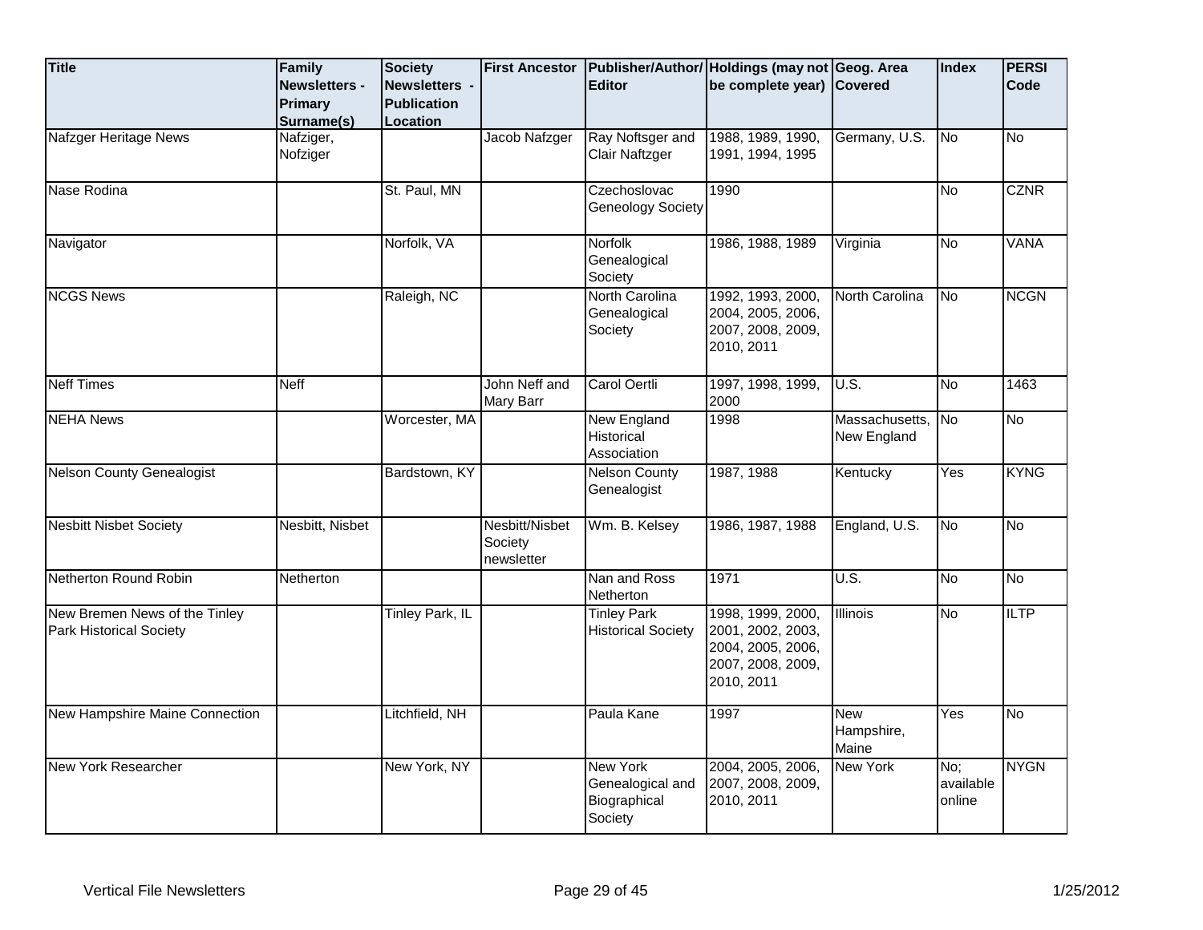| Title | Family Newsletters - Primary Surname(s) | Society Newsletters - Publication Location | First Ancestor | Publisher/Author/ Editor | Holdings (may not be complete year) | Geog. Area Covered | Index | PERSI Code |
|---|---|---|---|---|---|---|---|---|
| Nafzger Heritage News | Nafziger, Nofziger | | Jacob Nafzger | Ray Noftsger and Clair Naftzger | 1988, 1989, 1990, 1991, 1994, 1995 | Germany, U.S. | No | No |
| Nase Rodina | | St. Paul, MN | | Czechoslovac Geneology Society | 1990 | | No | CZNR |
| Navigator | | Norfolk, VA | | Norfolk Genealogical Society | 1986, 1988, 1989 | Virginia | No | VANA |
| NCGS News | | Raleigh, NC | | North Carolina Genealogical Society | 1992, 1993, 2000, 2004, 2005, 2006, 2007, 2008, 2009, 2010, 2011 | North Carolina | No | NCGN |
| Neff Times | Neff | | John Neff and Mary Barr | Carol Oertli | 1997, 1998, 1999, 2000 | U.S. | No | 1463 |
| NEHA News | | Worcester, MA | | New England Historical Association | 1998 | Massachusetts, New England | No | No |
| Nelson County Genealogist | | Bardstown, KY | | Nelson County Genealogist | 1987, 1988 | Kentucky | Yes | KYNG |
| Nesbitt Nisbet Society | Nesbitt, Nisbet | | Nesbitt/Nisbet Society newsletter | Wm. B. Kelsey | 1986, 1987, 1988 | England, U.S. | No | No |
| Netherton Round Robin | Netherton | | | Nan and Ross Netherton | 1971 | U.S. | No | No |
| New Bremen News of the Tinley Park Historical Society | | Tinley Park, IL | | Tinley Park Historical Society | 1998, 1999, 2000, 2001, 2002, 2003, 2004, 2005, 2006, 2007, 2008, 2009, 2010, 2011 | Illinois | No | ILTP |
| New Hampshire Maine Connection | | Litchfield, NH | | Paula Kane | 1997 | New Hampshire, Maine | Yes | No |
| New York Researcher | | New York, NY | | New York Genealogical and Biographical Society | 2004, 2005, 2006, 2007, 2008, 2009, 2010, 2011 | New York | No; available online | NYGN |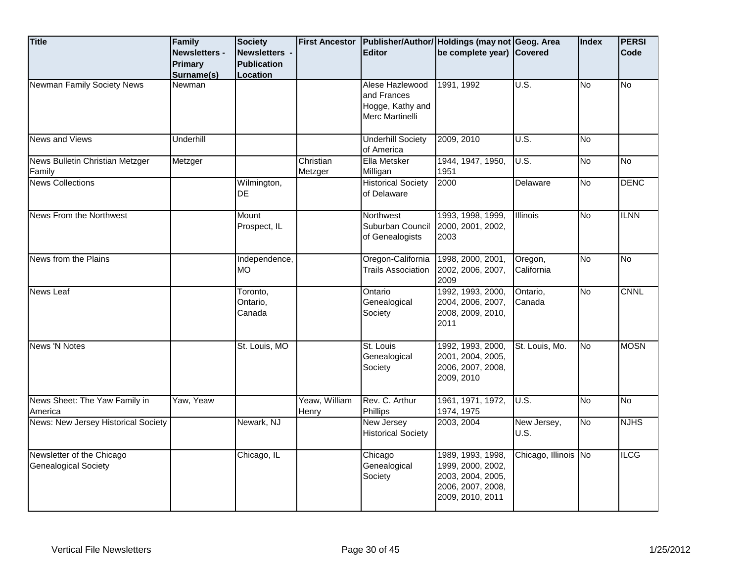| Title | Family Newsletters - Primary Surname(s) | Society Newsletters - Publication Location | First Ancestor | Publisher/Author/ Editor | Holdings (may not be complete year) | Geog. Area Covered | Index | PERSI Code |
|---|---|---|---|---|---|---|---|---|
| Newman Family Society News | Newman | | | Alese Hazlewood and Frances Hogge, Kathy and Merc Martinelli | 1991, 1992 | U.S. | No | No |
| News and Views | Underhill | | | Underhill Society of America | 2009, 2010 | U.S. | No | |
| News Bulletin Christian Metzger Family | Metzger | | Christian Metzger | Ella Metsker Milligan | 1944, 1947, 1950, 1951 | U.S. | No | No |
| News Collections | | Wilmington, DE | | Historical Society of Delaware | 2000 | Delaware | No | DENC |
| News From the Northwest | | Mount Prospect, IL | | Northwest Suburban Council of Genealogists | 1993, 1998, 1999, 2000, 2001, 2002, 2003 | Illinois | No | ILNN |
| News from the Plains | | Independence, MO | | Oregon-California Trails Association | 1998, 2000, 2001, 2002, 2006, 2007, 2009 | Oregon, California | No | No |
| News Leaf | | Toronto, Ontario, Canada | | Ontario Genealogical Society | 1992, 1993, 2000, 2004, 2006, 2007, 2008, 2009, 2010, 2011 | Ontario, Canada | No | CNNL |
| News 'N Notes | | St. Louis, MO | | St. Louis Genealogical Society | 1992, 1993, 2000, 2001, 2004, 2005, 2006, 2007, 2008, 2009, 2010 | St. Louis, Mo. | No | MOSN |
| News Sheet: The Yaw Family in America | Yaw, Yeaw | | Yeaw, William Henry | Rev. C. Arthur Phillips | 1961, 1971, 1972, 1974, 1975 | U.S. | No | No |
| News: New Jersey Historical Society | | Newark, NJ | | New Jersey Historical Society | 2003, 2004 | New Jersey, U.S. | No | NJHS |
| Newsletter of the Chicago Genealogical Society | | Chicago, IL | | Chicago Genealogical Society | 1989, 1993, 1998, 1999, 2000, 2002, 2003, 2004, 2005, 2006, 2007, 2008, 2009, 2010, 2011 | Chicago, Illinois | No | ILCG |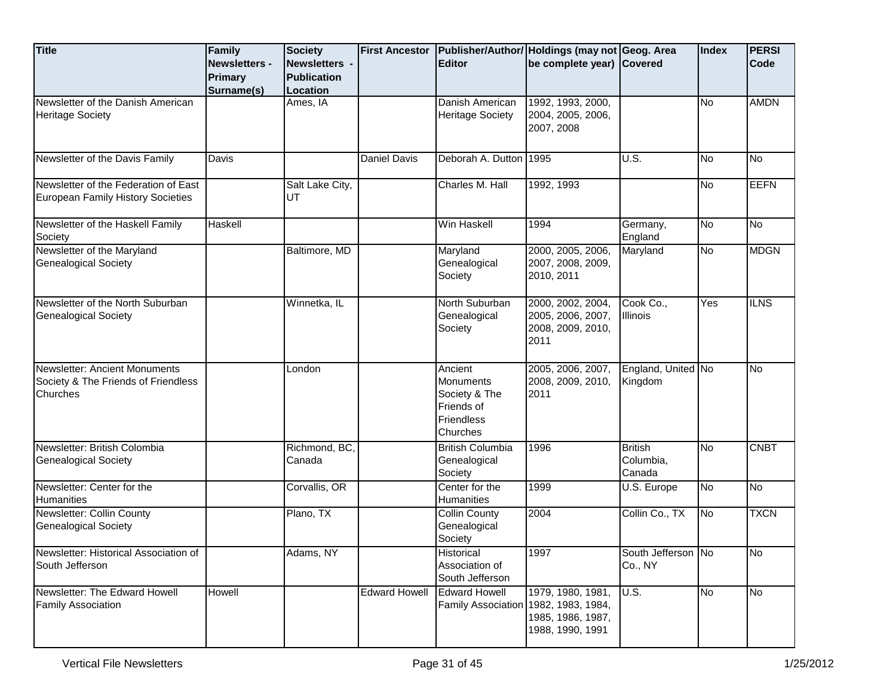| Title | Family Newsletters - Primary Surname(s) | Society Newsletters - Publication Location | First Ancestor | Publisher/Author/ Editor | Holdings (may not be complete year) | Geog. Area Covered | Index | PERSI Code |
|---|---|---|---|---|---|---|---|---|
| Newsletter of the Danish American Heritage Society | | Ames, IA | | Danish American Heritage Society | 1992, 1993, 2000, 2004, 2005, 2006, 2007, 2008 | | No | AMDN |
| Newsletter of the Davis Family | Davis | | Daniel Davis | Deborah A. Dutton | 1995 | U.S. | No | No |
| Newsletter of the Federation of East European Family History Societies | | Salt Lake City, UT | | Charles M. Hall | 1992, 1993 | | No | EEFN |
| Newsletter of the Haskell Family Society | Haskell | | | Win Haskell | 1994 | Germany, England | No | No |
| Newsletter of the Maryland Genealogical Society | | Baltimore, MD | | Maryland Genealogical Society | 2000, 2005, 2006, 2007, 2008, 2009, 2010, 2011 | Maryland | No | MDGN |
| Newsletter of the North Suburban Genealogical Society | | Winnetka, IL | | North Suburban Genealogical Society | 2000, 2002, 2004, 2005, 2006, 2007, 2008, 2009, 2010, 2011 | Cook Co., Illinois | Yes | ILNS |
| Newsletter: Ancient Monuments Society & The Friends of Friendless Churches | | London | | Ancient Monuments Society & The Friends of Friendless Churches | 2005, 2006, 2007, 2008, 2009, 2010, 2011 | England, United Kingdom | No | No |
| Newsletter: British Colombia Genealogical Society | | Richmond, BC, Canada | | British Columbia Genealogical Society | 1996 | British Columbia, Canada | No | CNBT |
| Newsletter: Center for the Humanities | | Corvallis, OR | | Center for the Humanities | 1999 | U.S. Europe | No | No |
| Newsletter: Collin County Genealogical Society | | Plano, TX | | Collin County Genealogical Society | 2004 | Collin Co., TX | No | TXCN |
| Newsletter: Historical Association of South Jefferson | | Adams, NY | | Historical Association of South Jefferson | 1997 | South Jefferson Co., NY | No | No |
| Newsletter: The Edward Howell Family Association | Howell | | Edward Howell | Edward Howell Family Association | 1979, 1980, 1981, 1982, 1983, 1984, 1985, 1986, 1987, 1988, 1990, 1991 | U.S. | No | No |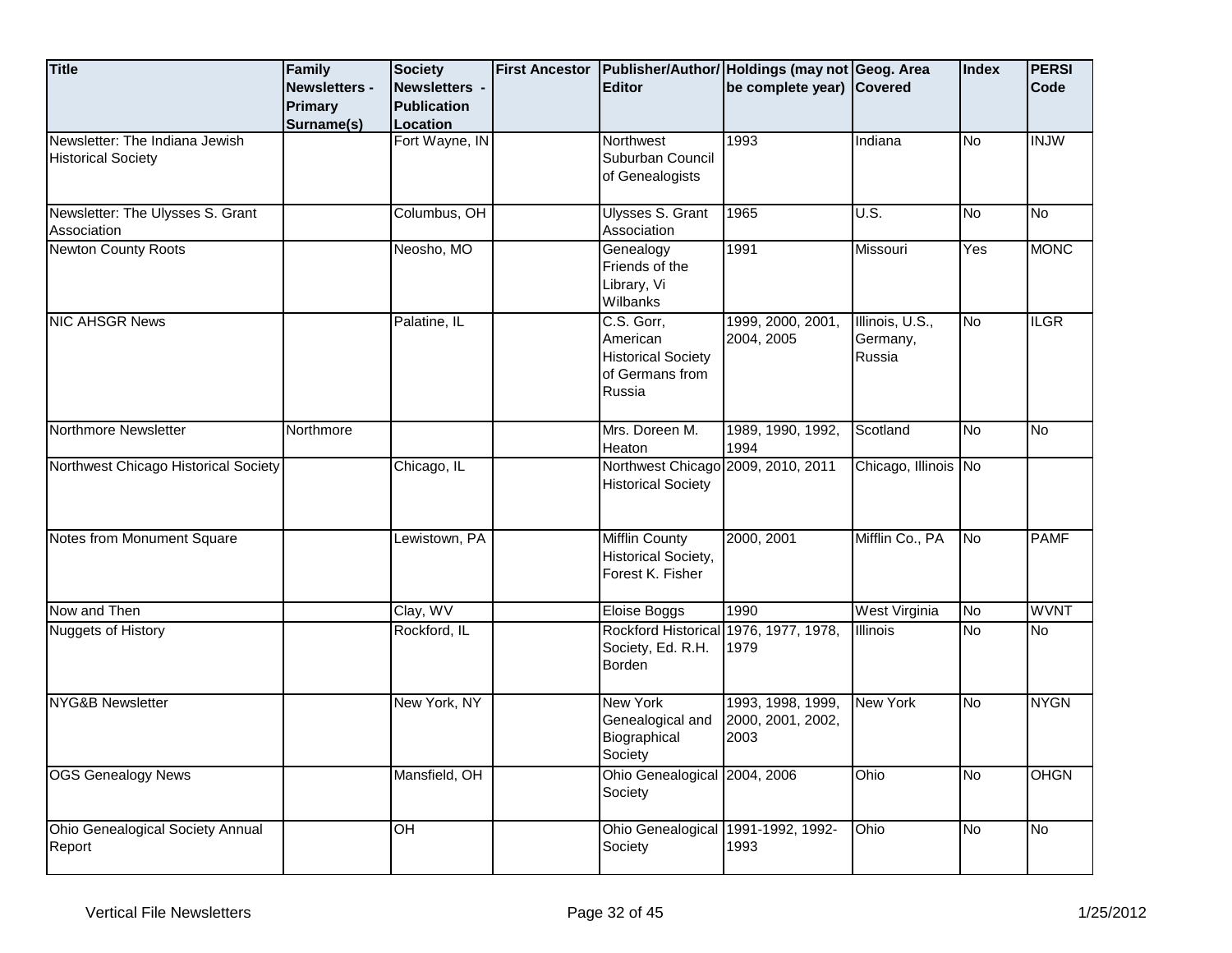| Title | Family Newsletters - Primary Surname(s) | Society Newsletters - Publication Location | First Ancestor | Publisher/Author/ Editor | Holdings (may not be complete year) | Geog. Area Covered | Index | PERSI Code |
|---|---|---|---|---|---|---|---|---|
| Newsletter: The Indiana Jewish Historical Society | | Fort Wayne, IN | | Northwest Suburban Council of Genealogists | 1993 | Indiana | No | INJW |
| Newsletter: The Ulysses S. Grant Association | | Columbus, OH | | Ulysses S. Grant Association | 1965 | U.S. | No | No |
| Newton County Roots | | Neosho, MO | | Genealogy Friends of the Library, Vi Wilbanks | 1991 | Missouri | Yes | MONC |
| NIC AHSGR News | | Palatine, IL | | C.S. Gorr, American Historical Society of Germans from Russia | 1999, 2000, 2001, 2004, 2005 | Illinois, U.S., Germany, Russia | No | ILGR |
| Northmore Newsletter | Northmore | | | Mrs. Doreen M. Heaton | 1989, 1990, 1992, 1994 | Scotland | No | No |
| Northwest Chicago Historical Society | | Chicago, IL | | Northwest Chicago Historical Society | 2009, 2010, 2011 | Chicago, Illinois | No | |
| Notes from Monument Square | | Lewistown, PA | | Mifflin County Historical Society, Forest K. Fisher | 2000, 2001 | Mifflin Co., PA | No | PAMF |
| Now and Then | | Clay, WV | | Eloise Boggs | 1990 | West Virginia | No | WVNT |
| Nuggets of History | | Rockford, IL | | Rockford Historical Society, Ed. R.H. Borden | 1976, 1977, 1978, 1979 | Illinois | No | No |
| NYG&B Newsletter | | New York, NY | | New York Genealogical and Biographical Society | 1993, 1998, 1999, 2000, 2001, 2002, 2003 | New York | No | NYGN |
| OGS Genealogy News | | Mansfield, OH | | Ohio Genealogical Society | 2004, 2006 | Ohio | No | OHGN |
| Ohio Genealogical Society Annual Report | | OH | | Ohio Genealogical Society | 1991-1992, 1992-1993 | Ohio | No | No |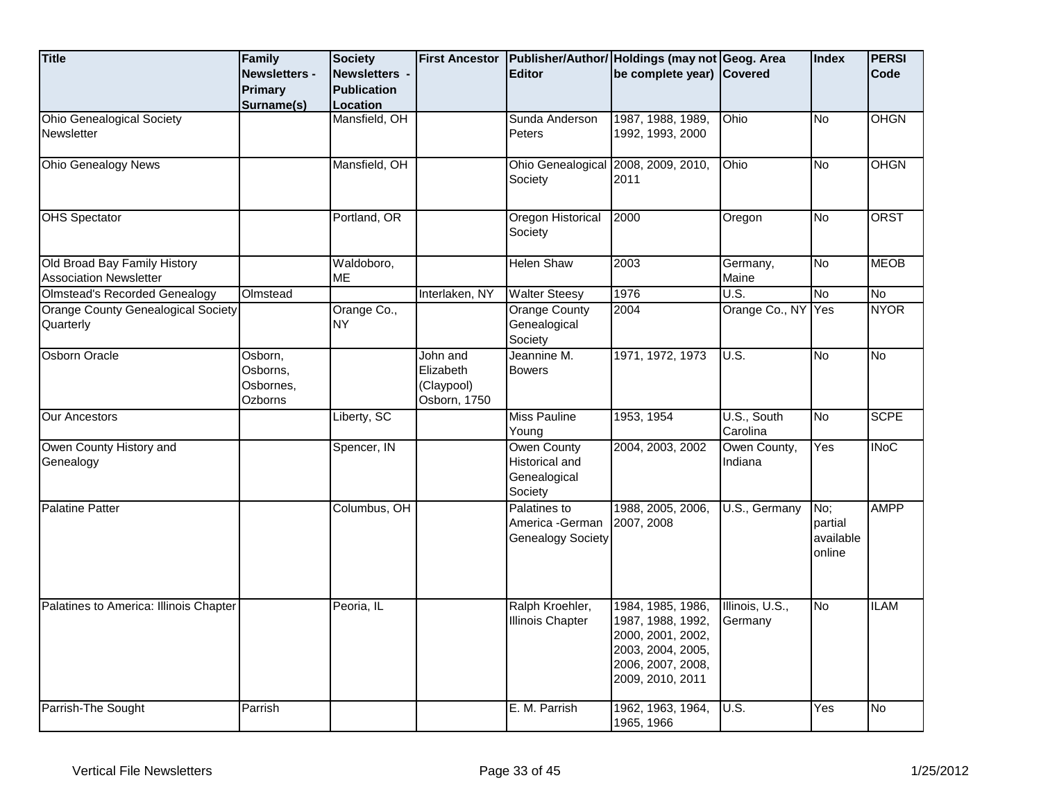| Title | Family Newsletters - Primary Surname(s) | Society Newsletters - Publication Location | First Ancestor | Publisher/Author/ Editor | Holdings (may not be complete year) | Geog. Area Covered | Index | PERSI Code |
|---|---|---|---|---|---|---|---|---|
| Ohio Genealogical Society Newsletter | | Mansfield, OH | | Sunda Anderson Peters | 1987, 1988, 1989, 1992, 1993, 2000 | Ohio | No | OHGN |
| Ohio Genealogy News | | Mansfield, OH | | Ohio Genealogical Society | 2008, 2009, 2010, 2011 | Ohio | No | OHGN |
| OHS Spectator | | Portland, OR | | Oregon Historical Society | 2000 | Oregon | No | ORST |
| Old Broad Bay Family History Association Newsletter | | Waldoboro, ME | | Helen Shaw | 2003 | Germany, Maine | No | MEOB |
| Olmstead's Recorded Genealogy | Olmstead | | Interlaken, NY | Walter Steesy | 1976 | U.S. | No | No |
| Orange County Genealogical Society Quarterly | | Orange Co., NY | | Orange County Genealogical Society | 2004 | Orange Co., NY | Yes | NYOR |
| Osborn Oracle | Osborn, Osborns, Osbornes, Ozborns | | John and Elizabeth (Claypool) Osborn, 1750 | Jeannine M. Bowers | 1971, 1972, 1973 | U.S. | No | No |
| Our Ancestors | | Liberty, SC | | Miss Pauline Young | 1953, 1954 | U.S., South Carolina | No | SCPE |
| Owen County History and Genealogy | | Spencer, IN | | Owen County Historical and Genealogical Society | 2004, 2003, 2002 | Owen County, Indiana | Yes | INoC |
| Palatine Patter | | Columbus, OH | | Palatines to America -German Genealogy Society | 1988, 2005, 2006, 2007, 2008 | U.S., Germany | No; partial available online | AMPP |
| Palatines to America: Illinois Chapter | | Peoria, IL | | Ralph Kroehler, Illinois Chapter | 1984, 1985, 1986, 1987, 1988, 1992, 2000, 2001, 2002, 2003, 2004, 2005, 2006, 2007, 2008, 2009, 2010, 2011 | Illinois, U.S., Germany | No | ILAM |
| Parrish-The Sought | Parrish | | | E. M. Parrish | 1962, 1963, 1964, 1965, 1966 | U.S. | Yes | No |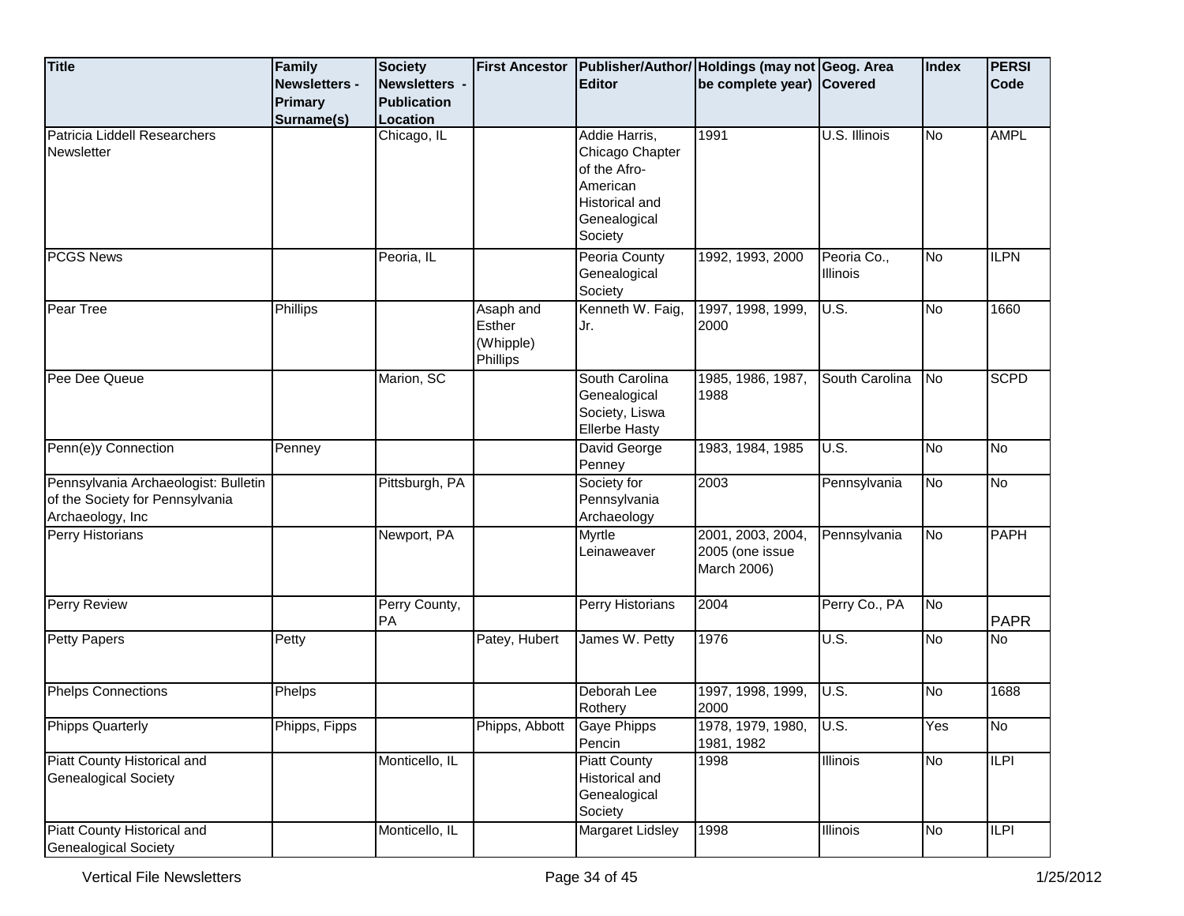| Title | Family Newsletters - Primary Surname(s) | Society Newsletters - Publication Location | First Ancestor | Publisher/Author/ Editor | Holdings (may not be complete year) | Geog. Area Covered | Index | PERSI Code |
|---|---|---|---|---|---|---|---|---|
| Patricia Liddell Researchers Newsletter | | Chicago, IL | | Addie Harris, Chicago Chapter of the Afro-American Historical and Genealogical Society | 1991 | U.S. Illinois | No | AMPL |
| PCGS News | | Peoria, IL | | Peoria County Genealogical Society | 1992, 1993, 2000 | Peoria Co., Illinois | No | ILPN |
| Pear Tree | Phillips | | Asaph and Esther (Whipple) Phillips | Kenneth W. Faig, Jr. | 1997, 1998, 1999, 2000 | U.S. | No | 1660 |
| Pee Dee Queue | | Marion, SC | | South Carolina Genealogical Society, Liswa Ellerbe Hasty | 1985, 1986, 1987, 1988 | South Carolina | No | SCPD |
| Penn(e)y Connection | Penney | | | David George Penney | 1983, 1984, 1985 | U.S. | No | No |
| Pennsylvania Archaeologist: Bulletin of the Society for Pennsylvania Archaeology, Inc | | Pittsburgh, PA | | Society for Pennsylvania Archaeology | 2003 | Pennsylvania | No | No |
| Perry Historians | | Newport, PA | | Myrtle Leinaweaver | 2001, 2003, 2004, 2005 (one issue March 2006) | Pennsylvania | No | PAPH |
| Perry Review | | Perry County, PA | | Perry Historians | 2004 | Perry Co., PA | No | PAPR |
| Petty Papers | Petty | | Patey, Hubert | James W. Petty | 1976 | U.S. | No | No |
| Phelps Connections | Phelps | | | Deborah Lee Rothery | 1997, 1998, 1999, 2000 | U.S. | No | 1688 |
| Phipps Quarterly | Phipps, Fipps | | Phipps, Abbott | Gaye Phipps Pencin | 1978, 1979, 1980, 1981, 1982 | U.S. | Yes | No |
| Piatt County Historical and Genealogical Society | | Monticello, IL | | Piatt County Historical and Genealogical Society | 1998 | Illinois | No | ILPI |
| Piatt County Historical and Genealogical Society | | Monticello, IL | | Margaret Lidsley | 1998 | Illinois | No | ILPI |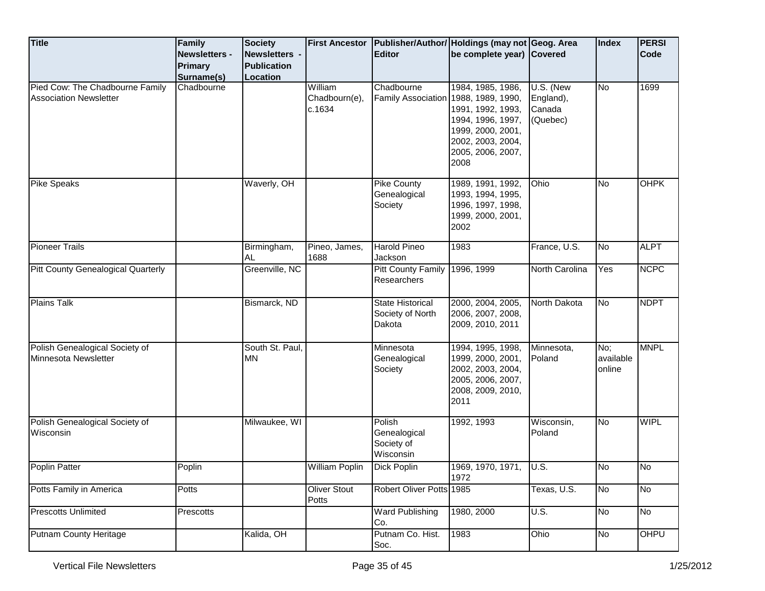| Title | Family Newsletters - Primary Surname(s) | Society Newsletters - Publication Location | First Ancestor | Publisher/Author/ Editor | Holdings (may not be complete year) | Geog. Area Covered | Index | PERSI Code |
|---|---|---|---|---|---|---|---|---|
| Pied Cow: The Chadbourne Family Association Newsletter | Chadbourne | | William Chadbourn(e), c.1634 | Chadbourne Family Association | 1984, 1985, 1986, 1988, 1989, 1990, 1991, 1992, 1993, 1994, 1996, 1997, 1999, 2000, 2001, 2002, 2003, 2004, 2005, 2006, 2007, 2008 | U.S. (New England), Canada (Quebec) | No | 1699 |
| Pike Speaks | | Waverly, OH | | Pike County Genealogical Society | 1989, 1991, 1992, 1993, 1994, 1995, 1996, 1997, 1998, 1999, 2000, 2001, 2002 | Ohio | No | OHPK |
| Pioneer Trails | | Birmingham, AL | Pineo, James, 1688 | Harold Pineo Jackson | 1983 | France, U.S. | No | ALPT |
| Pitt County Genealogical Quarterly | | Greenville, NC | | Pitt County Family Researchers | 1996, 1999 | North Carolina | Yes | NCPC |
| Plains Talk | | Bismarck, ND | | State Historical Society of North Dakota | 2000, 2004, 2005, 2006, 2007, 2008, 2009, 2010, 2011 | North Dakota | No | NDPT |
| Polish Genealogical Society of Minnesota Newsletter | | South St. Paul, MN | | Minnesota Genealogical Society | 1994, 1995, 1998, 1999, 2000, 2001, 2002, 2003, 2004, 2005, 2006, 2007, 2008, 2009, 2010, 2011 | Minnesota, Poland | No; available online | MNPL |
| Polish Genealogical Society of Wisconsin | | Milwaukee, WI | | Polish Genealogical Society of Wisconsin | 1992, 1993 | Wisconsin, Poland | No | WIPL |
| Poplin Patter | Poplin | | William Poplin | Dick Poplin | 1969, 1970, 1971, 1972 | U.S. | No | No |
| Potts Family in America | Potts | | Oliver Stout Potts | Robert Oliver Potts | 1985 | Texas, U.S. | No | No |
| Prescotts Unlimited | Prescotts | | | Ward Publishing Co. | 1980, 2000 | U.S. | No | No |
| Putnam County Heritage | | Kalida, OH | | Putnam Co. Hist. Soc. | 1983 | Ohio | No | OHPU |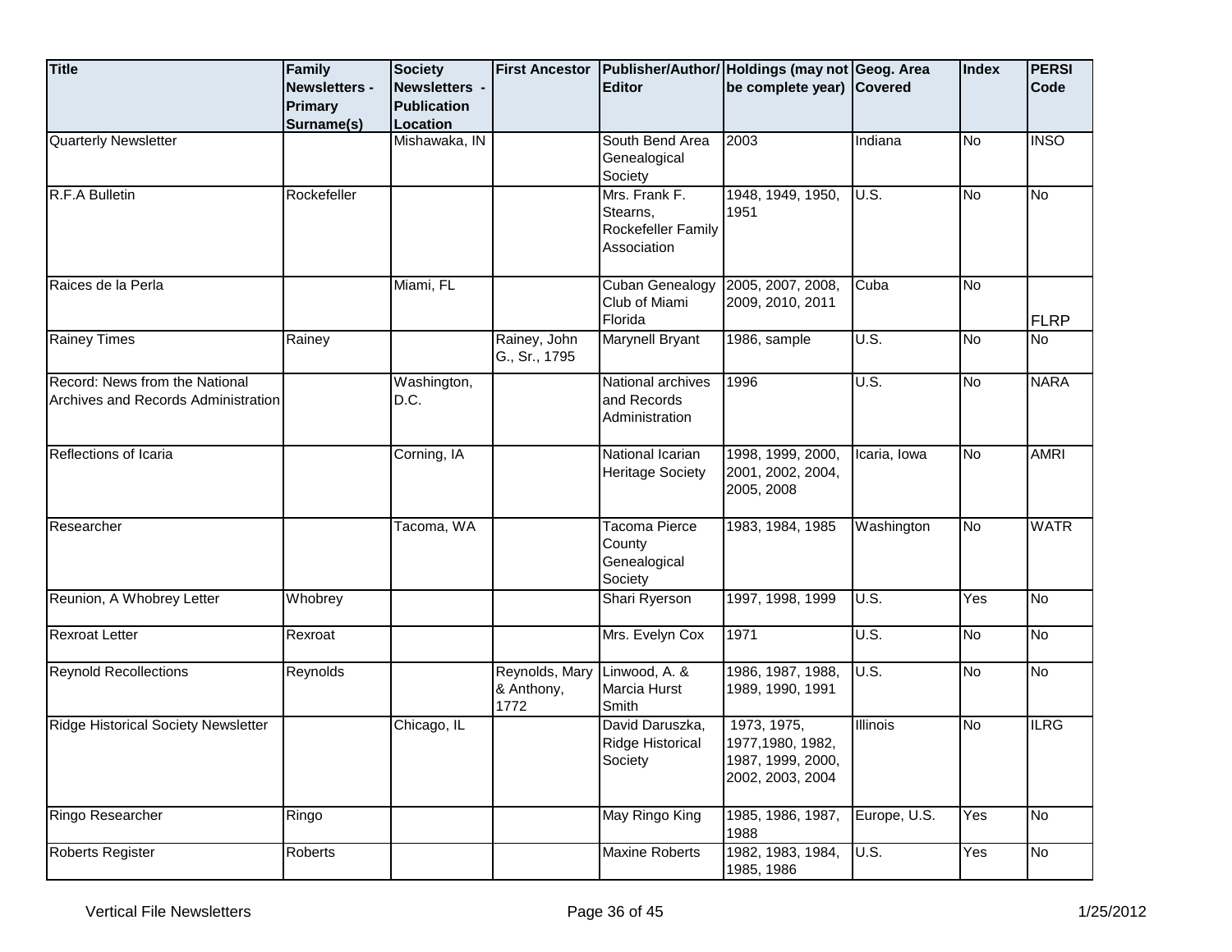| Title | Family Newsletters - Primary Surname(s) | Society Newsletters - Publication Location | First Ancestor | Publisher/Author/ Editor | Holdings (may not be complete year) | Geog. Area Covered | Index | PERSI Code |
|---|---|---|---|---|---|---|---|---|
| Quarterly Newsletter | | Mishawaka, IN | | South Bend Area Genealogical Society | 2003 | Indiana | No | INSO |
| R.F.A Bulletin | Rockefeller | | | Mrs. Frank F. Stearns, Rockefeller Family Association | 1948, 1949, 1950, 1951 | U.S. | No | No |
| Raices de la Perla | | Miami, FL | | Cuban Genealogy Club of Miami Florida | 2005, 2007, 2008, 2009, 2010, 2011 | Cuba | No | FLRP |
| Rainey Times | Rainey | | Rainey, John G., Sr., 1795 | Marynell Bryant | 1986, sample | U.S. | No | No |
| Record: News from the National Archives and Records Administration | | Washington, D.C. | | National archives and Records Administration | 1996 | U.S. | No | NARA |
| Reflections of Icaria | | Corning, IA | | National Icarian Heritage Society | 1998, 1999, 2000, 2001, 2002, 2004, 2005, 2008 | Icaria, Iowa | No | AMRI |
| Researcher | | Tacoma, WA | | Tacoma Pierce County Genealogical Society | 1983, 1984, 1985 | Washington | No | WATR |
| Reunion, A Whobrey Letter | Whobrey | | | Shari Ryerson | 1997, 1998, 1999 | U.S. | Yes | No |
| Rexroat Letter | Rexroat | | | Mrs. Evelyn Cox | 1971 | U.S. | No | No |
| Reynold Recollections | Reynolds | | Reynolds, Mary & Anthony, 1772 | Linwood, A. & Marcia Hurst Smith | 1986, 1987, 1988, 1989, 1990, 1991 | U.S. | No | No |
| Ridge Historical Society Newsletter | | Chicago, IL | | David Daruszka, Ridge Historical Society | 1973, 1975, 1977,1980, 1982, 1987, 1999, 2000, 2002, 2003, 2004 | Illinois | No | ILRG |
| Ringo Researcher | Ringo | | | May Ringo King | 1985, 1986, 1987, 1988 | Europe, U.S. | Yes | No |
| Roberts Register | Roberts | | | Maxine Roberts | 1982, 1983, 1984, 1985, 1986 | U.S. | Yes | No |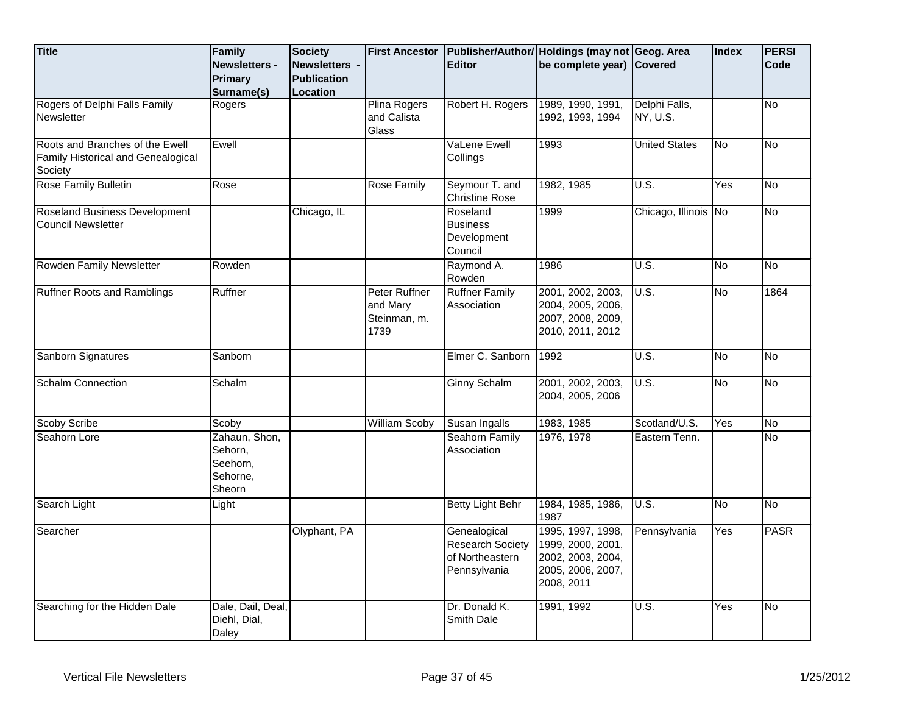| Title | Family Newsletters - Primary Surname(s) | Society Newsletters - Publication Location | First Ancestor | Publisher/Author/ Editor | Holdings (may not be complete year) | Geog. Area Covered | Index | PERSI Code |
|---|---|---|---|---|---|---|---|---|
| Rogers of Delphi Falls Family Newsletter | Rogers | | Plina Rogers and Calista Glass | Robert H. Rogers | 1989, 1990, 1991, 1992, 1993, 1994 | Delphi Falls, NY, U.S. | | No |
| Roots and Branches of the Ewell Family Historical and Genealogical Society | Ewell | | | VaLene Ewell Collings | 1993 | United States | No | No |
| Rose Family Bulletin | Rose | | Rose Family | Seymour T. and Christine Rose | 1982, 1985 | U.S. | Yes | No |
| Roseland Business Development Council Newsletter | | Chicago, IL | | Roseland Business Development Council | 1999 | Chicago, Illinois | No | No |
| Rowden Family Newsletter | Rowden | | | Raymond A. Rowden | 1986 | U.S. | No | No |
| Ruffner Roots and Ramblings | Ruffner | | Peter Ruffner and Mary Steinman, m. 1739 | Ruffner Family Association | 2001, 2002, 2003, 2004, 2005, 2006, 2007, 2008, 2009, 2010, 2011, 2012 | U.S. | No | 1864 |
| Sanborn Signatures | Sanborn | | | Elmer C. Sanborn | 1992 | U.S. | No | No |
| Schalm Connection | Schalm | | | Ginny Schalm | 2001, 2002, 2003, 2004, 2005, 2006 | U.S. | No | No |
| Scoby Scribe | Scoby | | William Scoby | Susan Ingalls | 1983, 1985 | Scotland/U.S. | Yes | No |
| Seahorn Lore | Zahaun, Shon, Sehorn, Seehorn, Sehorne, Sheorn | | | Seahorn Family Association | 1976, 1978 | Eastern Tenn. | | No |
| Search Light | Light | | | Betty Light Behr | 1984, 1985, 1986, 1987 | U.S. | No | No |
| Searcher | | Olyphant, PA | | Genealogical Research Society of Northeastern Pennsylvania | 1995, 1997, 1998, 1999, 2000, 2001, 2002, 2003, 2004, 2005, 2006, 2007, 2008, 2011 | Pennsylvania | Yes | PASR |
| Searching for the Hidden Dale | Dale, Dail, Deal, Diehl, Dial, Daley | | | Dr. Donald K. Smith Dale | 1991, 1992 | U.S. | Yes | No |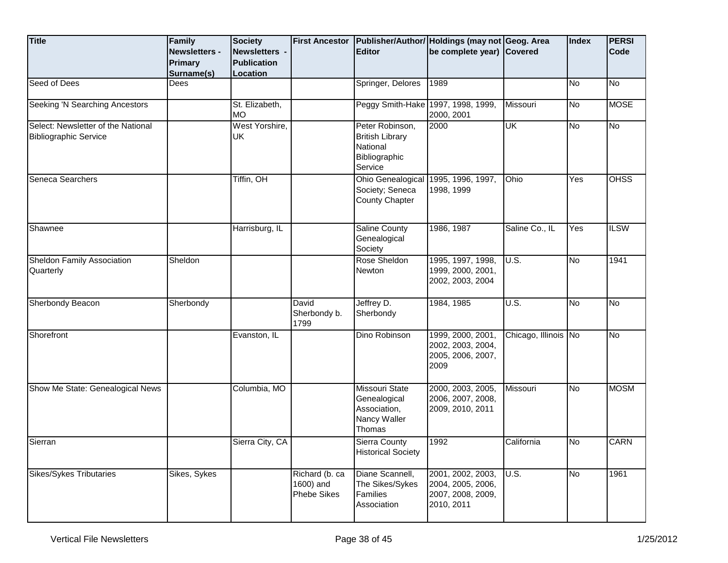| Title | Family Newsletters - Primary Surname(s) | Society Newsletters - Publication Location | First Ancestor | Publisher/Author/ Editor | Holdings (may not be complete year) | Geog. Area Covered | Index | PERSI Code |
|---|---|---|---|---|---|---|---|---|
| Seed of Dees | Dees | | | Springer, Delores | 1989 | | No | No |
| Seeking 'N Searching Ancestors | | St. Elizabeth, MO | | Peggy Smith-Hake | 1997, 1998, 1999, 2000, 2001 | Missouri | No | MOSE |
| Select: Newsletter of the National Bibliographic Service | | West Yorshire, UK | | Peter Robinson, British Library National Bibliographic Service | 2000 | UK | No | No |
| Seneca Searchers | | Tiffin, OH | | Ohio Genealogical Society; Seneca County Chapter | 1995, 1996, 1997, 1998, 1999 | Ohio | Yes | OHSS |
| Shawnee | | Harrisburg, IL | | Saline County Genealogical Society | 1986, 1987 | Saline Co., IL | Yes | ILSW |
| Sheldon Family Association Quarterly | Sheldon | | | Rose Sheldon Newton | 1995, 1997, 1998, 1999, 2000, 2001, 2002, 2003, 2004 | U.S. | No | 1941 |
| Sherbondy Beacon | Sherbondy | | David Sherbondy b. 1799 | Jeffrey D. Sherbondy | 1984, 1985 | U.S. | No | No |
| Shorefront | | Evanston, IL | | Dino Robinson | 1999, 2000, 2001, 2002, 2003, 2004, 2005, 2006, 2007, 2009 | Chicago, Illinois | No | No |
| Show Me State: Genealogical News | | Columbia, MO | | Missouri State Genealogical Association, Nancy Waller Thomas | 2000, 2003, 2005, 2006, 2007, 2008, 2009, 2010, 2011 | Missouri | No | MOSM |
| Sierran | | Sierra City, CA | | Sierra County Historical Society | 1992 | California | No | CARN |
| Sikes/Sykes Tributaries | Sikes, Sykes | | Richard (b. ca 1600) and Phebe Sikes | Diane Scannell, The Sikes/Sykes Families Association | 2001, 2002, 2003, 2004, 2005, 2006, 2007, 2008, 2009, 2010, 2011 | U.S. | No | 1961 |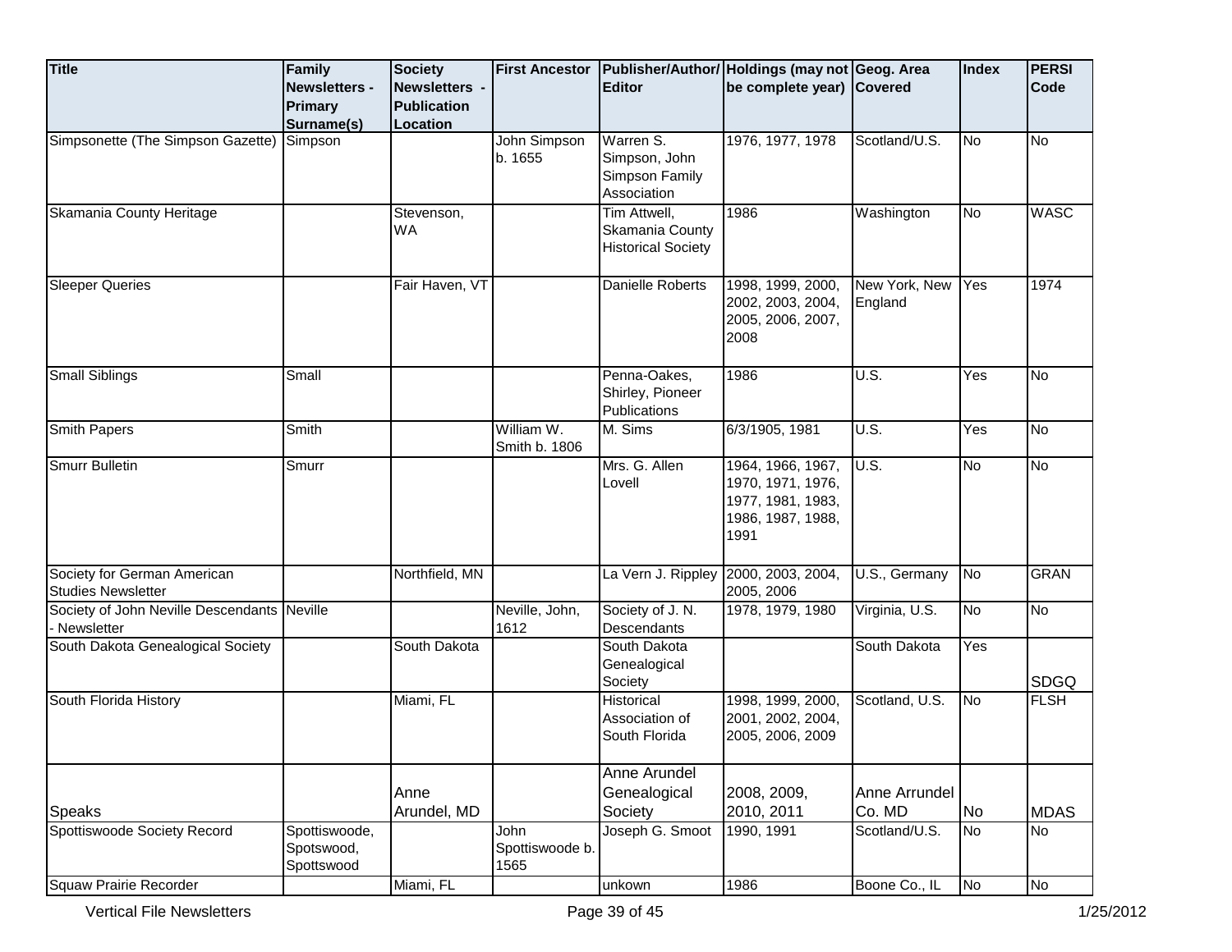| Title | Family Newsletters - Primary Surname(s) | Society Newsletters - Publication Location | First Ancestor | Publisher/Author/ Editor | Holdings (may not be complete year) | Geog. Area Covered | Index | PERSI Code |
|---|---|---|---|---|---|---|---|---|
| Simpsonette (The Simpson Gazette) | Simpson | | John Simpson b. 1655 | Warren S. Simpson, John Simpson Family Association | 1976, 1977, 1978 | Scotland/U.S. | No | No |
| Skamania County Heritage | | Stevenson, WA | | Tim Attwell, Skamania County Historical Society | 1986 | Washington | No | WASC |
| Sleeper Queries | | Fair Haven, VT | | Danielle Roberts | 1998, 1999, 2000, 2002, 2003, 2004, 2005, 2006, 2007, 2008 | New York, New England | Yes | 1974 |
| Small Siblings | Small | | | Penna-Oakes, Shirley, Pioneer Publications | 1986 | U.S. | Yes | No |
| Smith Papers | Smith | | William W. Smith b. 1806 | M. Sims | 6/3/1905, 1981 | U.S. | Yes | No |
| Smurr Bulletin | Smurr | | | Mrs. G. Allen Lovell | 1964, 1966, 1967, 1970, 1971, 1976, 1977, 1981, 1983, 1986, 1987, 1988, 1991 | U.S. | No | No |
| Society for German American Studies Newsletter | | Northfield, MN | | La Vern J. Rippley | 2000, 2003, 2004, 2005, 2006 | U.S., Germany | No | GRAN |
| Society of John Neville Descendants - Newsletter | Neville | | Neville, John, 1612 | Society of J. N. Descendants | 1978, 1979, 1980 | Virginia, U.S. | No | No |
| South Dakota Genealogical Society | | South Dakota | | South Dakota Genealogical Society | | South Dakota | Yes | SDGQ |
| South Florida History | | Miami, FL | | Historical Association of South Florida | 1998, 1999, 2000, 2001, 2002, 2004, 2005, 2006, 2009 | Scotland, U.S. | No | FLSH |
| Speaks | | Anne Arundel, MD | | Anne Arundel Genealogical Society | 2008, 2009, 2010, 2011 | Anne Arrundel Co. MD | No | MDAS |
| Spottiswoode Society Record | Spottiswoode, Spotswood, Spottswood | | John Spottiswoode b. 1565 | Joseph G. Smoot | 1990, 1991 | Scotland/U.S. | No | No |
| Squaw Prairie Recorder | | Miami, FL | | unkown | 1986 | Boone Co., IL | No | No |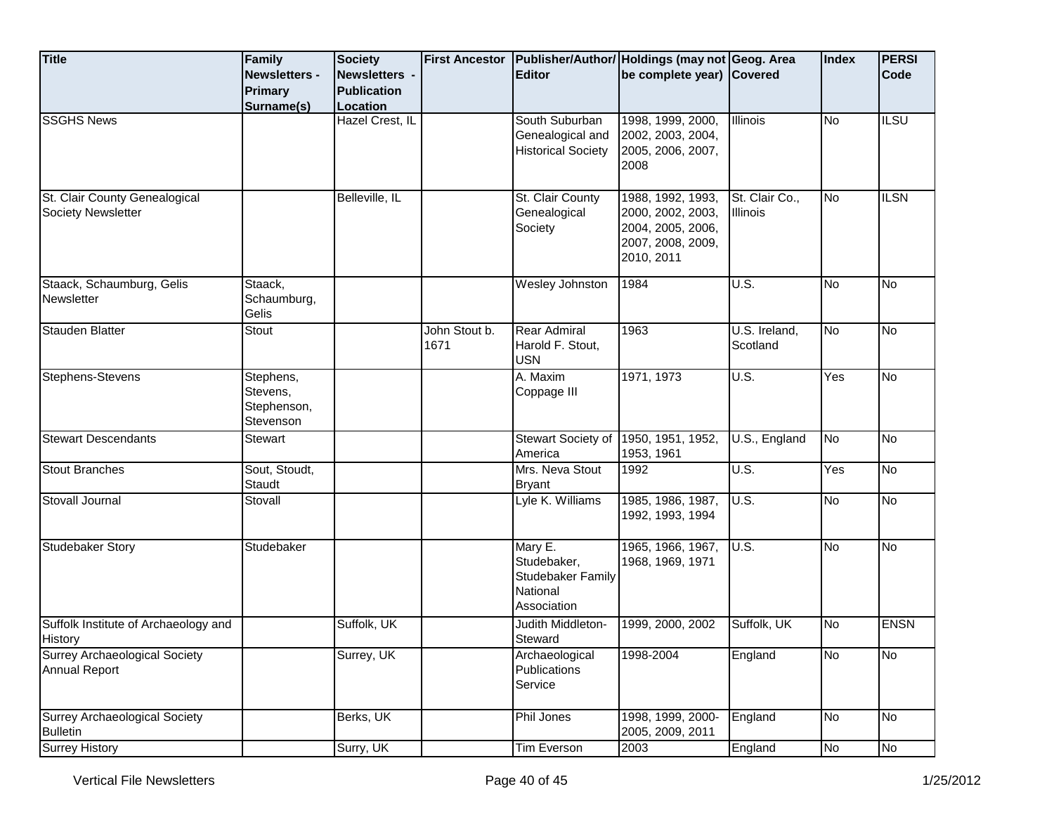| Title | Family Newsletters - Primary Surname(s) | Society Newsletters - Publication Location | First Ancestor | Publisher/Author/ Editor | Holdings (may not be complete year) | Geog. Area Covered | Index | PERSI Code |
|---|---|---|---|---|---|---|---|---|
| SSGHS News | | Hazel Crest, IL | | South Suburban Genealogical and Historical Society | 1998, 1999, 2000, 2002, 2003, 2004, 2005, 2006, 2007, 2008 | Illinois | No | ILSU |
| St. Clair County Genealogical Society Newsletter | | Belleville, IL | | St. Clair County Genealogical Society | 1988, 1992, 1993, 2000, 2002, 2003, 2004, 2005, 2006, 2007, 2008, 2009, 2010, 2011 | St. Clair Co., Illinois | No | ILSN |
| Staack, Schaumburg, Gelis Newsletter | Staack, Schaumburg, Gelis | | | Wesley Johnston | 1984 | U.S. | No | No |
| Stauden Blatter | Stout | | John Stout b. 1671 | Rear Admiral Harold F. Stout, USN | 1963 | U.S. Ireland, Scotland | No | No |
| Stephens-Stevens | Stephens, Stevens, Stephenson, Stevenson | | | A. Maxim Coppage III | 1971, 1973 | U.S. | Yes | No |
| Stewart Descendants | Stewart | | | Stewart Society of America | 1950, 1951, 1952, 1953, 1961 | U.S., England | No | No |
| Stout Branches | Sout, Stoudt, Staudt | | | Mrs. Neva Stout Bryant | 1992 | U.S. | Yes | No |
| Stovall Journal | Stovall | | | Lyle K. Williams | 1985, 1986, 1987, 1992, 1993, 1994 | U.S. | No | No |
| Studebaker Story | Studebaker | | | Mary E. Studebaker, Studebaker Family National Association | 1965, 1966, 1967, 1968, 1969, 1971 | U.S. | No | No |
| Suffolk Institute of Archaeology and History | | Suffolk, UK | | Judith Middleton-Steward | 1999, 2000, 2002 | Suffolk, UK | No | ENSN |
| Surrey Archaeological Society Annual Report | | Surrey, UK | | Archaeological Publications Service | 1998-2004 | England | No | No |
| Surrey Archaeological Society Bulletin | | Berks, UK | | Phil Jones | 1998, 1999, 2000-2005, 2009, 2011 | England | No | No |
| Surrey History | | Surry, UK | | Tim Everson | 2003 | England | No | No |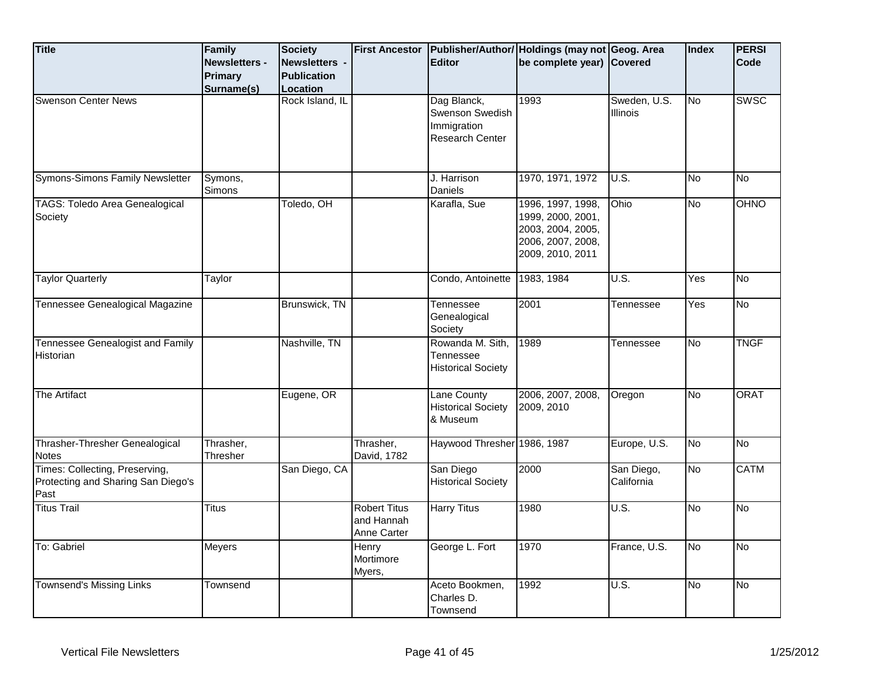| Title | Family Newsletters - Primary Surname(s) | Society Newsletters - Publication Location | First Ancestor | Publisher/Author/ Editor | Holdings (may not be complete year) | Geog. Area Covered | Index | PERSI Code |
|---|---|---|---|---|---|---|---|---|
| Swenson Center News | | Rock Island, IL | | Dag Blanck, Swenson Swedish Immigration Research Center | 1993 | Sweden, U.S. Illinois | No | SWSC |
| Symons-Simons Family Newsletter | Symons, Simons | | | J. Harrison Daniels | 1970, 1971, 1972 | U.S. | No | No |
| TAGS: Toledo Area Genealogical Society | | Toledo, OH | | Karafla, Sue | 1996, 1997, 1998, 1999, 2000, 2001, 2003, 2004, 2005, 2006, 2007, 2008, 2009, 2010, 2011 | Ohio | No | OHNO |
| Taylor Quarterly | Taylor | | | Condo, Antoinette | 1983, 1984 | U.S. | Yes | No |
| Tennessee Genealogical Magazine | | Brunswick, TN | | Tennessee Genealogical Society | 2001 | Tennessee | Yes | No |
| Tennessee Genealogist and Family Historian | | Nashville, TN | | Rowanda M. Sith, Tennessee Historical Society | 1989 | Tennessee | No | TNGF |
| The Artifact | | Eugene, OR | | Lane County Historical Society & Museum | 2006, 2007, 2008, 2009, 2010 | Oregon | No | ORAT |
| Thrasher-Thresher Genealogical Notes | Thrasher, Thresher | | Thrasher, David, 1782 | Haywood Thresher | 1986, 1987 | Europe, U.S. | No | No |
| Times: Collecting, Preserving, Protecting and Sharing San Diego's Past | | San Diego, CA | | San Diego Historical Society | 2000 | San Diego, California | No | CATM |
| Titus Trail | Titus | | Robert Titus and Hannah Anne Carter | Harry Titus | 1980 | U.S. | No | No |
| To: Gabriel | Meyers | | Henry Mortimore Myers, | George L. Fort | 1970 | France, U.S. | No | No |
| Townsend's Missing Links | Townsend | | | Aceto Bookmen, Charles D. Townsend | 1992 | U.S. | No | No |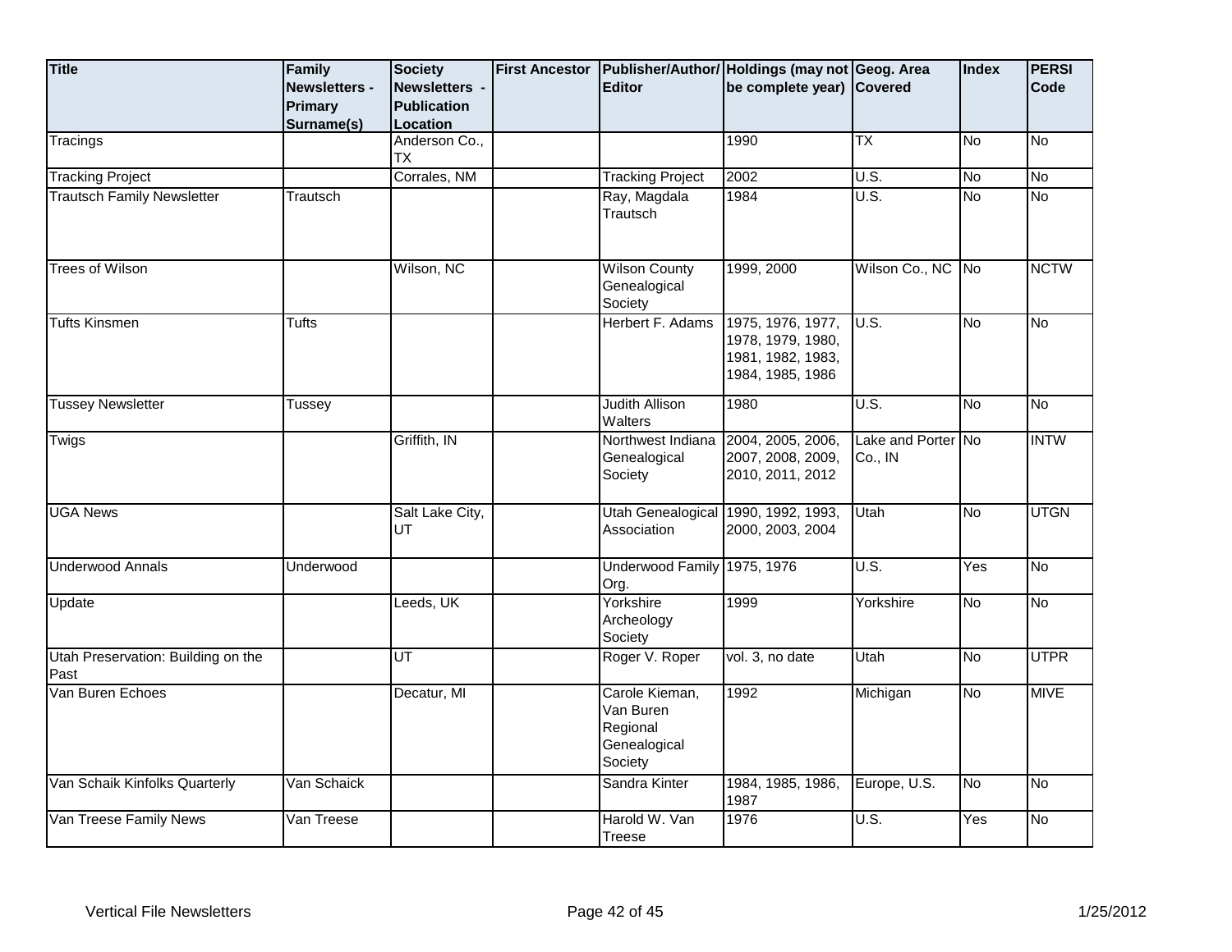| Title | Family Newsletters - Primary Surname(s) | Society Newsletters - Publication Location | First Ancestor | Publisher/Author/ Editor | Holdings (may not be complete year) | Geog. Area Covered | Index | PERSI Code |
|---|---|---|---|---|---|---|---|---|
| Tracings | | Anderson Co., TX | | | 1990 | TX | No | No |
| Tracking Project | | Corrales, NM | | Tracking Project | 2002 | U.S. | No | No |
| Trautsch Family Newsletter | Trautsch | | | Ray, Magdala Trautsch | 1984 | U.S. | No | No |
| Trees of Wilson | | Wilson, NC | | Wilson County Genealogical Society | 1999, 2000 | Wilson Co., NC | No | NCTW |
| Tufts Kinsmen | Tufts | | | Herbert F. Adams | 1975, 1976, 1977, 1978, 1979, 1980, 1981, 1982, 1983, 1984, 1985, 1986 | U.S. | No | No |
| Tussey Newsletter | Tussey | | | Judith Allison Walters | 1980 | U.S. | No | No |
| Twigs | | Griffith, IN | | Northwest Indiana Genealogical Society | 2004, 2005, 2006, 2007, 2008, 2009, 2010, 2011, 2012 | Lake and Porter Co., IN | No | INTW |
| UGA News | | Salt Lake City, UT | | Utah Genealogical Association | 1990, 1992, 1993, 2000, 2003, 2004 | Utah | No | UTGN |
| Underwood Annals | Underwood | | | Underwood Family Org. | 1975, 1976 | U.S. | Yes | No |
| Update | | Leeds, UK | | Yorkshire Archeology Society | 1999 | Yorkshire | No | No |
| Utah Preservation: Building on the Past | | UT | | Roger V. Roper | vol. 3, no date | Utah | No | UTPR |
| Van Buren Echoes | | Decatur, MI | | Carole Kieman, Van Buren Regional Genealogical Society | 1992 | Michigan | No | MIVE |
| Van Schaik Kinfolks Quarterly | Van Schaick | | | Sandra Kinter | 1984, 1985, 1986, 1987 | Europe, U.S. | No | No |
| Van Treese Family News | Van Treese | | | Harold W. Van Treese | 1976 | U.S. | Yes | No |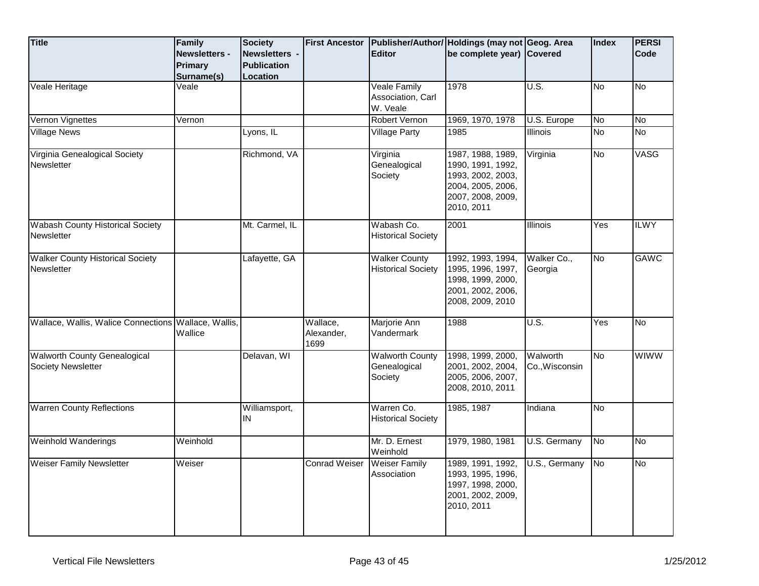| Title | Family Newsletters - Primary Surname(s) | Society Newsletters - Publication Location | First Ancestor | Publisher/Author/ Editor | Holdings (may not be complete year) | Geog. Area Covered | Index | PERSI Code |
|---|---|---|---|---|---|---|---|---|
| Veale Heritage | Veale | | | Veale Family Association, Carl W. Veale | 1978 | U.S. | No | No |
| Vernon Vignettes | Vernon | | | Robert Vernon | 1969, 1970, 1978 | U.S. Europe | No | No |
| Village News | | Lyons, IL | | Village Party | 1985 | Illinois | No | No |
| Virginia Genealogical Society Newsletter | | Richmond, VA | | Virginia Genealogical Society | 1987, 1988, 1989, 1990, 1991, 1992, 1993, 2002, 2003, 2004, 2005, 2006, 2007, 2008, 2009, 2010, 2011 | Virginia | No | VASG |
| Wabash County Historical Society Newsletter | | Mt. Carmel, IL | | Wabash Co. Historical Society | 2001 | Illinois | Yes | ILWY |
| Walker County Historical Society Newsletter | | Lafayette, GA | | Walker County Historical Society | 1992, 1993, 1994, 1995, 1996, 1997, 1998, 1999, 2000, 2001, 2002, 2006, 2008, 2009, 2010 | Walker Co., Georgia | No | GAWC |
| Wallace, Wallis, Walice Connections | Wallace, Wallis, Wallice | | Wallace, Alexander, 1699 | Marjorie Ann Vandermark | 1988 | U.S. | Yes | No |
| Walworth County Genealogical Society Newsletter | | Delavan, WI | | Walworth County Genealogical Society | 1998, 1999, 2000, 2001, 2002, 2004, 2005, 2006, 2007, 2008, 2010, 2011 | Walworth Co.,Wisconsin | No | WIWW |
| Warren County Reflections | | Williamsport, IN | | Warren Co. Historical Society | 1985, 1987 | Indiana | No | |
| Weinhold Wanderings | Weinhold | | | Mr. D. Ernest Weinhold | 1979, 1980, 1981 | U.S. Germany | No | No |
| Weiser Family Newsletter | Weiser | | Conrad Weiser | Weiser Family Association | 1989, 1991, 1992, 1993, 1995, 1996, 1997, 1998, 2000, 2001, 2002, 2009, 2010, 2011 | U.S., Germany | No | No |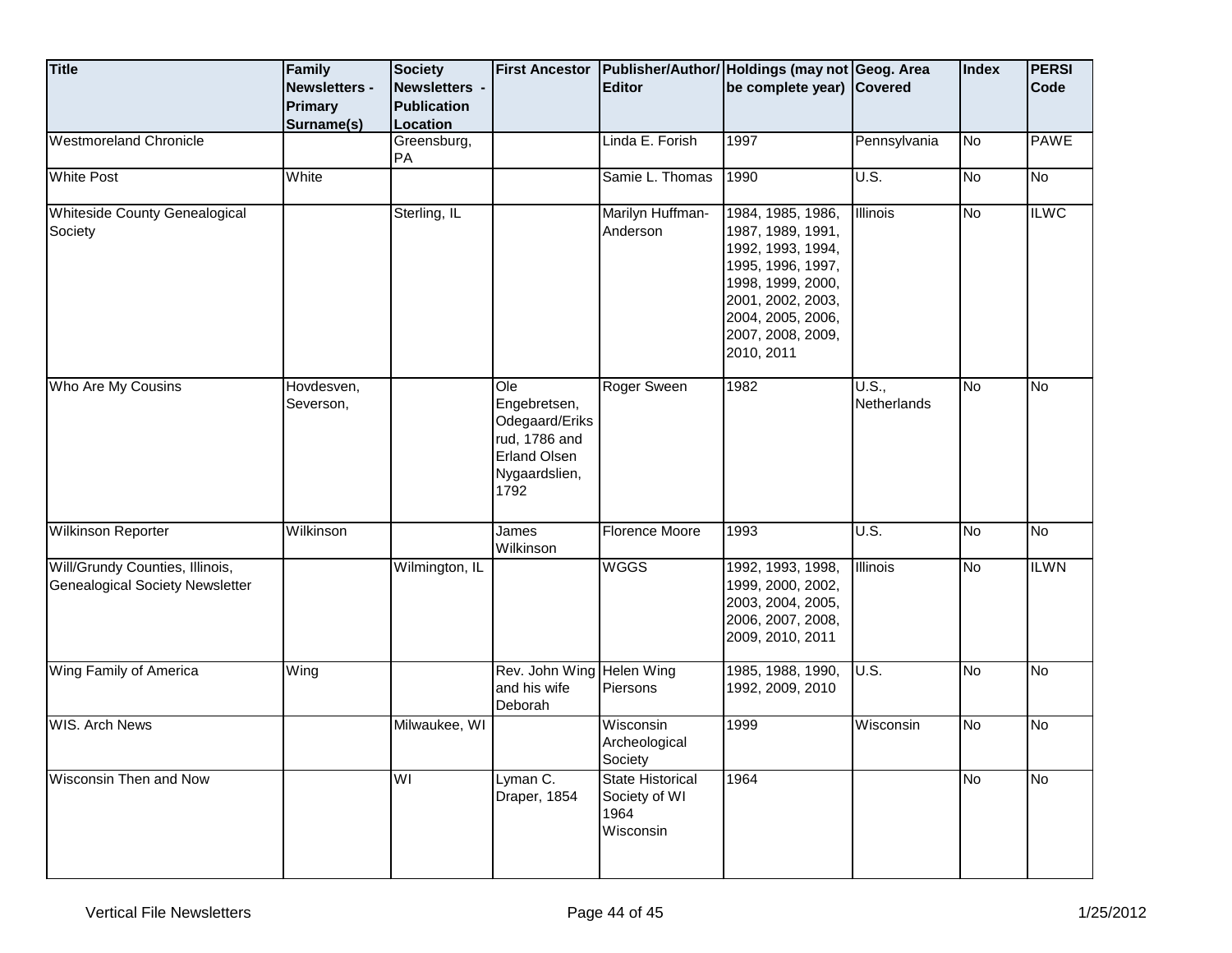| Title | Family Newsletters - Primary Surname(s) | Society Newsletters - Publication Location | First Ancestor | Publisher/Author/ Editor | Holdings (may not be complete year) | Geog. Area Covered | Index | PERSI Code |
|---|---|---|---|---|---|---|---|---|
| Westmoreland Chronicle | | Greensburg, PA | | Linda E. Forish | 1997 | Pennsylvania | No | PAWE |
| White Post | White | | | Samie L. Thomas | 1990 | U.S. | No | No |
| Whiteside County Genealogical Society | | Sterling, IL | | Marilyn Huffman-Anderson | 1984, 1985, 1986, 1987, 1989, 1991, 1992, 1993, 1994, 1995, 1996, 1997, 1998, 1999, 2000, 2001, 2002, 2003, 2004, 2005, 2006, 2007, 2008, 2009, 2010, 2011 | Illinois | No | ILWC |
| Who Are My Cousins | Hovdesven, Severson, | | Ole Engebretsen, Odegaard/Eriksrud, 1786 and Erland Olsen Nygaardslien, 1792 | Roger Sween | 1982 | U.S., Netherlands | No | No |
| Wilkinson Reporter | Wilkinson | | James Wilkinson | Florence Moore | 1993 | U.S. | No | No |
| Will/Grundy Counties, Illinois, Genealogical Society Newsletter | | Wilmington, IL | | WGGS | 1992, 1993, 1998, 1999, 2000, 2002, 2003, 2004, 2005, 2006, 2007, 2008, 2009, 2010, 2011 | Illinois | No | ILWN |
| Wing Family of America | Wing | | Rev. John Wing and his wife Deborah | Helen Wing Piersons | 1985, 1988, 1990, 1992, 2009, 2010 | U.S. | No | No |
| WIS. Arch News | | Milwaukee, WI | | Wisconsin Archeological Society | 1999 | Wisconsin | No | No |
| Wisconsin Then and Now | | WI | Lyman C. Draper, 1854 | State Historical Society of WI 1964 Wisconsin | 1964 | | No | No |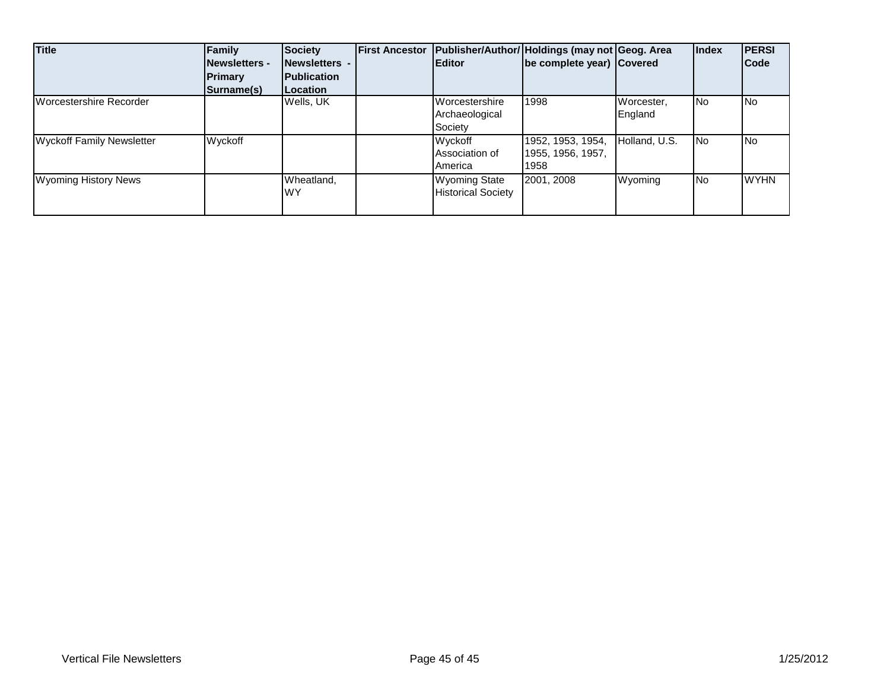| Title | Family Newsletters - Primary Surname(s) | Society Newsletters - Publication Location | First Ancestor | Publisher/Author/ Editor | Holdings (may not be complete year) | Geog. Area Covered | Index | PERSI Code |
|---|---|---|---|---|---|---|---|---|
| Worcestershire Recorder | | Wells, UK | | Worcestershire Archaeological Society | 1998 | Worcester, England | No | No |
| Wyckoff Family Newsletter | Wyckoff | | | Wyckoff Association of America | 1952, 1953, 1954, 1955, 1956, 1957, 1958 | Holland, U.S. | No | No |
| Wyoming History News | | Wheatland, WY | | Wyoming State Historical Society | 2001, 2008 | Wyoming | No | WYHN |